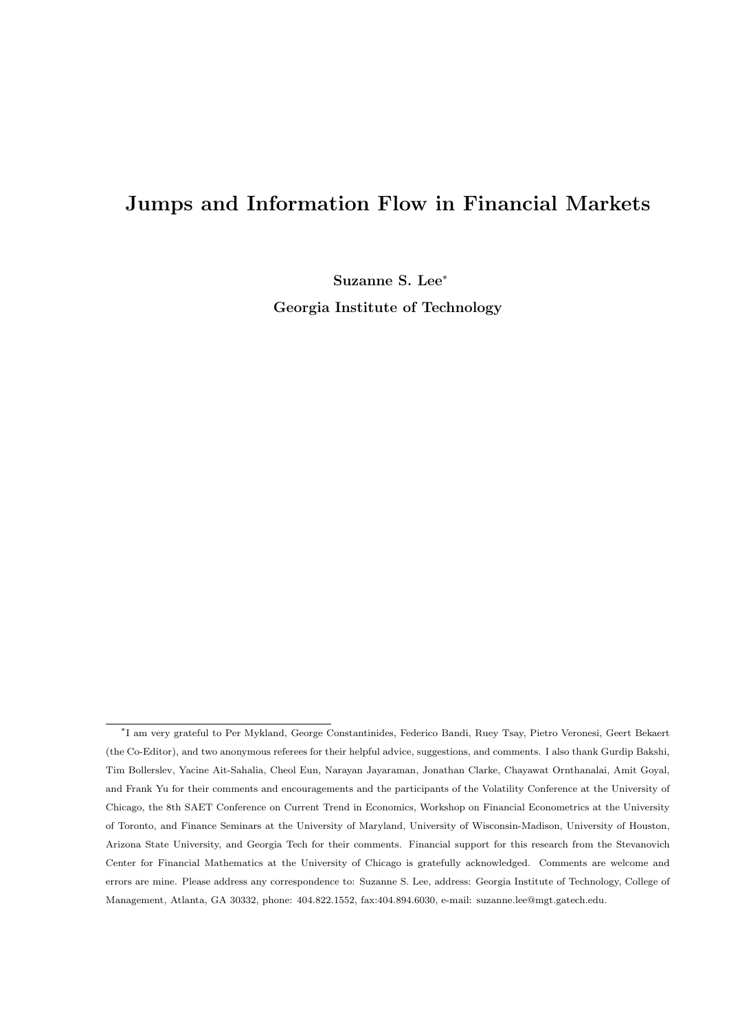# Jumps and Information Flow in Financial Markets

**Suzanne S. Lee***

**Georgia Institute of Technology**

---

*I am very grateful to Per Mykland, George Constantinides, Federico Bandi, Ruey Tsay, Pietro Veronesi, Geert Bekaert (the Co-Editor), and two anonymous referees for their helpful advice, suggestions, and comments. I also thank Gurdip Bakshi, Tim Bollerslev, Yacine Ait-Sahalia, Cheol Eun, Narayan Jayaraman, Jonathan Clarke, Chayawat Ornthanalai, Amit Goyal, and Frank Yu for their comments and encouragements and the participants of the Volatility Conference at the University of Chicago, the 8th SAET Conference on Current Trend in Economics, Workshop on Financial Econometrics at the University of Toronto, and Finance Seminars at the University of Maryland, University of Wisconsin-Madison, University of Houston, Arizona State University, and Georgia Tech for their comments. Financial support for this research from the Stevanovich Center for Financial Mathematics at the University of Chicago is gratefully acknowledged. Comments are welcome and errors are mine. Please address any correspondence to: Suzanne S. Lee, address: Georgia Institute of Technology, College of Management, Atlanta, GA 30332, phone: 404.822.1552, fax:404.894.6030, e-mail: suzanne.lee@mgt.gatech.edu.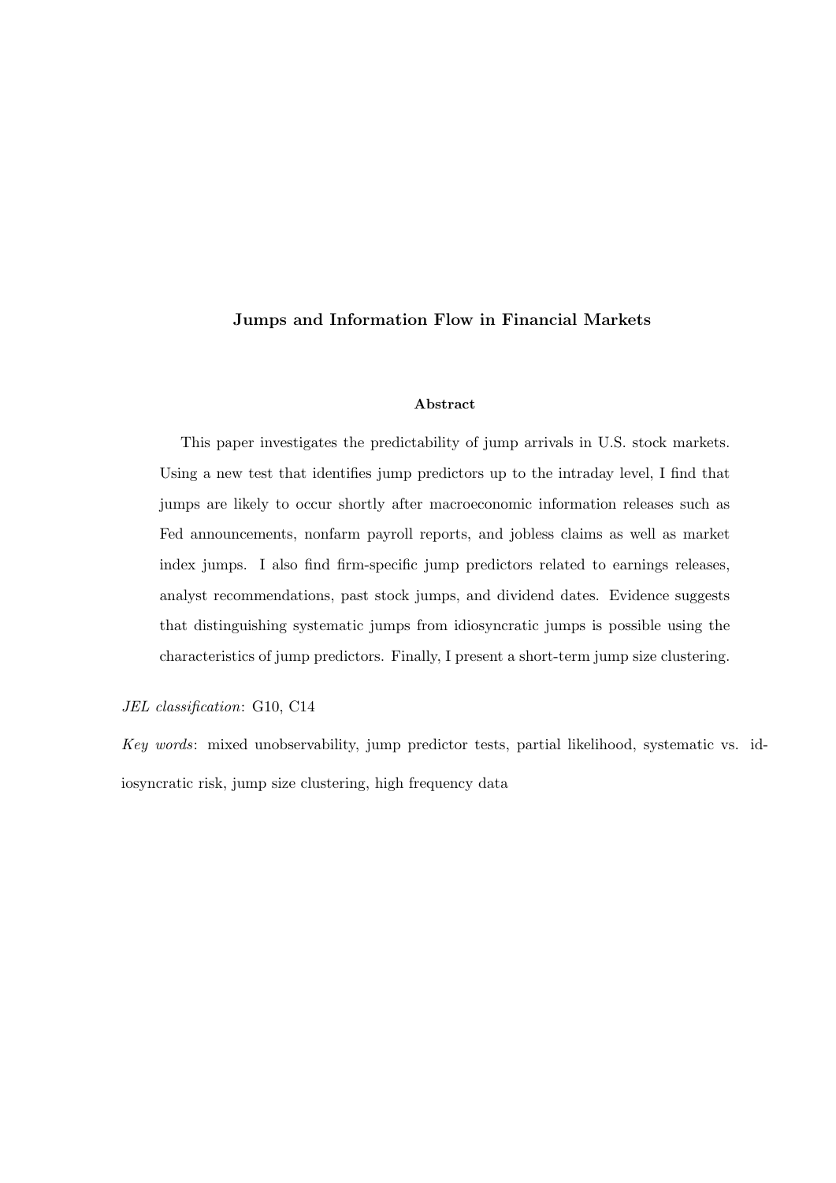# Jumps and Information Flow in Financial Markets

## Abstract

This paper investigates the predictability of jump arrivals in U.S. stock markets. Using a new test that identifies jump predictors up to the intraday level, I find that jumps are likely to occur shortly after macroeconomic information releases such as Fed announcements, nonfarm payroll reports, and jobless claims as well as market index jumps. I also find firm-specific jump predictors related to earnings releases, analyst recommendations, past stock jumps, and dividend dates. Evidence suggests that distinguishing systematic jumps from idiosyncratic jumps is possible using the characteristics of jump predictors. Finally, I present a short-term jump size clustering.

*JEL classification*: G10, C14

*Key words*: mixed unobservability, jump predictor tests, partial likelihood, systematic vs. idiosyncratic risk, jump size clustering, high frequency data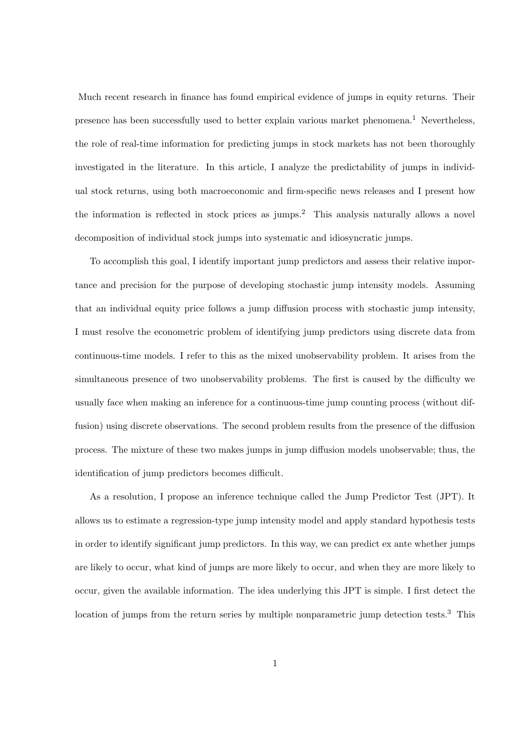Much recent research in finance has found empirical evidence of jumps in equity returns. Their presence has been successfully used to better explain various market phenomena.[1] Nevertheless, the role of real-time information for predicting jumps in stock markets has not been thoroughly investigated in the literature. In this article, I analyze the predictability of jumps in individual stock returns, using both macroeconomic and firm-specific news releases and I present how the information is reflected in stock prices as jumps.[2] This analysis naturally allows a novel decomposition of individual stock jumps into systematic and idiosyncratic jumps.

To accomplish this goal, I identify important jump predictors and assess their relative importance and precision for the purpose of developing stochastic jump intensity models. Assuming that an individual equity price follows a jump diffusion process with stochastic jump intensity, I must resolve the econometric problem of identifying jump predictors using discrete data from continuous-time models. I refer to this as the mixed unobservability problem. It arises from the simultaneous presence of two unobservability problems. The first is caused by the difficulty we usually face when making an inference for a continuous-time jump counting process (without diffusion) using discrete observations. The second problem results from the presence of the diffusion process. The mixture of these two makes jumps in jump diffusion models unobservable; thus, the identification of jump predictors becomes difficult.

As a resolution, I propose an inference technique called the Jump Predictor Test (JPT). It allows us to estimate a regression-type jump intensity model and apply standard hypothesis tests in order to identify significant jump predictors. In this way, we can predict ex ante whether jumps are likely to occur, what kind of jumps are more likely to occur, and when they are more likely to occur, given the available information. The idea underlying this JPT is simple. I first detect the location of jumps from the return series by multiple nonparametric jump detection tests.[3] This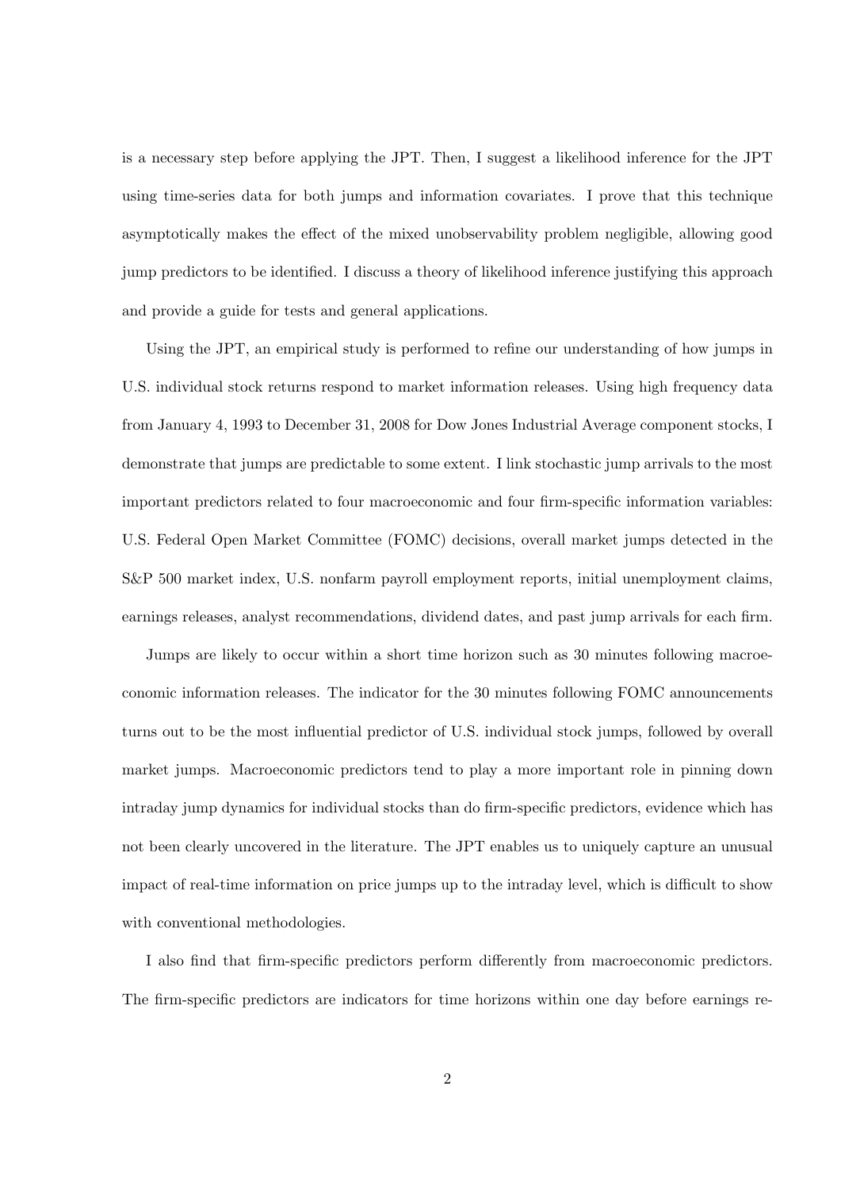is a necessary step before applying the JPT. Then, I suggest a likelihood inference for the JPT using time-series data for both jumps and information covariates. I prove that this technique asymptotically makes the effect of the mixed unobservability problem negligible, allowing good jump predictors to be identified. I discuss a theory of likelihood inference justifying this approach and provide a guide for tests and general applications.

Using the JPT, an empirical study is performed to refine our understanding of how jumps in U.S. individual stock returns respond to market information releases. Using high frequency data from January 4, 1993 to December 31, 2008 for Dow Jones Industrial Average component stocks, I demonstrate that jumps are predictable to some extent. I link stochastic jump arrivals to the most important predictors related to four macroeconomic and four firm-specific information variables: U.S. Federal Open Market Committee (FOMC) decisions, overall market jumps detected in the S&P 500 market index, U.S. nonfarm payroll employment reports, initial unemployment claims, earnings releases, analyst recommendations, dividend dates, and past jump arrivals for each firm.

Jumps are likely to occur within a short time horizon such as 30 minutes following macroeconomic information releases. The indicator for the 30 minutes following FOMC announcements turns out to be the most influential predictor of U.S. individual stock jumps, followed by overall market jumps. Macroeconomic predictors tend to play a more important role in pinning down intraday jump dynamics for individual stocks than do firm-specific predictors, evidence which has not been clearly uncovered in the literature. The JPT enables us to uniquely capture an unusual impact of real-time information on price jumps up to the intraday level, which is difficult to show with conventional methodologies.

I also find that firm-specific predictors perform differently from macroeconomic predictors. The firm-specific predictors are indicators for time horizons within one day before earnings re-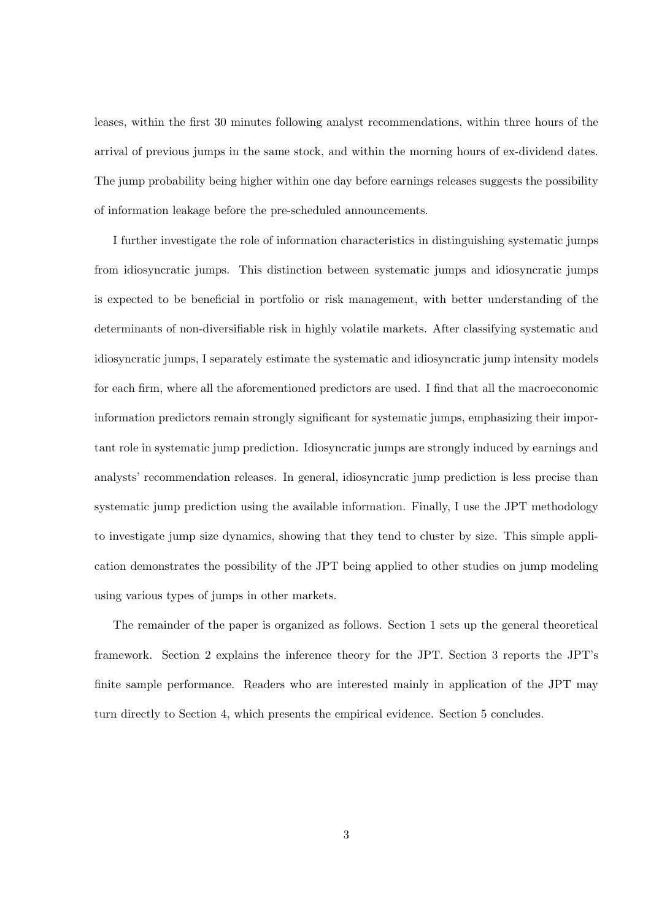leases, within the first 30 minutes following analyst recommendations, within three hours of the arrival of previous jumps in the same stock, and within the morning hours of ex-dividend dates. The jump probability being higher within one day before earnings releases suggests the possibility of information leakage before the pre-scheduled announcements.

I further investigate the role of information characteristics in distinguishing systematic jumps from idiosyncratic jumps. This distinction between systematic jumps and idiosyncratic jumps is expected to be beneficial in portfolio or risk management, with better understanding of the determinants of non-diversifiable risk in highly volatile markets. After classifying systematic and idiosyncratic jumps, I separately estimate the systematic and idiosyncratic jump intensity models for each firm, where all the aforementioned predictors are used. I find that all the macroeconomic information predictors remain strongly significant for systematic jumps, emphasizing their important role in systematic jump prediction. Idiosyncratic jumps are strongly induced by earnings and analysts' recommendation releases. In general, idiosyncratic jump prediction is less precise than systematic jump prediction using the available information. Finally, I use the JPT methodology to investigate jump size dynamics, showing that they tend to cluster by size. This simple application demonstrates the possibility of the JPT being applied to other studies on jump modeling using various types of jumps in other markets.

The remainder of the paper is organized as follows. Section 1 sets up the general theoretical framework. Section 2 explains the inference theory for the JPT. Section 3 reports the JPT's finite sample performance. Readers who are interested mainly in application of the JPT may turn directly to Section 4, which presents the empirical evidence. Section 5 concludes.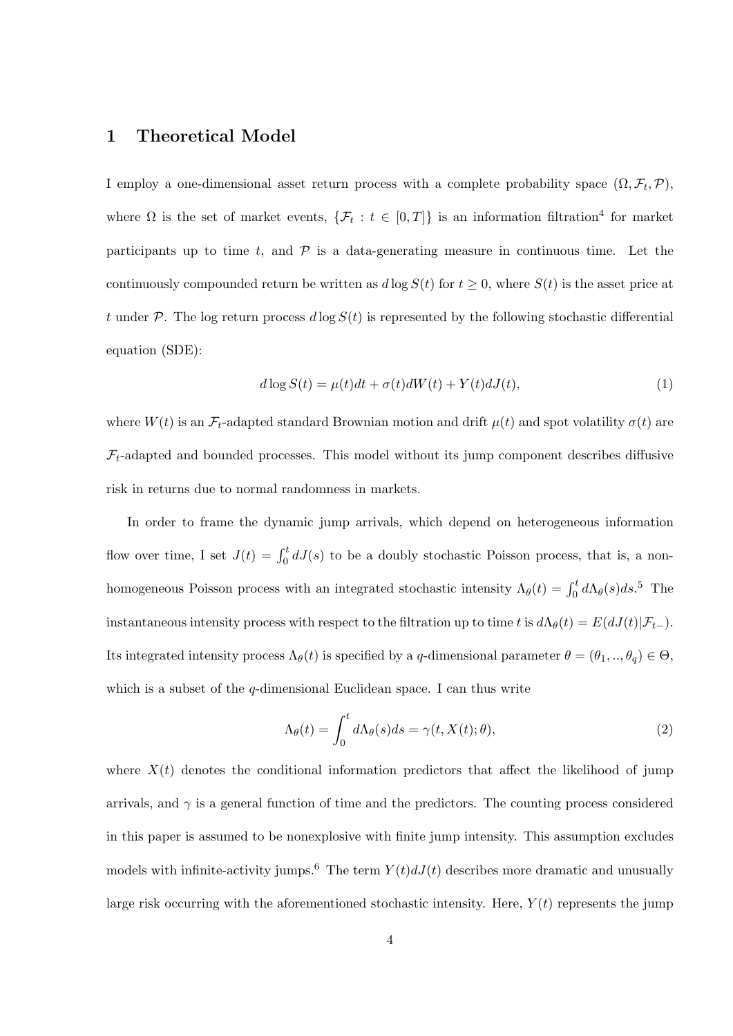# 1 Theoretical Model

I employ a one-dimensional asset return process with a complete probability space $(\Omega, \mathcal{F}_t, \mathcal{P})$, where $\Omega$ is the set of market events, $\{\mathcal{F}_t : t \in [0, T]\}$ is an information filtration[4] for market participants up to time $t$, and $\mathcal{P}$ is a data-generating measure in continuous time. Let the continuously compounded return be written as $d \log S(t)$ for $t \geq 0$, where $S(t)$ is the asset price at $t$ under $\mathcal{P}$. The log return process $d \log S(t)$ is represented by the following stochastic differential equation (SDE):

$$d \log S(t) = \mu(t)dt + \sigma(t)dW(t) + Y(t)dJ(t), \tag{1}$$

where $W(t)$ is an $\mathcal{F}_t$-adapted standard Brownian motion and drift $\mu(t)$ and spot volatility $\sigma(t)$ are $\mathcal{F}_t$-adapted and bounded processes. This model without its jump component describes diffusive risk in returns due to normal randomness in markets.

In order to frame the dynamic jump arrivals, which depend on heterogeneous information flow over time, I set $J(t) = \int_0^t dJ(s)$ to be a doubly stochastic Poisson process, that is, a non-homogeneous Poisson process with an integrated stochastic intensity $\Lambda_\theta(t) = \int_0^t d\Lambda_\theta(s)ds$.[5] The instantaneous intensity process with respect to the filtration up to time $t$ is $d\Lambda_\theta(t) = E(dJ(t)|\mathcal{F}_{t-})$. Its integrated intensity process $\Lambda_\theta(t)$ is specified by a $q$-dimensional parameter $\theta = (\theta_1, .., \theta_q) \in \Theta$, which is a subset of the $q$-dimensional Euclidean space. I can thus write

$$\Lambda_\theta(t) = \int_0^t d\Lambda_\theta(s)ds = \gamma(t, X(t); \theta), \tag{2}$$

where $X(t)$ denotes the conditional information predictors that affect the likelihood of jump arrivals, and $\gamma$ is a general function of time and the predictors. The counting process considered in this paper is assumed to be nonexplosive with finite jump intensity. This assumption excludes models with infinite-activity jumps.[6] The term $Y(t)dJ(t)$ describes more dramatic and unusually large risk occurring with the aforementioned stochastic intensity. Here, $Y(t)$ represents the jump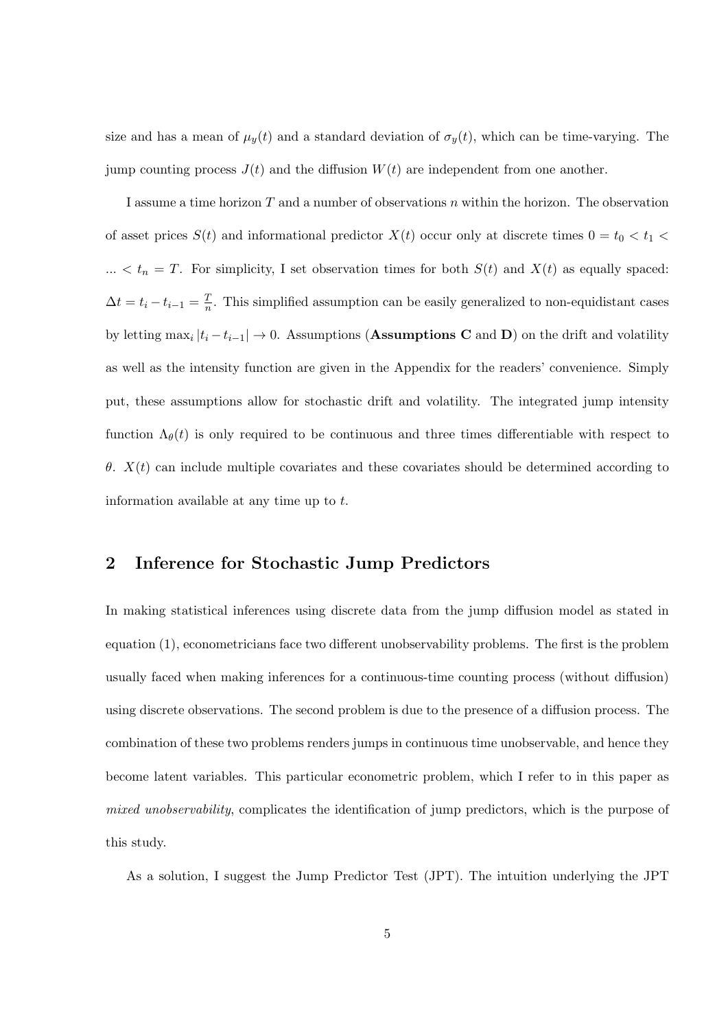size and has a mean of $\mu_y(t)$ and a standard deviation of $\sigma_y(t)$, which can be time-varying. The jump counting process $J(t)$ and the diffusion $W(t)$ are independent from one another.

I assume a time horizon $T$ and a number of observations $n$ within the horizon. The observation of asset prices $S(t)$ and informational predictor $X(t)$ occur only at discrete times $0 = t_0 < t_1 < ... < t_n = T$. For simplicity, I set observation times for both $S(t)$ and $X(t)$ as equally spaced: $\Delta t = t_i - t_{i-1} = \frac{T}{n}$. This simplified assumption can be easily generalized to non-equidistant cases by letting $\max_i |t_i - t_{i-1}| \to 0$. Assumptions (**Assumptions C** and **D**) on the drift and volatility as well as the intensity function are given in the Appendix for the readers' convenience. Simply put, these assumptions allow for stochastic drift and volatility. The integrated jump intensity function $\Lambda_\theta(t)$ is only required to be continuous and three times differentiable with respect to $\theta$. $X(t)$ can include multiple covariates and these covariates should be determined according to information available at any time up to $t$.

## 2 Inference for Stochastic Jump Predictors

In making statistical inferences using discrete data from the jump diffusion model as stated in equation (1), econometricians face two different unobservability problems. The first is the problem usually faced when making inferences for a continuous-time counting process (without diffusion) using discrete observations. The second problem is due to the presence of a diffusion process. The combination of these two problems renders jumps in continuous time unobservable, and hence they become latent variables. This particular econometric problem, which I refer to in this paper as *mixed unobservability*, complicates the identification of jump predictors, which is the purpose of this study.

As a solution, I suggest the Jump Predictor Test (JPT). The intuition underlying the JPT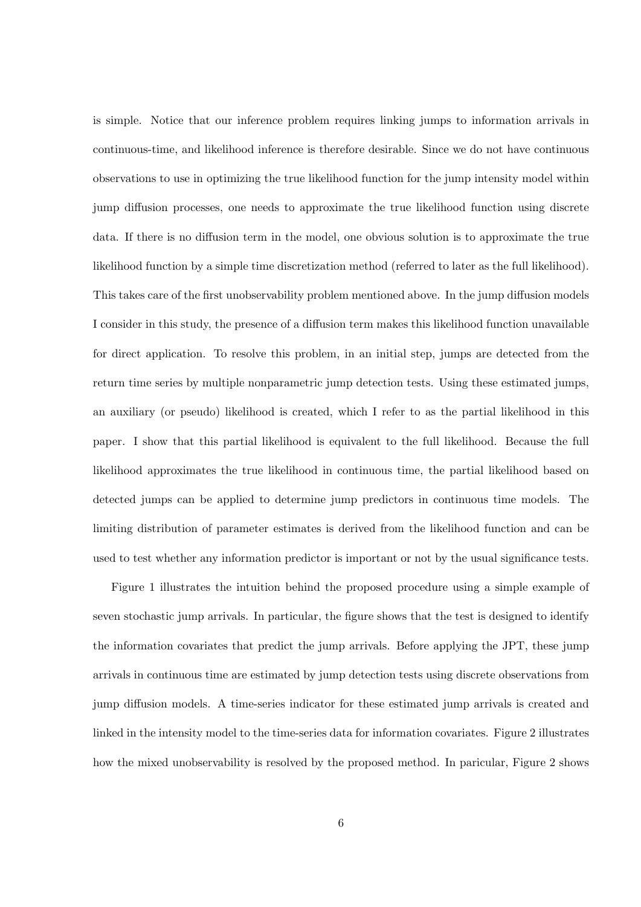is simple. Notice that our inference problem requires linking jumps to information arrivals in continuous-time, and likelihood inference is therefore desirable. Since we do not have continuous observations to use in optimizing the true likelihood function for the jump intensity model within jump diffusion processes, one needs to approximate the true likelihood function using discrete data. If there is no diffusion term in the model, one obvious solution is to approximate the true likelihood function by a simple time discretization method (referred to later as the full likelihood). This takes care of the first unobservability problem mentioned above. In the jump diffusion models I consider in this study, the presence of a diffusion term makes this likelihood function unavailable for direct application. To resolve this problem, in an initial step, jumps are detected from the return time series by multiple nonparametric jump detection tests. Using these estimated jumps, an auxiliary (or pseudo) likelihood is created, which I refer to as the partial likelihood in this paper. I show that this partial likelihood is equivalent to the full likelihood. Because the full likelihood approximates the true likelihood in continuous time, the partial likelihood based on detected jumps can be applied to determine jump predictors in continuous time models. The limiting distribution of parameter estimates is derived from the likelihood function and can be used to test whether any information predictor is important or not by the usual significance tests.

Figure 1 illustrates the intuition behind the proposed procedure using a simple example of seven stochastic jump arrivals. In particular, the figure shows that the test is designed to identify the information covariates that predict the jump arrivals. Before applying the JPT, these jump arrivals in continuous time are estimated by jump detection tests using discrete observations from jump diffusion models. A time-series indicator for these estimated jump arrivals is created and linked in the intensity model to the time-series data for information covariates. Figure 2 illustrates how the mixed unobservability is resolved by the proposed method. In paricular, Figure 2 shows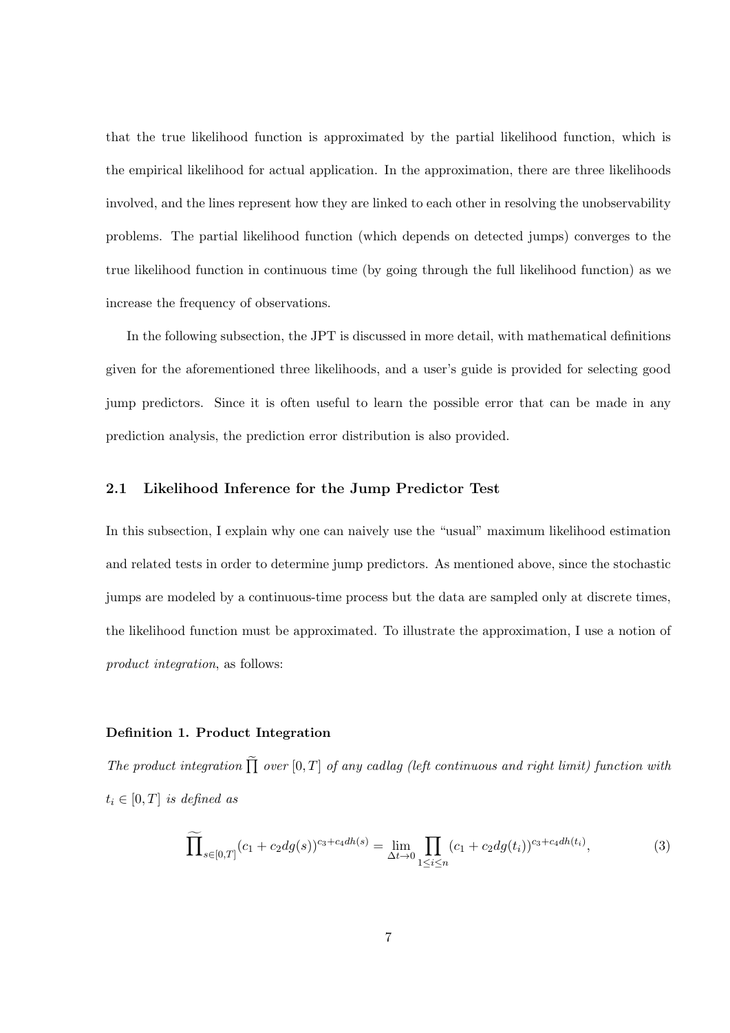that the true likelihood function is approximated by the partial likelihood function, which is the empirical likelihood for actual application. In the approximation, there are three likelihoods involved, and the lines represent how they are linked to each other in resolving the unobservability problems. The partial likelihood function (which depends on detected jumps) converges to the true likelihood function in continuous time (by going through the full likelihood function) as we increase the frequency of observations.

In the following subsection, the JPT is discussed in more detail, with mathematical definitions given for the aforementioned three likelihoods, and a user's guide is provided for selecting good jump predictors. Since it is often useful to learn the possible error that can be made in any prediction analysis, the prediction error distribution is also provided.

### 2.1 Likelihood Inference for the Jump Predictor Test

In this subsection, I explain why one can naively use the "usual" maximum likelihood estimation and related tests in order to determine jump predictors. As mentioned above, since the stochastic jumps are modeled by a continuous-time process but the data are sampled only at discrete times, the likelihood function must be approximated. To illustrate the approximation, I use a notion of *product integration*, as follows:

**Definition 1. Product Integration**

*The product integration* $\widetilde{\prod}$ *over* $[0, T]$ *of any cadlag (left continuous and right limit) function with* $t_i \in [0, T]$ *is defined as*

$$\widetilde{\prod}_{s\in[0,T]}(c_1 + c_2 dg(s))^{c_3+c_4 dh(s)} = \lim_{\Delta t\to 0} \prod_{1\leq i\leq n} (c_1 + c_2 dg(t_i))^{c_3+c_4 dh(t_i)}, \tag{3}$$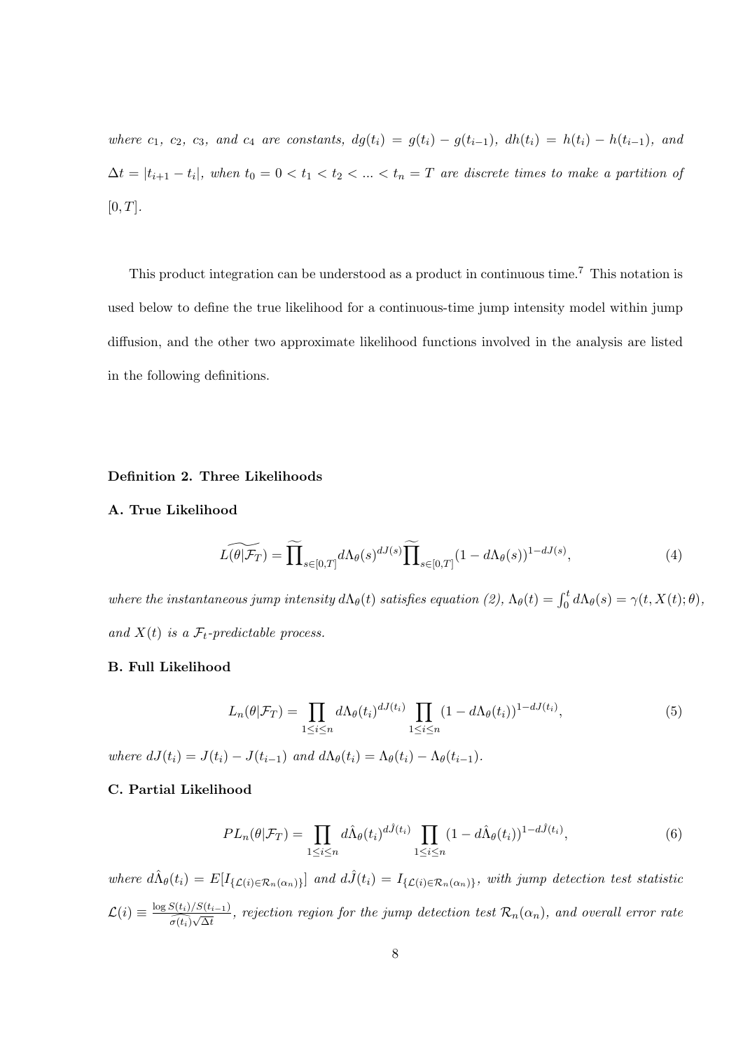*where $c_1$, $c_2$, $c_3$, and $c_4$ are constants, $dg(t_i) = g(t_i) - g(t_{i-1})$, $dh(t_i) = h(t_i) - h(t_{i-1})$, and $\Delta t = |t_{i+1} - t_i|$, when $t_0 = 0 < t_1 < t_2 < ... < t_n = T$ are discrete times to make a partition of $[0, T]$.*

This product integration can be understood as a product in continuous time.[7] This notation is used below to define the true likelihood for a continuous-time jump intensity model within jump diffusion, and the other two approximate likelihood functions involved in the analysis are listed in the following definitions.

**Definition 2. Three Likelihoods**

**A. True Likelihood**

$$\widetilde{L(\theta|\mathcal{F}_T)} = \widetilde{\prod}_{s\in[0,T]} d\Lambda_\theta(s)^{dJ(s)} \widetilde{\prod}_{s\in[0,T]} (1 - d\Lambda_\theta(s))^{1-dJ(s)}, \tag{4}$$

*where the instantaneous jump intensity $d\Lambda_\theta(t)$ satisfies equation (2), $\Lambda_\theta(t) = \int_0^t d\Lambda_\theta(s) = \gamma(t, X(t); \theta)$, and $X(t)$ is a $\mathcal{F}_t$-predictable process.*

**B. Full Likelihood**

$$L_n(\theta|\mathcal{F}_T) = \prod_{1\leq i\leq n} d\Lambda_\theta(t_i)^{dJ(t_i)} \prod_{1\leq i\leq n} (1 - d\Lambda_\theta(t_i))^{1-dJ(t_i)}, \tag{5}$$

*where $dJ(t_i) = J(t_i) - J(t_{i-1})$ and $d\Lambda_\theta(t_i) = \Lambda_\theta(t_i) - \Lambda_\theta(t_{i-1})$.*

**C. Partial Likelihood**

$$PL_n(\theta|\mathcal{F}_T) = \prod_{1\leq i\leq n} d\hat{\Lambda}_\theta(t_i)^{d\hat{J}(t_i)} \prod_{1\leq i\leq n} (1 - d\hat{\Lambda}_\theta(t_i))^{1-d\hat{J}(t_i)}, \tag{6}$$

*where $d\hat{\Lambda}_\theta(t_i) = E[I_{\{\mathcal{L}(i)\in\mathcal{R}_n(\alpha_n)\}}]$ and $d\hat{J}(t_i) = I_{\{\mathcal{L}(i)\in\mathcal{R}_n(\alpha_n)\}}$, with jump detection test statistic $\mathcal{L}(i) \equiv \frac{\log S(t_i)/S(t_{i-1})}{\widehat{\sigma(t_i)}\sqrt{\Delta t}}$, rejection region for the jump detection test $\mathcal{R}_n(\alpha_n)$, and overall error rate*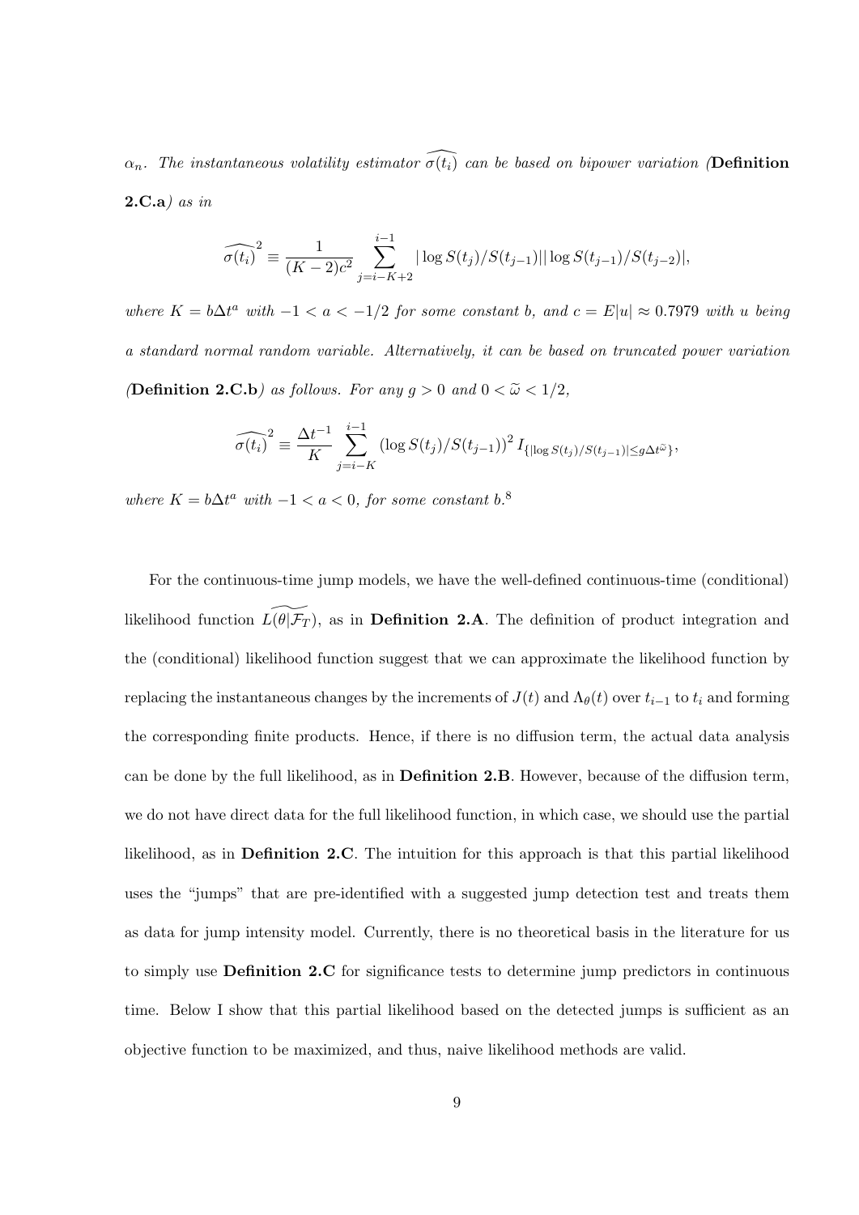*$\alpha_n$. The instantaneous volatility estimator $\widehat{\sigma(t_i)}$ can be based on bipower variation (***Definition 2.C.a***) as in*

$$\widehat{\sigma(t_i)}^2 \equiv \frac{1}{(K-2)c^2} \sum_{j=i-K+2}^{i-1} |\log S(t_j)/S(t_{j-1})||\log S(t_{j-1})/S(t_{j-2})|,$$

*where $K = b\Delta t^a$ with $-1 < a < -1/2$ for some constant $b$, and $c = E|u| \approx 0.7979$ with $u$ being a standard normal random variable. Alternatively, it can be based on truncated power variation (***Definition 2.C.b***) as follows. For any $g > 0$ and $0 < \widetilde{\omega} < 1/2$,*

$$\widehat{\sigma(t_i)}^2 \equiv \frac{\Delta t^{-1}}{K} \sum_{j=i-K}^{i-1} (\log S(t_j)/S(t_{j-1}))^2 I_{\{|\log S(t_j)/S(t_{j-1})| \leq g\Delta t^{\widetilde{\omega}}\}},$$

*where $K = b\Delta t^a$ with $-1 < a < 0$, for some constant $b$.*[8]

For the continuous-time jump models, we have the well-defined continuous-time (conditional) likelihood function $\widetilde{L(\theta|\mathcal{F}_T)}$, as in **Definition 2.A**. The definition of product integration and the (conditional) likelihood function suggest that we can approximate the likelihood function by replacing the instantaneous changes by the increments of $J(t)$ and $\Lambda_\theta(t)$ over $t_{i-1}$ to $t_i$ and forming the corresponding finite products. Hence, if there is no diffusion term, the actual data analysis can be done by the full likelihood, as in **Definition 2.B**. However, because of the diffusion term, we do not have direct data for the full likelihood function, in which case, we should use the partial likelihood, as in **Definition 2.C**. The intuition for this approach is that this partial likelihood uses the "jumps" that are pre-identified with a suggested jump detection test and treats them as data for jump intensity model. Currently, there is no theoretical basis in the literature for us to simply use **Definition 2.C** for significance tests to determine jump predictors in continuous time. Below I show that this partial likelihood based on the detected jumps is sufficient as an objective function to be maximized, and thus, naive likelihood methods are valid.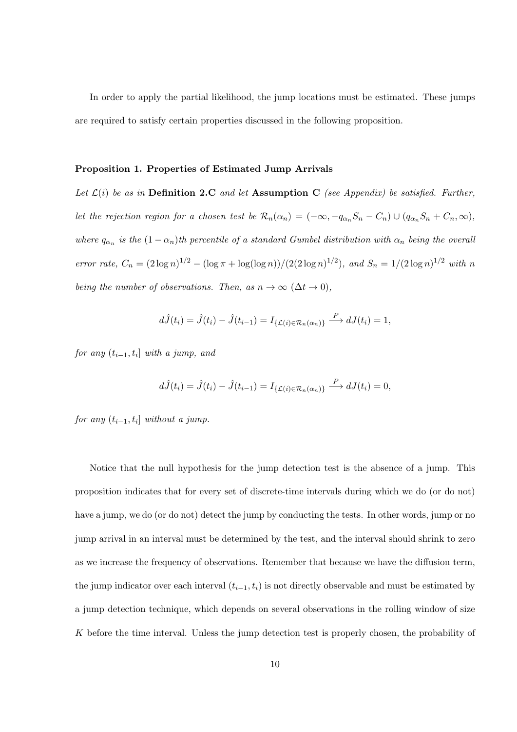In order to apply the partial likelihood, the jump locations must be estimated. These jumps are required to satisfy certain properties discussed in the following proposition.

**Proposition 1. Properties of Estimated Jump Arrivals**

*Let $\mathcal{L}(i)$ be as in* **Definition 2.C** *and let* **Assumption C** *(see Appendix) be satisfied. Further, let the rejection region for a chosen test be $\mathcal{R}_n(\alpha_n) = (-\infty, -q_{\alpha_n} S_n - C_n) \cup (q_{\alpha_n} S_n + C_n, \infty)$, where $q_{\alpha_n}$ is the $(1-\alpha_n)$th percentile of a standard Gumbel distribution with $\alpha_n$ being the overall error rate, $C_n = (2\log n)^{1/2} - (\log \pi + \log(\log n))/(2(2\log n)^{1/2})$, and $S_n = 1/(2\log n)^{1/2}$ with $n$ being the number of observations. Then, as $n \to \infty$ $(\Delta t \to 0)$,*

$$d\hat{J}(t_i) = \hat{J}(t_i) - \hat{J}(t_{i-1}) = I_{\{\mathcal{L}(i) \in \mathcal{R}_n(\alpha_n)\}} \xrightarrow{P} dJ(t_i) = 1,$$

*for any $(t_{i-1}, t_i]$ with a jump, and*

$$d\hat{J}(t_i) = \hat{J}(t_i) - \hat{J}(t_{i-1}) = I_{\{\mathcal{L}(i) \in \mathcal{R}_n(\alpha_n)\}} \xrightarrow{P} dJ(t_i) = 0,$$

*for any $(t_{i-1}, t_i]$ without a jump.*

Notice that the null hypothesis for the jump detection test is the absence of a jump. This proposition indicates that for every set of discrete-time intervals during which we do (or do not) have a jump, we do (or do not) detect the jump by conducting the tests. In other words, jump or no jump arrival in an interval must be determined by the test, and the interval should shrink to zero as we increase the frequency of observations. Remember that because we have the diffusion term, the jump indicator over each interval $(t_{i-1}, t_i)$ is not directly observable and must be estimated by a jump detection technique, which depends on several observations in the rolling window of size $K$ before the time interval. Unless the jump detection test is properly chosen, the probability of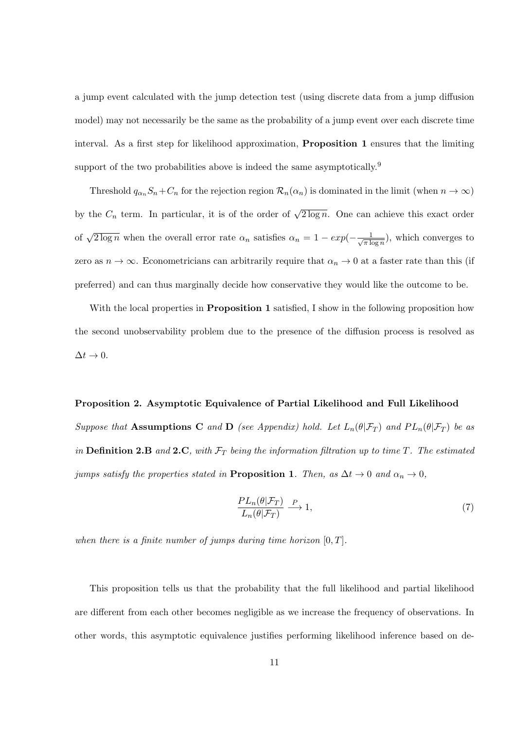a jump event calculated with the jump detection test (using discrete data from a jump diffusion model) may not necessarily be the same as the probability of a jump event over each discrete time interval. As a first step for likelihood approximation, **Proposition 1** ensures that the limiting support of the two probabilities above is indeed the same asymptotically.[9]

Threshold $q_{\alpha_n} S_n + C_n$ for the rejection region $\mathcal{R}_n(\alpha_n)$ is dominated in the limit (when $n \to \infty$) by the $C_n$ term. In particular, it is of the order of $\sqrt{2 \log n}$. One can achieve this exact order of $\sqrt{2 \log n}$ when the overall error rate $\alpha_n$ satisfies $\alpha_n = 1 - exp(-\frac{1}{\sqrt{\pi \log n}})$, which converges to zero as $n \to \infty$. Econometricians can arbitrarily require that $\alpha_n \to 0$ at a faster rate than this (if preferred) and can thus marginally decide how conservative they would like the outcome to be.

With the local properties in **Proposition 1** satisfied, I show in the following proposition how the second unobservability problem due to the presence of the diffusion process is resolved as $\Delta t \to 0$.

**Proposition 2. Asymptotic Equivalence of Partial Likelihood and Full Likelihood** *Suppose that* **Assumptions C** *and* **D** *(see Appendix) hold. Let $L_n(\theta|\mathcal{F}_T)$ and $PL_n(\theta|\mathcal{F}_T)$ be as in* **Definition 2.B** *and* **2.C**, *with $\mathcal{F}_T$ being the information filtration up to time $T$. The estimated jumps satisfy the properties stated in* **Proposition 1**. *Then, as $\Delta t \to 0$ and $\alpha_n \to 0$,*

$$\frac{PL_n(\theta|\mathcal{F}_T)}{L_n(\theta|\mathcal{F}_T)} \xrightarrow{P} 1, \tag{7}$$

*when there is a finite number of jumps during time horizon $[0, T]$.*

This proposition tells us that the probability that the full likelihood and partial likelihood are different from each other becomes negligible as we increase the frequency of observations. In other words, this asymptotic equivalence justifies performing likelihood inference based on de-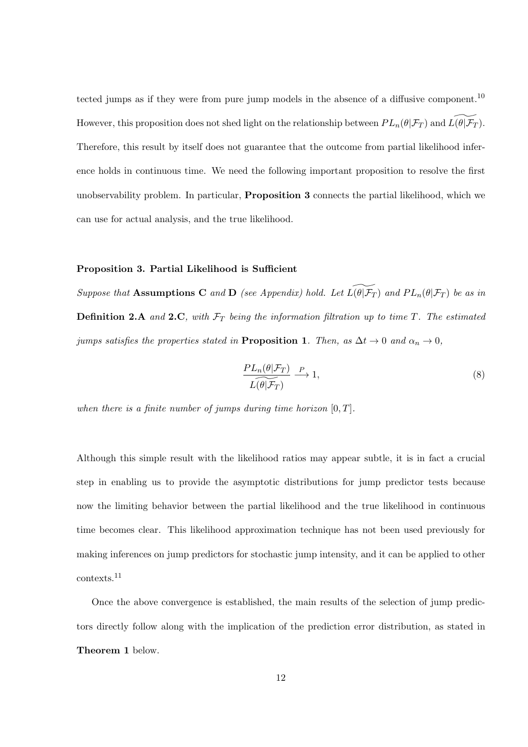tected jumps as if they were from pure jump models in the absence of a diffusive component.[10] However, this proposition does not shed light on the relationship between $PL_n(\theta|\mathcal{F}_T)$ and $\widetilde{L(\theta|\mathcal{F}_T)}$. Therefore, this result by itself does not guarantee that the outcome from partial likelihood inference holds in continuous time. We need the following important proposition to resolve the first unobservability problem. In particular, **Proposition 3** connects the partial likelihood, which we can use for actual analysis, and the true likelihood.

**Proposition 3. Partial Likelihood is Sufficient**

*Suppose that* **Assumptions C** *and* **D** *(see Appendix) hold. Let* $\widetilde{L(\theta|\mathcal{F}_T)}$ *and* $PL_n(\theta|\mathcal{F}_T)$ *be as in* **Definition 2.A** *and* **2.C***, with* $\mathcal{F}_T$ *being the information filtration up to time* $T$*. The estimated jumps satisfies the properties stated in* **Proposition 1***. Then, as* $\Delta t \to 0$ *and* $\alpha_n \to 0$*,*

$$\frac{PL_n(\theta|\mathcal{F}_T)}{\widetilde{L(\theta|\mathcal{F}_T)}} \xrightarrow{P} 1, \tag{8}$$

*when there is a finite number of jumps during time horizon* $[0, T]$*.*

Although this simple result with the likelihood ratios may appear subtle, it is in fact a crucial step in enabling us to provide the asymptotic distributions for jump predictor tests because now the limiting behavior between the partial likelihood and the true likelihood in continuous time becomes clear. This likelihood approximation technique has not been used previously for making inferences on jump predictors for stochastic jump intensity, and it can be applied to other contexts.[11]

Once the above convergence is established, the main results of the selection of jump predictors directly follow along with the implication of the prediction error distribution, as stated in **Theorem 1** below.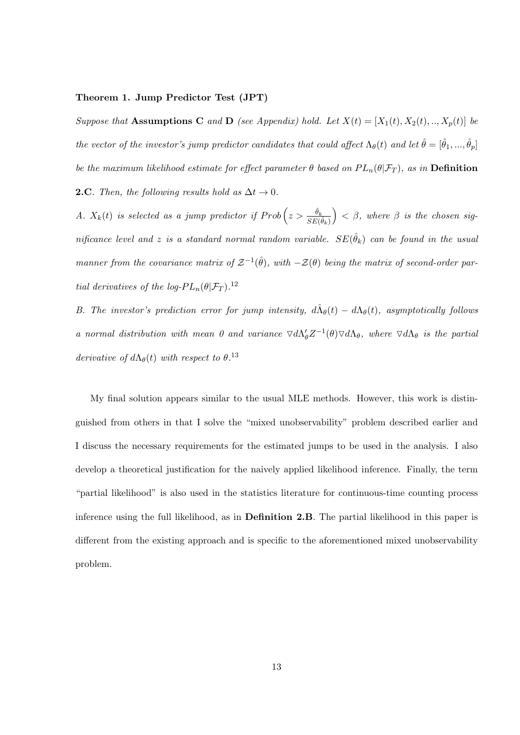**Theorem 1. Jump Predictor Test (JPT)**

*Suppose that* **Assumptions C** *and* **D** *(see Appendix) hold. Let $X(t) = [X_1(t), X_2(t), .., X_p(t)]$ be the vector of the investor's jump predictor candidates that could affect $\Lambda_\theta(t)$ and let $\hat{\theta} = [\hat{\theta}_1, ..., \hat{\theta}_p]$ be the maximum likelihood estimate for effect parameter $\theta$ based on $PL_n(\theta|\mathcal{F}_T)$, as in* **Definition 2.C**. *Then, the following results hold as $\Delta t \to 0$.*

*A. $X_k(t)$ is selected as a jump predictor if $Prob\left(z > \frac{\hat{\theta}_k}{SE(\hat{\theta}_k)}\right) < \beta$, where $\beta$ is the chosen significance level and $z$ is a standard normal random variable. $SE(\hat{\theta}_k)$ can be found in the usual manner from the covariance matrix of $\mathcal{Z}^{-1}(\hat{\theta})$, with $-\mathcal{Z}(\theta)$ being the matrix of second-order partial derivatives of the log-$PL_n(\theta|\mathcal{F}_T)$.*[12]

*B. The investor's prediction error for jump intensity, $d\hat{\Lambda}_\theta(t) - d\Lambda_\theta(t)$, asymptotically follows a normal distribution with mean 0 and variance $\nabla d\Lambda_\theta' Z^{-1}(\theta) \nabla d\Lambda_\theta$, where $\nabla d\Lambda_\theta$ is the partial derivative of $d\Lambda_\theta(t)$ with respect to $\theta$.*[13]

My final solution appears similar to the usual MLE methods. However, this work is distinguished from others in that I solve the "mixed unobservability" problem described earlier and I discuss the necessary requirements for the estimated jumps to be used in the analysis. I also develop a theoretical justification for the naively applied likelihood inference. Finally, the term "partial likelihood" is also used in the statistics literature for continuous-time counting process inference using the full likelihood, as in **Definition 2.B**. The partial likelihood in this paper is different from the existing approach and is specific to the aforementioned mixed unobservability problem.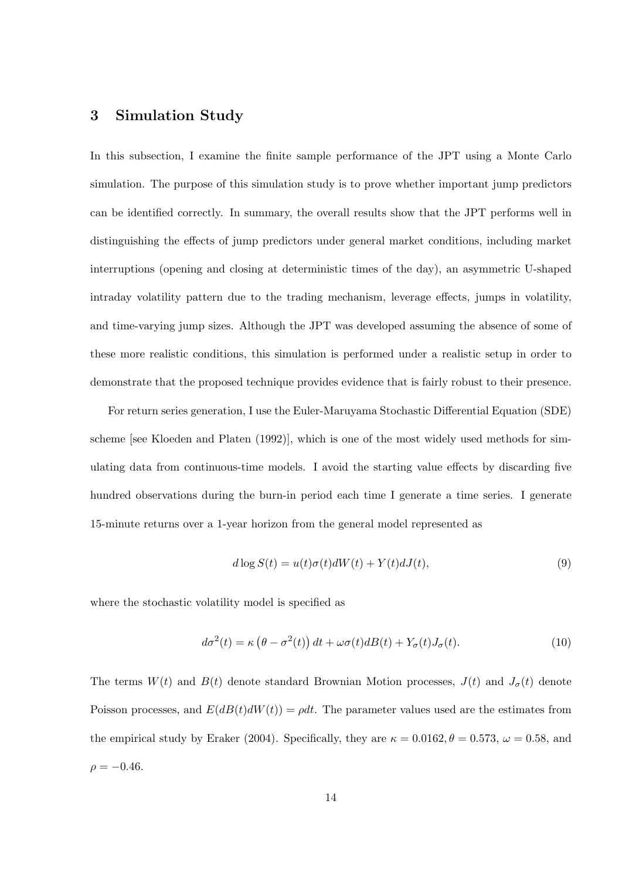## 3 Simulation Study

In this subsection, I examine the finite sample performance of the JPT using a Monte Carlo simulation. The purpose of this simulation study is to prove whether important jump predictors can be identified correctly. In summary, the overall results show that the JPT performs well in distinguishing the effects of jump predictors under general market conditions, including market interruptions (opening and closing at deterministic times of the day), an asymmetric U-shaped intraday volatility pattern due to the trading mechanism, leverage effects, jumps in volatility, and time-varying jump sizes. Although the JPT was developed assuming the absence of some of these more realistic conditions, this simulation is performed under a realistic setup in order to demonstrate that the proposed technique provides evidence that is fairly robust to their presence.

For return series generation, I use the Euler-Maruyama Stochastic Differential Equation (SDE) scheme [see Kloeden and Platen (1992)], which is one of the most widely used methods for simulating data from continuous-time models. I avoid the starting value effects by discarding five hundred observations during the burn-in period each time I generate a time series. I generate 15-minute returns over a 1-year horizon from the general model represented as

$$d \log S(t) = u(t)\sigma(t)dW(t) + Y(t)dJ(t), \tag{9}$$

where the stochastic volatility model is specified as

$$d\sigma^2(t) = \kappa\left(\theta - \sigma^2(t)\right)dt + \omega\sigma(t)dB(t) + Y_\sigma(t)J_\sigma(t). \tag{10}$$

The terms $W(t)$ and $B(t)$ denote standard Brownian Motion processes, $J(t)$ and $J_\sigma(t)$ denote Poisson processes, and $E(dB(t)dW(t)) = \rho dt$. The parameter values used are the estimates from the empirical study by Eraker (2004). Specifically, they are $\kappa = 0.0162, \theta = 0.573$, $\omega = 0.58$, and $\rho = -0.46$.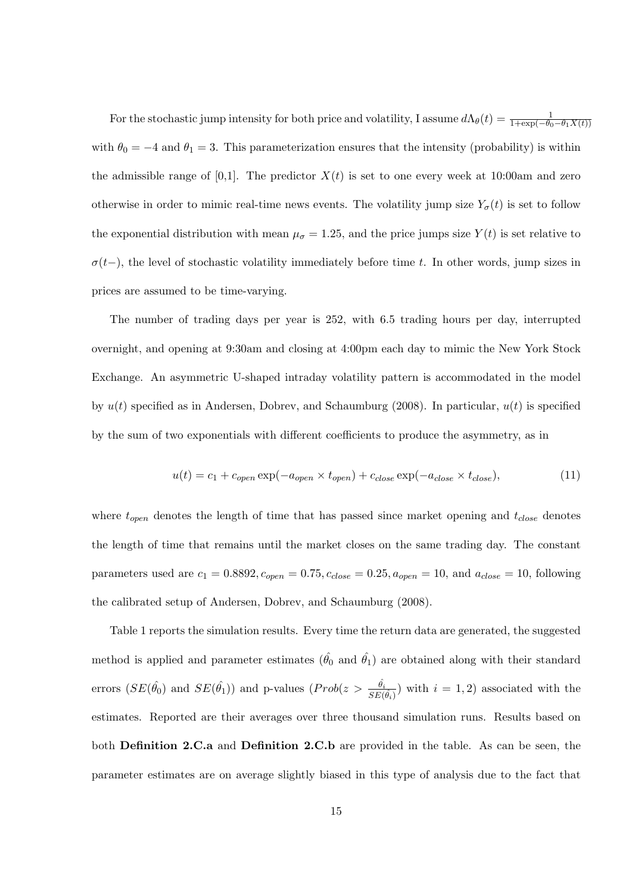For the stochastic jump intensity for both price and volatility, I assume $d\Lambda_\theta(t) = \frac{1}{1+\exp(-\theta_0-\theta_1 X(t))}$ with $\theta_0 = -4$ and $\theta_1 = 3$. This parameterization ensures that the intensity (probability) is within the admissible range of [0,1]. The predictor $X(t)$ is set to one every week at 10:00am and zero otherwise in order to mimic real-time news events. The volatility jump size $Y_\sigma(t)$ is set to follow the exponential distribution with mean $\mu_\sigma = 1.25$, and the price jumps size $Y(t)$ is set relative to $\sigma(t-)$, the level of stochastic volatility immediately before time $t$. In other words, jump sizes in prices are assumed to be time-varying.

The number of trading days per year is 252, with 6.5 trading hours per day, interrupted overnight, and opening at 9:30am and closing at 4:00pm each day to mimic the New York Stock Exchange. An asymmetric U-shaped intraday volatility pattern is accommodated in the model by $u(t)$ specified as in Andersen, Dobrev, and Schaumburg (2008). In particular, $u(t)$ is specified by the sum of two exponentials with different coefficients to produce the asymmetry, as in

$$u(t) = c_1 + c_{open} \exp(-a_{open} \times t_{open}) + c_{close} \exp(-a_{close} \times t_{close}), \tag{11}$$

where $t_{open}$ denotes the length of time that has passed since market opening and $t_{close}$ denotes the length of time that remains until the market closes on the same trading day. The constant parameters used are $c_1 = 0.8892, c_{open} = 0.75, c_{close} = 0.25, a_{open} = 10$, and $a_{close} = 10$, following the calibrated setup of Andersen, Dobrev, and Schaumburg (2008).

Table 1 reports the simulation results. Every time the return data are generated, the suggested method is applied and parameter estimates ($\hat{\theta_0}$ and $\hat{\theta_1}$) are obtained along with their standard errors ($SE(\hat{\theta_0})$ and $SE(\hat{\theta_1})$) and p-values ($Prob(z > \frac{\hat{\theta_i}}{SE(\hat{\theta_i})})$ with $i = 1, 2$) associated with the estimates. Reported are their averages over three thousand simulation runs. Results based on both **Definition 2.C.a** and **Definition 2.C.b** are provided in the table. As can be seen, the parameter estimates are on average slightly biased in this type of analysis due to the fact that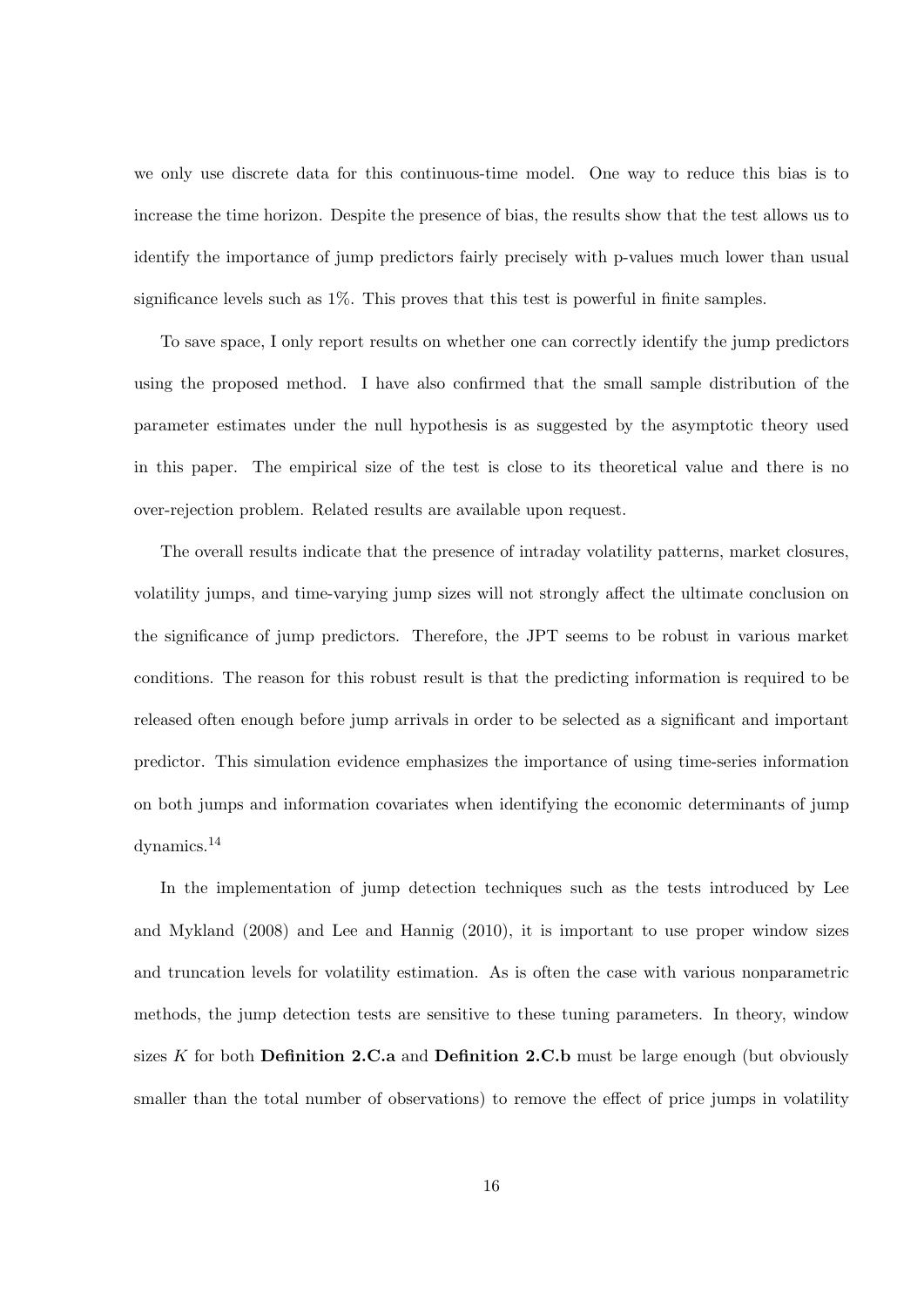we only use discrete data for this continuous-time model. One way to reduce this bias is to increase the time horizon. Despite the presence of bias, the results show that the test allows us to identify the importance of jump predictors fairly precisely with p-values much lower than usual significance levels such as 1%. This proves that this test is powerful in finite samples.

To save space, I only report results on whether one can correctly identify the jump predictors using the proposed method. I have also confirmed that the small sample distribution of the parameter estimates under the null hypothesis is as suggested by the asymptotic theory used in this paper. The empirical size of the test is close to its theoretical value and there is no over-rejection problem. Related results are available upon request.

The overall results indicate that the presence of intraday volatility patterns, market closures, volatility jumps, and time-varying jump sizes will not strongly affect the ultimate conclusion on the significance of jump predictors. Therefore, the JPT seems to be robust in various market conditions. The reason for this robust result is that the predicting information is required to be released often enough before jump arrivals in order to be selected as a significant and important predictor. This simulation evidence emphasizes the importance of using time-series information on both jumps and information covariates when identifying the economic determinants of jump dynamics.[14]

In the implementation of jump detection techniques such as the tests introduced by Lee and Mykland (2008) and Lee and Hannig (2010), it is important to use proper window sizes and truncation levels for volatility estimation. As is often the case with various nonparametric methods, the jump detection tests are sensitive to these tuning parameters. In theory, window sizes $K$ for both **Definition 2.C.a** and **Definition 2.C.b** must be large enough (but obviously smaller than the total number of observations) to remove the effect of price jumps in volatility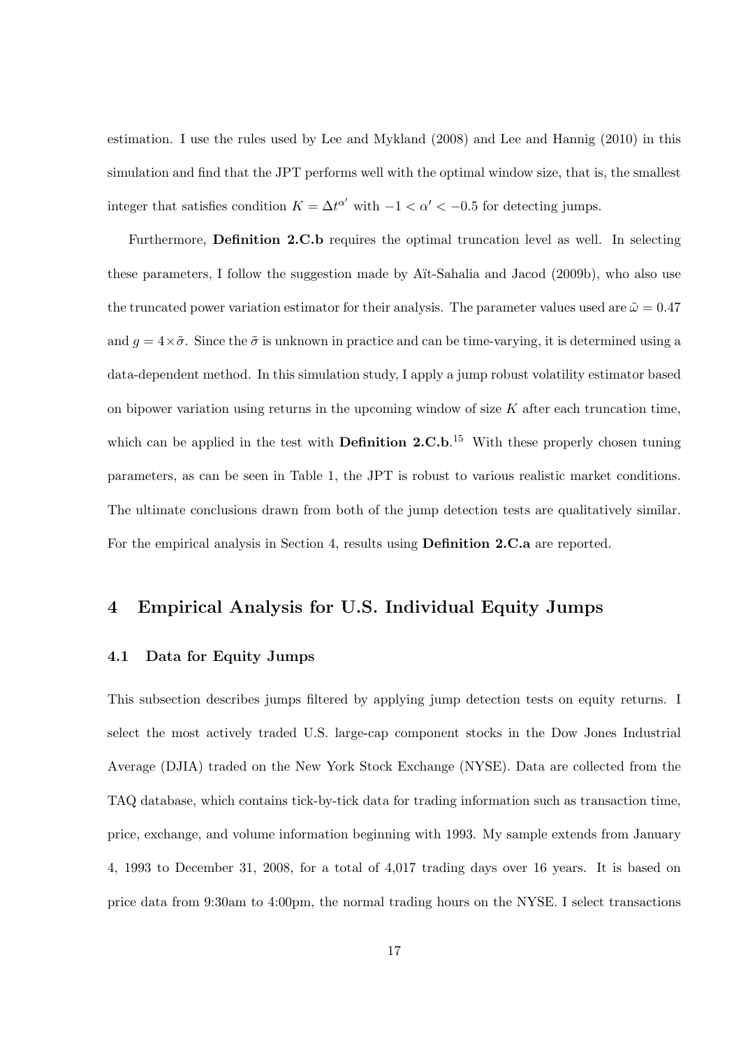estimation. I use the rules used by Lee and Mykland (2008) and Lee and Hannig (2010) in this simulation and find that the JPT performs well with the optimal window size, that is, the smallest integer that satisfies condition $K = \Delta t^{\alpha'}$ with $-1 < \alpha' < -0.5$ for detecting jumps.

Furthermore, **Definition 2.C.b** requires the optimal truncation level as well. In selecting these parameters, I follow the suggestion made by Aït-Sahalia and Jacod (2009b), who also use the truncated power variation estimator for their analysis. The parameter values used are $\tilde{\omega} = 0.47$ and $g = 4 \times \tilde{\sigma}$. Since the $\tilde{\sigma}$ is unknown in practice and can be time-varying, it is determined using a data-dependent method. In this simulation study, I apply a jump robust volatility estimator based on bipower variation using returns in the upcoming window of size $K$ after each truncation time, which can be applied in the test with **Definition 2.C.b**.[15] With these properly chosen tuning parameters, as can be seen in Table 1, the JPT is robust to various realistic market conditions. The ultimate conclusions drawn from both of the jump detection tests are qualitatively similar. For the empirical analysis in Section 4, results using **Definition 2.C.a** are reported.

# 4 Empirical Analysis for U.S. Individual Equity Jumps

## 4.1 Data for Equity Jumps

This subsection describes jumps filtered by applying jump detection tests on equity returns. I select the most actively traded U.S. large-cap component stocks in the Dow Jones Industrial Average (DJIA) traded on the New York Stock Exchange (NYSE). Data are collected from the TAQ database, which contains tick-by-tick data for trading information such as transaction time, price, exchange, and volume information beginning with 1993. My sample extends from January 4, 1993 to December 31, 2008, for a total of 4,017 trading days over 16 years. It is based on price data from 9:30am to 4:00pm, the normal trading hours on the NYSE. I select transactions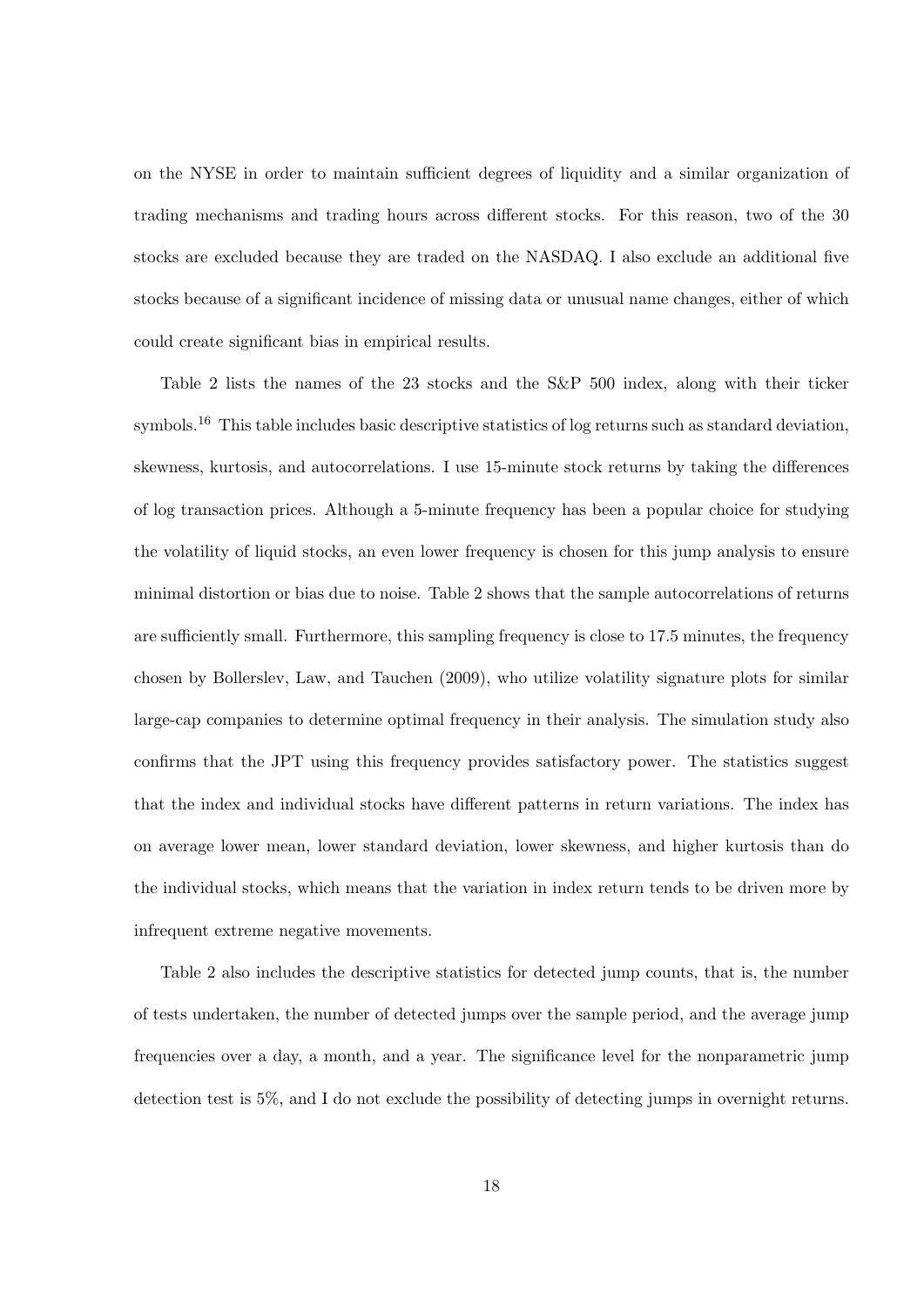on the NYSE in order to maintain sufficient degrees of liquidity and a similar organization of trading mechanisms and trading hours across different stocks. For this reason, two of the 30 stocks are excluded because they are traded on the NASDAQ. I also exclude an additional five stocks because of a significant incidence of missing data or unusual name changes, either of which could create significant bias in empirical results.

Table 2 lists the names of the 23 stocks and the S&P 500 index, along with their ticker symbols.[16] This table includes basic descriptive statistics of log returns such as standard deviation, skewness, kurtosis, and autocorrelations. I use 15-minute stock returns by taking the differences of log transaction prices. Although a 5-minute frequency has been a popular choice for studying the volatility of liquid stocks, an even lower frequency is chosen for this jump analysis to ensure minimal distortion or bias due to noise. Table 2 shows that the sample autocorrelations of returns are sufficiently small. Furthermore, this sampling frequency is close to 17.5 minutes, the frequency chosen by Bollerslev, Law, and Tauchen (2009), who utilize volatility signature plots for similar large-cap companies to determine optimal frequency in their analysis. The simulation study also confirms that the JPT using this frequency provides satisfactory power. The statistics suggest that the index and individual stocks have different patterns in return variations. The index has on average lower mean, lower standard deviation, lower skewness, and higher kurtosis than do the individual stocks, which means that the variation in index return tends to be driven more by infrequent extreme negative movements.

Table 2 also includes the descriptive statistics for detected jump counts, that is, the number of tests undertaken, the number of detected jumps over the sample period, and the average jump frequencies over a day, a month, and a year. The significance level for the nonparametric jump detection test is 5%, and I do not exclude the possibility of detecting jumps in overnight returns.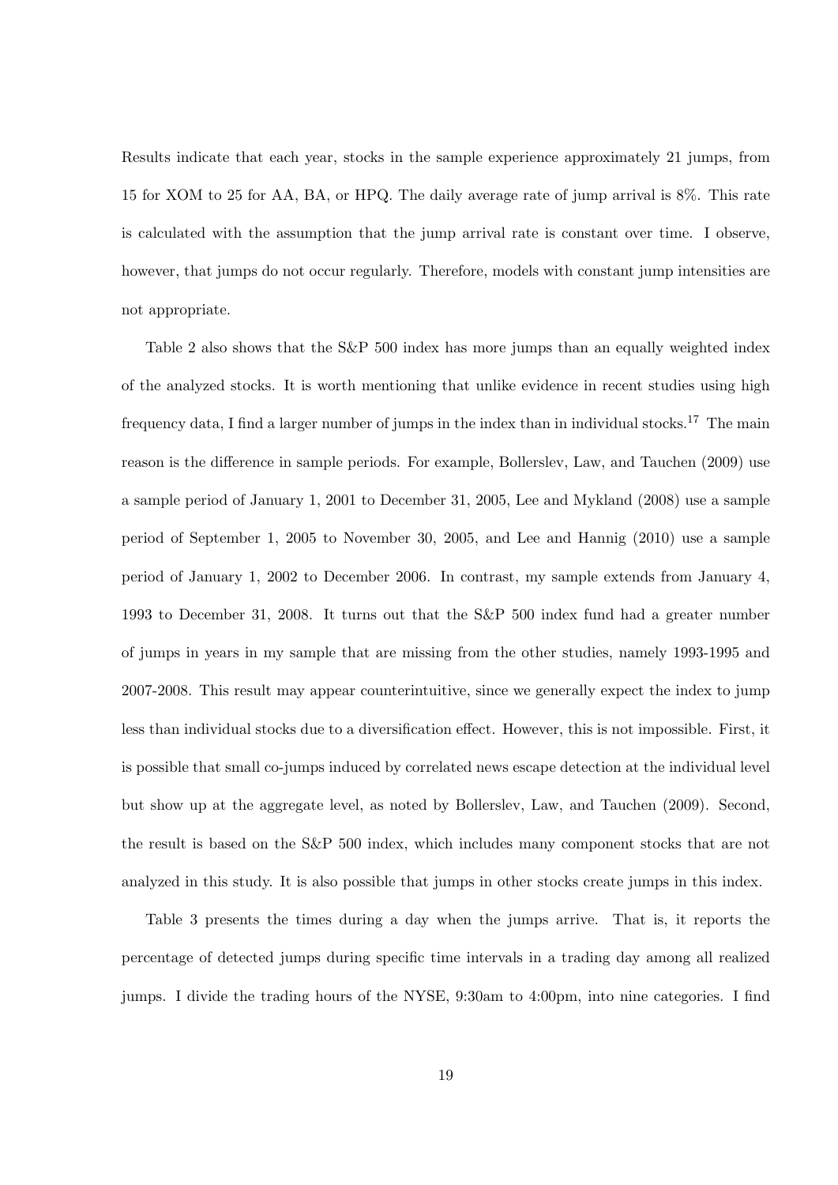Results indicate that each year, stocks in the sample experience approximately 21 jumps, from 15 for XOM to 25 for AA, BA, or HPQ. The daily average rate of jump arrival is 8%. This rate is calculated with the assumption that the jump arrival rate is constant over time. I observe, however, that jumps do not occur regularly. Therefore, models with constant jump intensities are not appropriate.

Table 2 also shows that the S&P 500 index has more jumps than an equally weighted index of the analyzed stocks. It is worth mentioning that unlike evidence in recent studies using high frequency data, I find a larger number of jumps in the index than in individual stocks.[17] The main reason is the difference in sample periods. For example, Bollerslev, Law, and Tauchen (2009) use a sample period of January 1, 2001 to December 31, 2005, Lee and Mykland (2008) use a sample period of September 1, 2005 to November 30, 2005, and Lee and Hannig (2010) use a sample period of January 1, 2002 to December 2006. In contrast, my sample extends from January 4, 1993 to December 31, 2008. It turns out that the S&P 500 index fund had a greater number of jumps in years in my sample that are missing from the other studies, namely 1993-1995 and 2007-2008. This result may appear counterintuitive, since we generally expect the index to jump less than individual stocks due to a diversification effect. However, this is not impossible. First, it is possible that small co-jumps induced by correlated news escape detection at the individual level but show up at the aggregate level, as noted by Bollerslev, Law, and Tauchen (2009). Second, the result is based on the S&P 500 index, which includes many component stocks that are not analyzed in this study. It is also possible that jumps in other stocks create jumps in this index.

Table 3 presents the times during a day when the jumps arrive. That is, it reports the percentage of detected jumps during specific time intervals in a trading day among all realized jumps. I divide the trading hours of the NYSE, 9:30am to 4:00pm, into nine categories. I find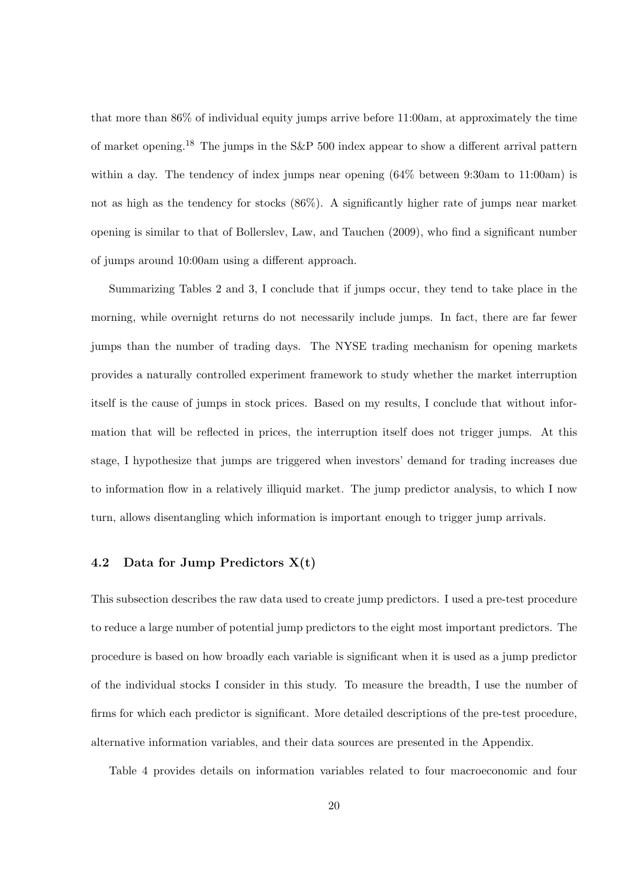that more than 86% of individual equity jumps arrive before 11:00am, at approximately the time of market opening.[18] The jumps in the S&P 500 index appear to show a different arrival pattern within a day. The tendency of index jumps near opening (64% between 9:30am to 11:00am) is not as high as the tendency for stocks (86%). A significantly higher rate of jumps near market opening is similar to that of Bollerslev, Law, and Tauchen (2009), who find a significant number of jumps around 10:00am using a different approach.

Summarizing Tables 2 and 3, I conclude that if jumps occur, they tend to take place in the morning, while overnight returns do not necessarily include jumps. In fact, there are far fewer jumps than the number of trading days. The NYSE trading mechanism for opening markets provides a naturally controlled experiment framework to study whether the market interruption itself is the cause of jumps in stock prices. Based on my results, I conclude that without information that will be reflected in prices, the interruption itself does not trigger jumps. At this stage, I hypothesize that jumps are triggered when investors' demand for trading increases due to information flow in a relatively illiquid market. The jump predictor analysis, to which I now turn, allows disentangling which information is important enough to trigger jump arrivals.

### 4.2 Data for Jump Predictors X(t)

This subsection describes the raw data used to create jump predictors. I used a pre-test procedure to reduce a large number of potential jump predictors to the eight most important predictors. The procedure is based on how broadly each variable is significant when it is used as a jump predictor of the individual stocks I consider in this study. To measure the breadth, I use the number of firms for which each predictor is significant. More detailed descriptions of the pre-test procedure, alternative information variables, and their data sources are presented in the Appendix.

Table 4 provides details on information variables related to four macroeconomic and four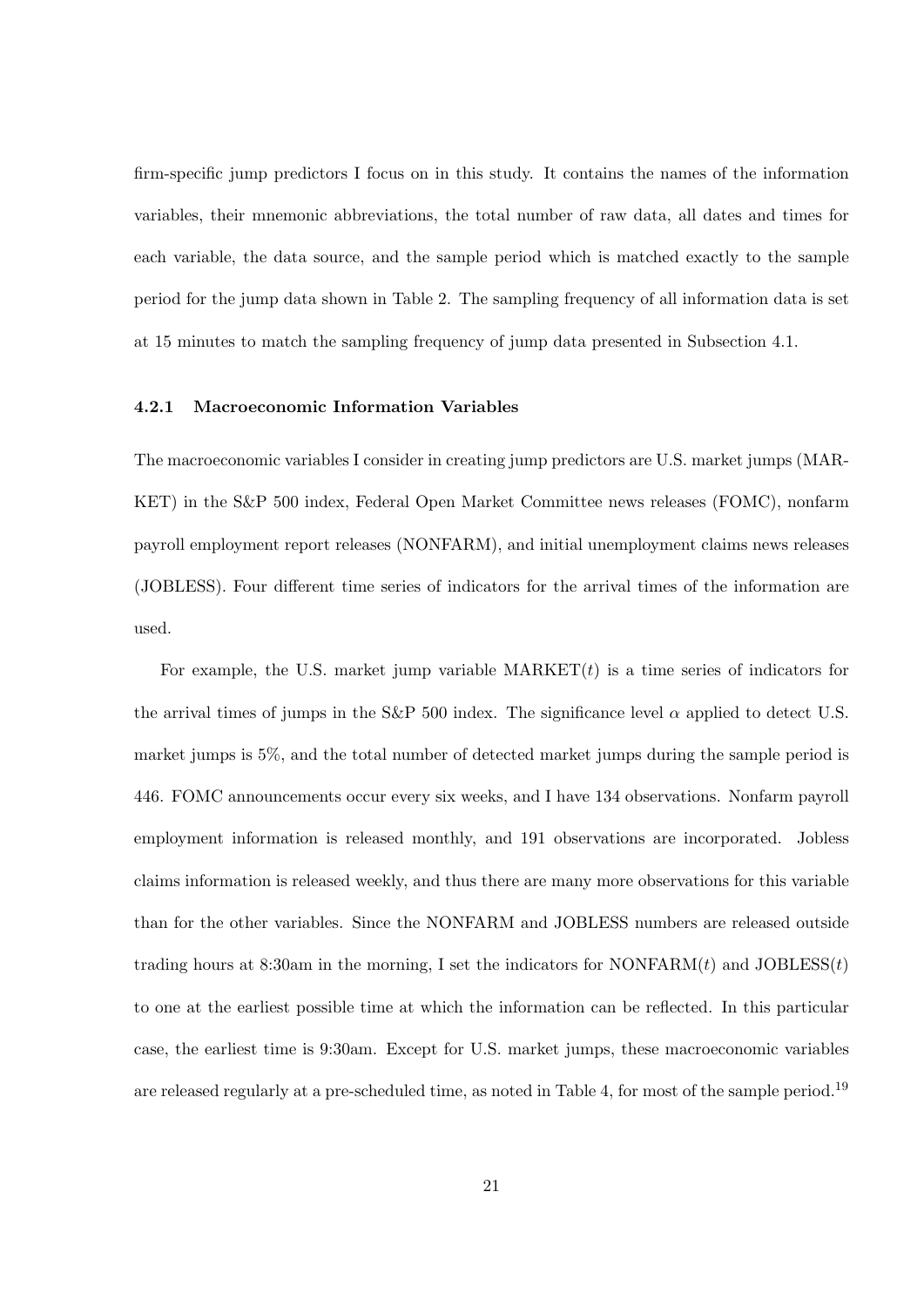firm-specific jump predictors I focus on in this study. It contains the names of the information variables, their mnemonic abbreviations, the total number of raw data, all dates and times for each variable, the data source, and the sample period which is matched exactly to the sample period for the jump data shown in Table 2. The sampling frequency of all information data is set at 15 minutes to match the sampling frequency of jump data presented in Subsection 4.1.

### 4.2.1 Macroeconomic Information Variables

The macroeconomic variables I consider in creating jump predictors are U.S. market jumps (MARKET) in the S&P 500 index, Federal Open Market Committee news releases (FOMC), nonfarm payroll employment report releases (NONFARM), and initial unemployment claims news releases (JOBLESS). Four different time series of indicators for the arrival times of the information are used.

For example, the U.S. market jump variable MARKET($t$) is a time series of indicators for the arrival times of jumps in the S&P 500 index. The significance level $\alpha$ applied to detect U.S. market jumps is 5%, and the total number of detected market jumps during the sample period is 446. FOMC announcements occur every six weeks, and I have 134 observations. Nonfarm payroll employment information is released monthly, and 191 observations are incorporated. Jobless claims information is released weekly, and thus there are many more observations for this variable than for the other variables. Since the NONFARM and JOBLESS numbers are released outside trading hours at 8:30am in the morning, I set the indicators for NONFARM($t$) and JOBLESS($t$) to one at the earliest possible time at which the information can be reflected. In this particular case, the earliest time is 9:30am. Except for U.S. market jumps, these macroeconomic variables are released regularly at a pre-scheduled time, as noted in Table 4, for most of the sample period.[19]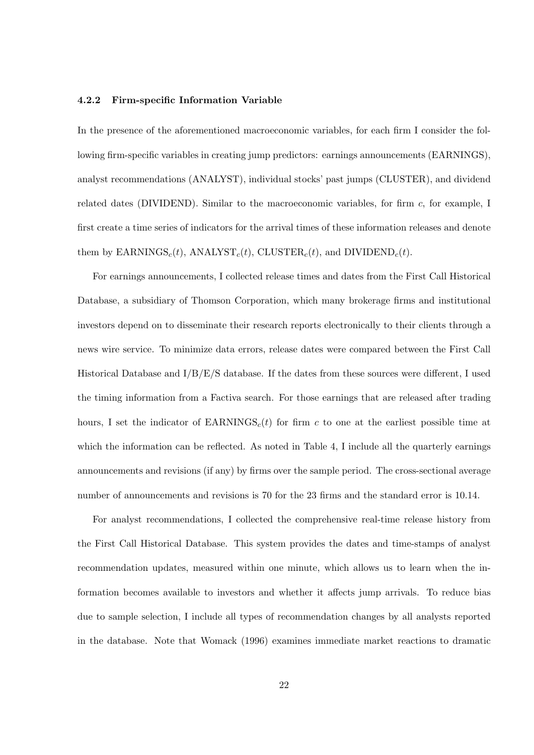### 4.2.2 Firm-specific Information Variable

In the presence of the aforementioned macroeconomic variables, for each firm I consider the following firm-specific variables in creating jump predictors: earnings announcements (EARNINGS), analyst recommendations (ANALYST), individual stocks' past jumps (CLUSTER), and dividend related dates (DIVIDEND). Similar to the macroeconomic variables, for firm $c$, for example, I first create a time series of indicators for the arrival times of these information releases and denote them by $\text{EARNINGS}_c(t)$, $\text{ANALYST}_c(t)$, $\text{CLUSTER}_c(t)$, and $\text{DIVIDEND}_c(t)$.

For earnings announcements, I collected release times and dates from the First Call Historical Database, a subsidiary of Thomson Corporation, which many brokerage firms and institutional investors depend on to disseminate their research reports electronically to their clients through a news wire service. To minimize data errors, release dates were compared between the First Call Historical Database and I/B/E/S database. If the dates from these sources were different, I used the timing information from a Factiva search. For those earnings that are released after trading hours, I set the indicator of $\text{EARNINGS}_c(t)$ for firm $c$ to one at the earliest possible time at which the information can be reflected. As noted in Table 4, I include all the quarterly earnings announcements and revisions (if any) by firms over the sample period. The cross-sectional average number of announcements and revisions is 70 for the 23 firms and the standard error is 10.14.

For analyst recommendations, I collected the comprehensive real-time release history from the First Call Historical Database. This system provides the dates and time-stamps of analyst recommendation updates, measured within one minute, which allows us to learn when the information becomes available to investors and whether it affects jump arrivals. To reduce bias due to sample selection, I include all types of recommendation changes by all analysts reported in the database. Note that Womack (1996) examines immediate market reactions to dramatic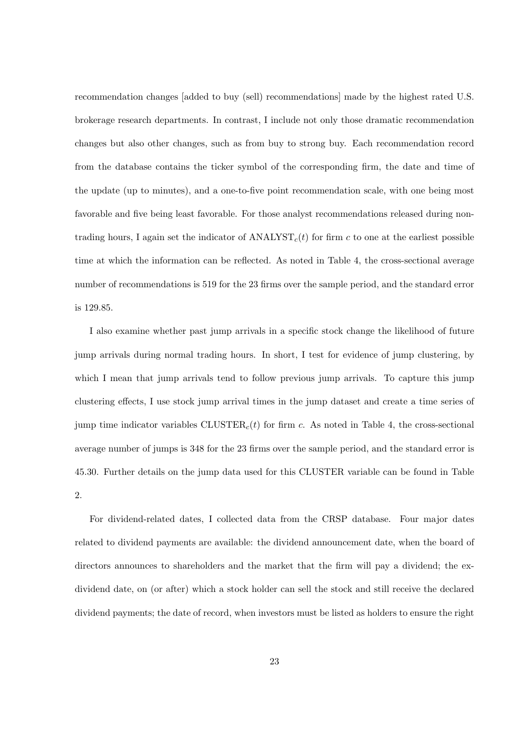recommendation changes [added to buy (sell) recommendations] made by the highest rated U.S. brokerage research departments. In contrast, I include not only those dramatic recommendation changes but also other changes, such as from buy to strong buy. Each recommendation record from the database contains the ticker symbol of the corresponding firm, the date and time of the update (up to minutes), and a one-to-five point recommendation scale, with one being most favorable and five being least favorable. For those analyst recommendations released during non-trading hours, I again set the indicator of $\text{ANALYST}_c(t)$ for firm $c$ to one at the earliest possible time at which the information can be reflected. As noted in Table 4, the cross-sectional average number of recommendations is 519 for the 23 firms over the sample period, and the standard error is 129.85.

I also examine whether past jump arrivals in a specific stock change the likelihood of future jump arrivals during normal trading hours. In short, I test for evidence of jump clustering, by which I mean that jump arrivals tend to follow previous jump arrivals. To capture this jump clustering effects, I use stock jump arrival times in the jump dataset and create a time series of jump time indicator variables $\text{CLUSTER}_c(t)$ for firm $c$. As noted in Table 4, the cross-sectional average number of jumps is 348 for the 23 firms over the sample period, and the standard error is 45.30. Further details on the jump data used for this CLUSTER variable can be found in Table 2.

For dividend-related dates, I collected data from the CRSP database. Four major dates related to dividend payments are available: the dividend announcement date, when the board of directors announces to shareholders and the market that the firm will pay a dividend; the ex-dividend date, on (or after) which a stock holder can sell the stock and still receive the declared dividend payments; the date of record, when investors must be listed as holders to ensure the right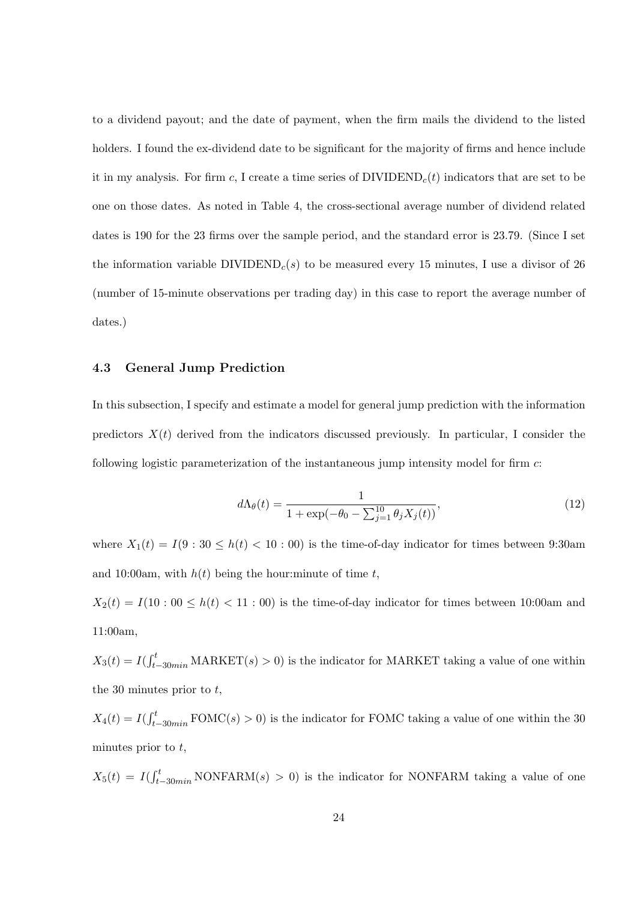to a dividend payout; and the date of payment, when the firm mails the dividend to the listed holders. I found the ex-dividend date to be significant for the majority of firms and hence include it in my analysis. For firm $c$, I create a time series of $\text{DIVIDEND}_c(t)$ indicators that are set to be one on those dates. As noted in Table 4, the cross-sectional average number of dividend related dates is 190 for the 23 firms over the sample period, and the standard error is 23.79. (Since I set the information variable $\text{DIVIDEND}_c(s)$ to be measured every 15 minutes, I use a divisor of 26 (number of 15-minute observations per trading day) in this case to report the average number of dates.)

### 4.3 General Jump Prediction

In this subsection, I specify and estimate a model for general jump prediction with the information predictors $X(t)$ derived from the indicators discussed previously. In particular, I consider the following logistic parameterization of the instantaneous jump intensity model for firm $c$:

$$d\Lambda_\theta(t) = \frac{1}{1 + \exp(-\theta_0 - \sum_{j=1}^{10} \theta_j X_j(t))}, \tag{12}$$

where $X_1(t) = I(9:30 \leq h(t) < 10:00)$ is the time-of-day indicator for times between 9:30am and 10:00am, with $h(t)$ being the hour:minute of time $t$,

$X_2(t) = I(10:00 \leq h(t) < 11:00)$ is the time-of-day indicator for times between 10:00am and 11:00am,

$X_3(t) = I(\int_{t-30min}^{t} \text{MARKET}(s) > 0)$ is the indicator for MARKET taking a value of one within the 30 minutes prior to $t$,

$X_4(t) = I(\int_{t-30min}^{t} \text{FOMC}(s) > 0)$ is the indicator for FOMC taking a value of one within the 30 minutes prior to $t$,

$X_5(t) = I(\int_{t-30min}^{t} \text{NONFARM}(s) > 0)$ is the indicator for NONFARM taking a value of one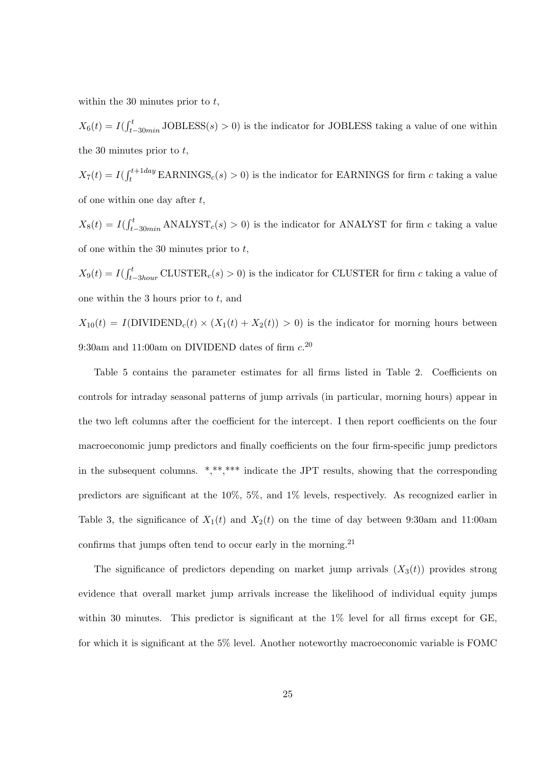within the 30 minutes prior to $t$,

$X_6(t) = I(\int_{t-30min}^{t} \text{JOBLESS}(s) > 0)$ is the indicator for JOBLESS taking a value of one within the 30 minutes prior to $t$,

$X_7(t) = I(\int_{t}^{t+1day} \text{EARNINGS}_c(s) > 0)$ is the indicator for EARNINGS for firm $c$ taking a value of one within one day after $t$,

$X_8(t) = I(\int_{t-30min}^{t} \text{ANALYST}_c(s) > 0)$ is the indicator for ANALYST for firm $c$ taking a value of one within the 30 minutes prior to $t$,

$X_9(t) = I(\int_{t-3hour}^{t} \text{CLUSTER}_c(s) > 0)$ is the indicator for CLUSTER for firm $c$ taking a value of one within the 3 hours prior to $t$, and

$X_{10}(t) = I(\text{DIVIDEND}_c(t) \times (X_1(t) + X_2(t)) > 0)$ is the indicator for morning hours between 9:30am and 11:00am on DIVIDEND dates of firm $c$.[20]

Table 5 contains the parameter estimates for all firms listed in Table 2. Coefficients on controls for intraday seasonal patterns of jump arrivals (in particular, morning hours) appear in the two left columns after the coefficient for the intercept. I then report coefficients on the four macroeconomic jump predictors and finally coefficients on the four firm-specific jump predictors in the subsequent columns. *,**,*** indicate the JPT results, showing that the corresponding predictors are significant at the 10%, 5%, and 1% levels, respectively. As recognized earlier in Table 3, the significance of $X_1(t)$ and $X_2(t)$ on the time of day between 9:30am and 11:00am confirms that jumps often tend to occur early in the morning.[21]

The significance of predictors depending on market jump arrivals ($X_3(t)$) provides strong evidence that overall market jump arrivals increase the likelihood of individual equity jumps within 30 minutes. This predictor is significant at the 1% level for all firms except for GE, for which it is significant at the 5% level. Another noteworthy macroeconomic variable is FOMC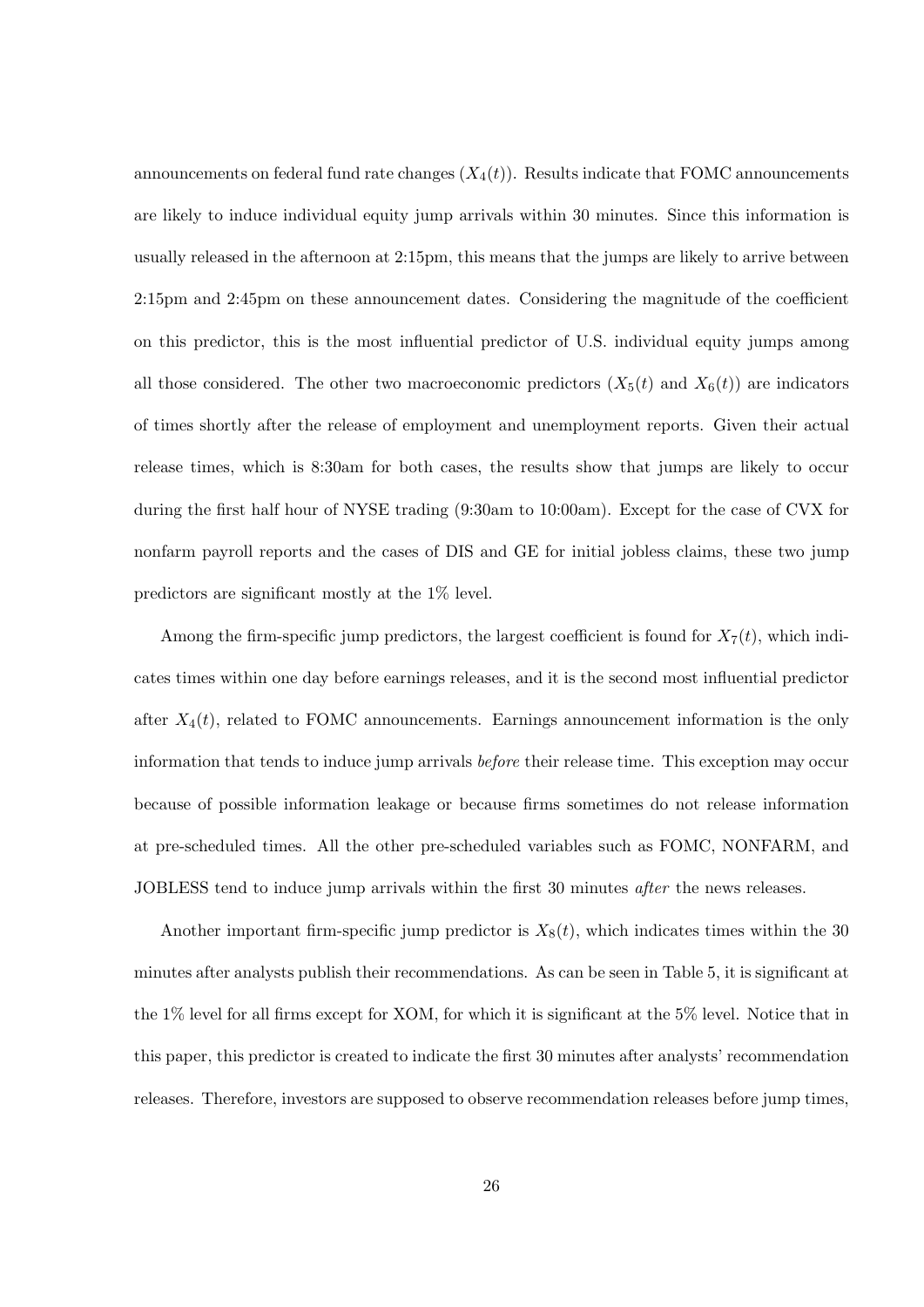announcements on federal fund rate changes ($X_4(t)$). Results indicate that FOMC announcements are likely to induce individual equity jump arrivals within 30 minutes. Since this information is usually released in the afternoon at 2:15pm, this means that the jumps are likely to arrive between 2:15pm and 2:45pm on these announcement dates. Considering the magnitude of the coefficient on this predictor, this is the most influential predictor of U.S. individual equity jumps among all those considered. The other two macroeconomic predictors ($X_5(t)$ and $X_6(t)$) are indicators of times shortly after the release of employment and unemployment reports. Given their actual release times, which is 8:30am for both cases, the results show that jumps are likely to occur during the first half hour of NYSE trading (9:30am to 10:00am). Except for the case of CVX for nonfarm payroll reports and the cases of DIS and GE for initial jobless claims, these two jump predictors are significant mostly at the 1% level.

Among the firm-specific jump predictors, the largest coefficient is found for $X_7(t)$, which indicates times within one day before earnings releases, and it is the second most influential predictor after $X_4(t)$, related to FOMC announcements. Earnings announcement information is the only information that tends to induce jump arrivals *before* their release time. This exception may occur because of possible information leakage or because firms sometimes do not release information at pre-scheduled times. All the other pre-scheduled variables such as FOMC, NONFARM, and JOBLESS tend to induce jump arrivals within the first 30 minutes *after* the news releases.

Another important firm-specific jump predictor is $X_8(t)$, which indicates times within the 30 minutes after analysts publish their recommendations. As can be seen in Table 5, it is significant at the 1% level for all firms except for XOM, for which it is significant at the 5% level. Notice that in this paper, this predictor is created to indicate the first 30 minutes after analysts' recommendation releases. Therefore, investors are supposed to observe recommendation releases before jump times,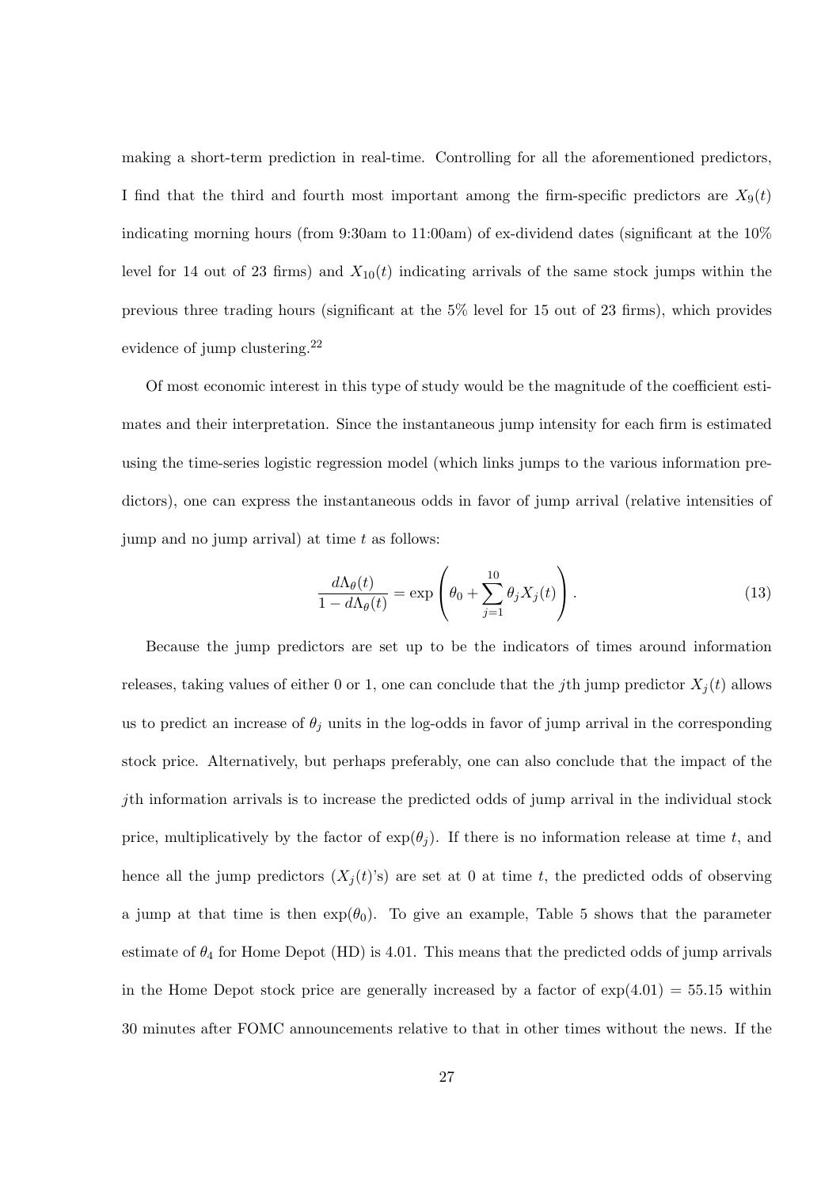making a short-term prediction in real-time. Controlling for all the aforementioned predictors, I find that the third and fourth most important among the firm-specific predictors are $X_9(t)$ indicating morning hours (from 9:30am to 11:00am) of ex-dividend dates (significant at the 10% level for 14 out of 23 firms) and $X_{10}(t)$ indicating arrivals of the same stock jumps within the previous three trading hours (significant at the 5% level for 15 out of 23 firms), which provides evidence of jump clustering.[22]

Of most economic interest in this type of study would be the magnitude of the coefficient estimates and their interpretation. Since the instantaneous jump intensity for each firm is estimated using the time-series logistic regression model (which links jumps to the various information predictors), one can express the instantaneous odds in favor of jump arrival (relative intensities of jump and no jump arrival) at time $t$ as follows:

$$\frac{d\Lambda_\theta(t)}{1 - d\Lambda_\theta(t)} = \exp\left(\theta_0 + \sum_{j=1}^{10} \theta_j X_j(t)\right). \tag{13}$$

Because the jump predictors are set up to be the indicators of times around information releases, taking values of either 0 or 1, one can conclude that the $j$th jump predictor $X_j(t)$ allows us to predict an increase of $\theta_j$ units in the log-odds in favor of jump arrival in the corresponding stock price. Alternatively, but perhaps preferably, one can also conclude that the impact of the $j$th information arrivals is to increase the predicted odds of jump arrival in the individual stock price, multiplicatively by the factor of $\exp(\theta_j)$. If there is no information release at time $t$, and hence all the jump predictors ($X_j(t)$'s) are set at 0 at time $t$, the predicted odds of observing a jump at that time is then $\exp(\theta_0)$. To give an example, Table 5 shows that the parameter estimate of $\theta_4$ for Home Depot (HD) is 4.01. This means that the predicted odds of jump arrivals in the Home Depot stock price are generally increased by a factor of $\exp(4.01) = 55.15$ within 30 minutes after FOMC announcements relative to that in other times without the news. If the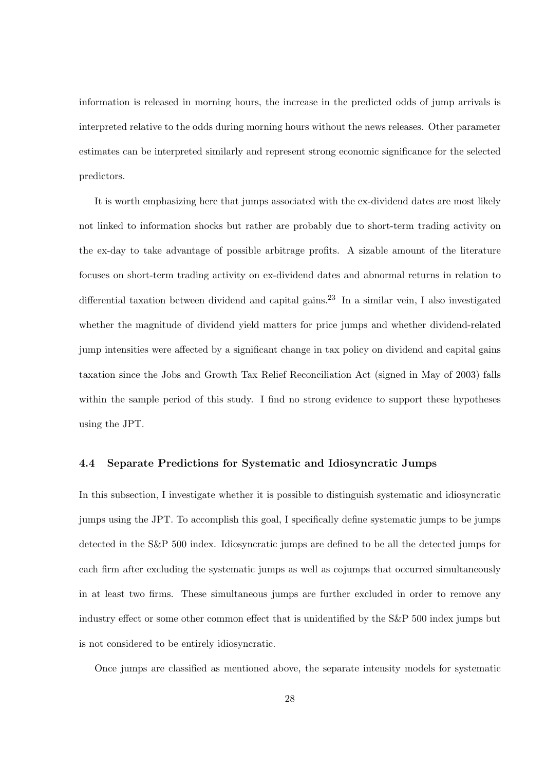information is released in morning hours, the increase in the predicted odds of jump arrivals is interpreted relative to the odds during morning hours without the news releases. Other parameter estimates can be interpreted similarly and represent strong economic significance for the selected predictors.

It is worth emphasizing here that jumps associated with the ex-dividend dates are most likely not linked to information shocks but rather are probably due to short-term trading activity on the ex-day to take advantage of possible arbitrage profits. A sizable amount of the literature focuses on short-term trading activity on ex-dividend dates and abnormal returns in relation to differential taxation between dividend and capital gains.[23] In a similar vein, I also investigated whether the magnitude of dividend yield matters for price jumps and whether dividend-related jump intensities were affected by a significant change in tax policy on dividend and capital gains taxation since the Jobs and Growth Tax Relief Reconciliation Act (signed in May of 2003) falls within the sample period of this study. I find no strong evidence to support these hypotheses using the JPT.

### 4.4 Separate Predictions for Systematic and Idiosyncratic Jumps

In this subsection, I investigate whether it is possible to distinguish systematic and idiosyncratic jumps using the JPT. To accomplish this goal, I specifically define systematic jumps to be jumps detected in the S&P 500 index. Idiosyncratic jumps are defined to be all the detected jumps for each firm after excluding the systematic jumps as well as cojumps that occurred simultaneously in at least two firms. These simultaneous jumps are further excluded in order to remove any industry effect or some other common effect that is unidentified by the S&P 500 index jumps but is not considered to be entirely idiosyncratic.

Once jumps are classified as mentioned above, the separate intensity models for systematic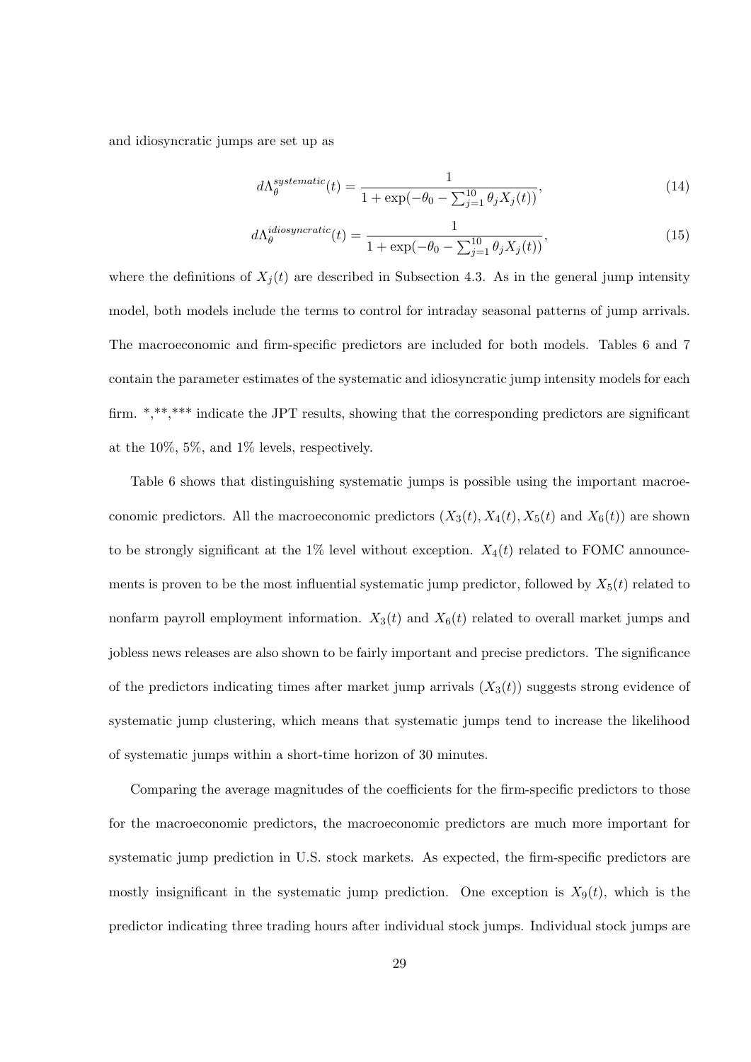and idiosyncratic jumps are set up as

$$d\Lambda_{\theta}^{systematic}(t) = \frac{1}{1 + \exp(-\theta_0 - \sum_{j=1}^{10} \theta_j X_j(t))}, \tag{14}$$

$$d\Lambda_{\theta}^{idiosyncratic}(t) = \frac{1}{1 + \exp(-\theta_0 - \sum_{j=1}^{10} \theta_j X_j(t))}, \tag{15}$$

where the definitions of $X_j(t)$ are described in Subsection 4.3. As in the general jump intensity model, both models include the terms to control for intraday seasonal patterns of jump arrivals. The macroeconomic and firm-specific predictors are included for both models. Tables 6 and 7 contain the parameter estimates of the systematic and idiosyncratic jump intensity models for each firm. *,**,*** indicate the JPT results, showing that the corresponding predictors are significant at the 10%, 5%, and 1% levels, respectively.

Table 6 shows that distinguishing systematic jumps is possible using the important macroeconomic predictors. All the macroeconomic predictors ($X_3(t), X_4(t), X_5(t)$ and $X_6(t)$) are shown to be strongly significant at the 1% level without exception. $X_4(t)$ related to FOMC announcements is proven to be the most influential systematic jump predictor, followed by $X_5(t)$ related to nonfarm payroll employment information. $X_3(t)$ and $X_6(t)$ related to overall market jumps and jobless news releases are also shown to be fairly important and precise predictors. The significance of the predictors indicating times after market jump arrivals ($X_3(t)$) suggests strong evidence of systematic jump clustering, which means that systematic jumps tend to increase the likelihood of systematic jumps within a short-time horizon of 30 minutes.

Comparing the average magnitudes of the coefficients for the firm-specific predictors to those for the macroeconomic predictors, the macroeconomic predictors are much more important for systematic jump prediction in U.S. stock markets. As expected, the firm-specific predictors are mostly insignificant in the systematic jump prediction. One exception is $X_9(t)$, which is the predictor indicating three trading hours after individual stock jumps. Individual stock jumps are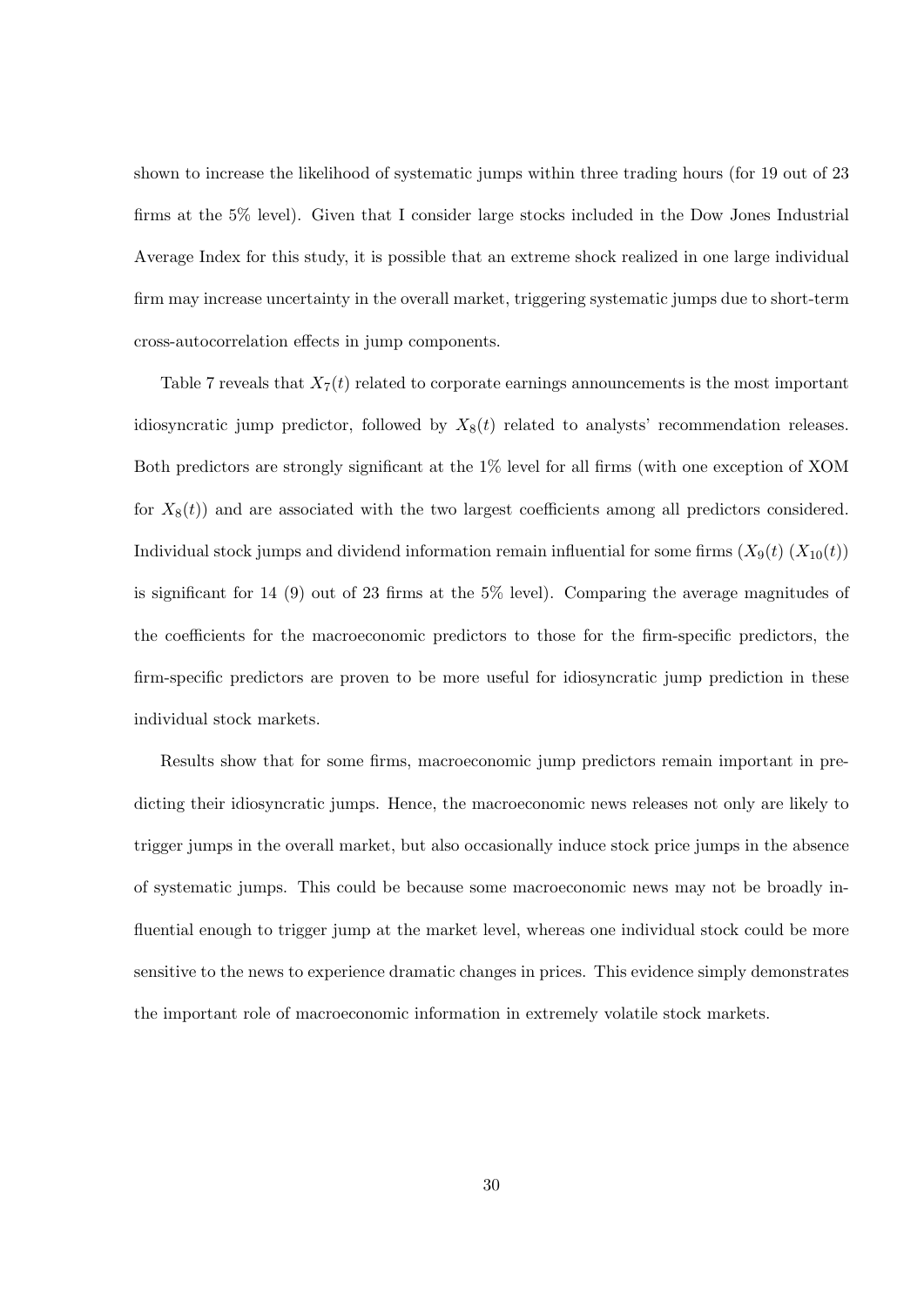shown to increase the likelihood of systematic jumps within three trading hours (for 19 out of 23 firms at the 5% level). Given that I consider large stocks included in the Dow Jones Industrial Average Index for this study, it is possible that an extreme shock realized in one large individual firm may increase uncertainty in the overall market, triggering systematic jumps due to short-term cross-autocorrelation effects in jump components.

Table 7 reveals that $X_7(t)$ related to corporate earnings announcements is the most important idiosyncratic jump predictor, followed by $X_8(t)$ related to analysts' recommendation releases. Both predictors are strongly significant at the 1% level for all firms (with one exception of XOM for $X_8(t)$) and are associated with the two largest coefficients among all predictors considered. Individual stock jumps and dividend information remain influential for some firms ($X_9(t)$ ($X_{10}(t)$) is significant for 14 (9) out of 23 firms at the 5% level). Comparing the average magnitudes of the coefficients for the macroeconomic predictors to those for the firm-specific predictors, the firm-specific predictors are proven to be more useful for idiosyncratic jump prediction in these individual stock markets.

Results show that for some firms, macroeconomic jump predictors remain important in predicting their idiosyncratic jumps. Hence, the macroeconomic news releases not only are likely to trigger jumps in the overall market, but also occasionally induce stock price jumps in the absence of systematic jumps. This could be because some macroeconomic news may not be broadly influential enough to trigger jump at the market level, whereas one individual stock could be more sensitive to the news to experience dramatic changes in prices. This evidence simply demonstrates the important role of macroeconomic information in extremely volatile stock markets.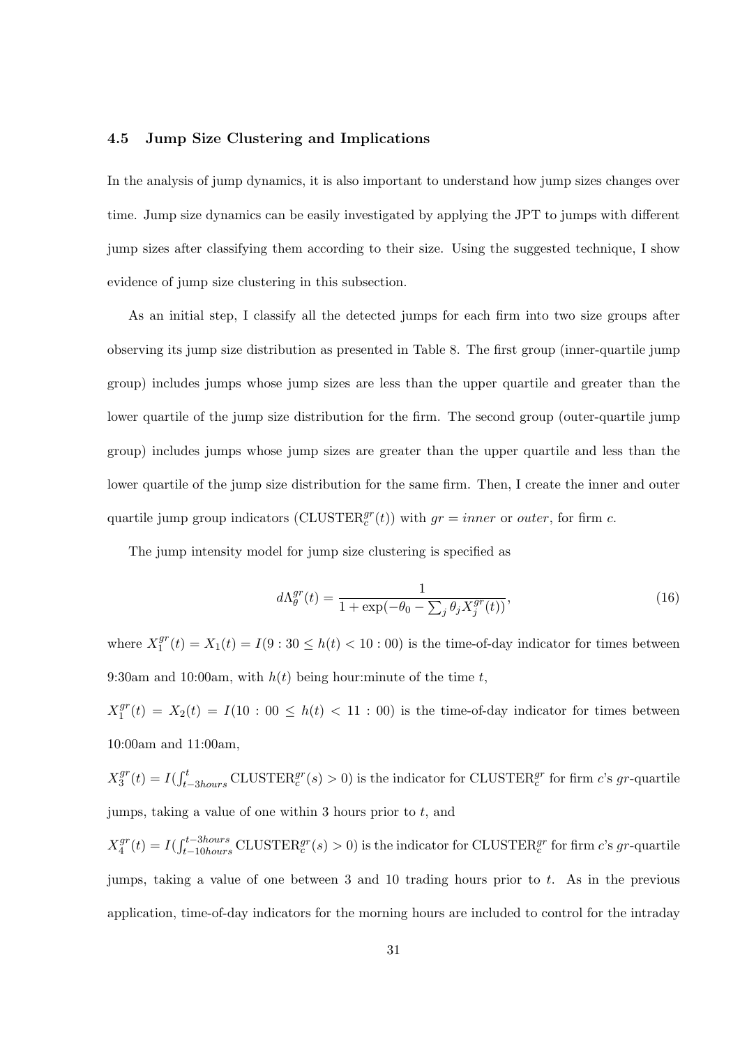### 4.5 Jump Size Clustering and Implications

In the analysis of jump dynamics, it is also important to understand how jump sizes changes over time. Jump size dynamics can be easily investigated by applying the JPT to jumps with different jump sizes after classifying them according to their size. Using the suggested technique, I show evidence of jump size clustering in this subsection.

As an initial step, I classify all the detected jumps for each firm into two size groups after observing its jump size distribution as presented in Table 8. The first group (inner-quartile jump group) includes jumps whose jump sizes are less than the upper quartile and greater than the lower quartile of the jump size distribution for the firm. The second group (outer-quartile jump group) includes jumps whose jump sizes are greater than the upper quartile and less than the lower quartile of the jump size distribution for the same firm. Then, I create the inner and outer quartile jump group indicators ($\text{CLUSTER}_c^{gr}(t)$) with $gr = inner$ or $outer$, for firm $c$.

The jump intensity model for jump size clustering is specified as

$$d\Lambda_\theta^{gr}(t) = \frac{1}{1 + \exp(-\theta_0 - \sum_j \theta_j X_j^{gr}(t))}, \tag{16}$$

where $X_1^{gr}(t) = X_1(t) = I(9:30 \leq h(t) < 10:00)$ is the time-of-day indicator for times between 9:30am and 10:00am, with $h(t)$ being hour:minute of the time $t$,

$X_1^{gr}(t) = X_2(t) = I(10:00 \leq h(t) < 11:00)$ is the time-of-day indicator for times between 10:00am and 11:00am,

$X_3^{gr}(t) = I(\int_{t-3hours}^{t} \text{CLUSTER}_c^{gr}(s) > 0)$ is the indicator for $\text{CLUSTER}_c^{gr}$ for firm $c$'s $gr$-quartile jumps, taking a value of one within 3 hours prior to $t$, and

$X_4^{gr}(t) = I(\int_{t-10hours}^{t-3hours} \text{CLUSTER}_c^{gr}(s) > 0)$ is the indicator for $\text{CLUSTER}_c^{gr}$ for firm $c$'s $gr$-quartile jumps, taking a value of one between 3 and 10 trading hours prior to $t$. As in the previous application, time-of-day indicators for the morning hours are included to control for the intraday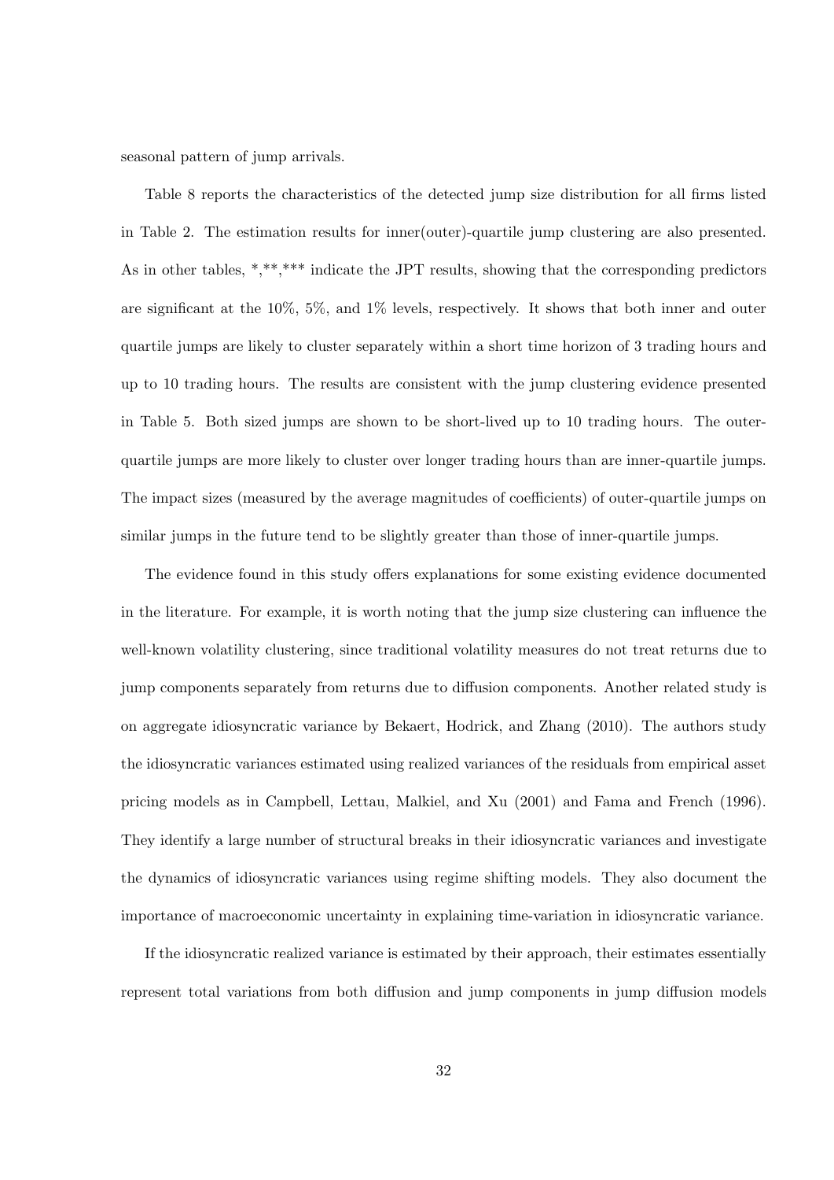seasonal pattern of jump arrivals.

Table 8 reports the characteristics of the detected jump size distribution for all firms listed in Table 2. The estimation results for inner(outer)-quartile jump clustering are also presented. As in other tables, *,**,*** indicate the JPT results, showing that the corresponding predictors are significant at the 10%, 5%, and 1% levels, respectively. It shows that both inner and outer quartile jumps are likely to cluster separately within a short time horizon of 3 trading hours and up to 10 trading hours. The results are consistent with the jump clustering evidence presented in Table 5. Both sized jumps are shown to be short-lived up to 10 trading hours. The outer-quartile jumps are more likely to cluster over longer trading hours than are inner-quartile jumps. The impact sizes (measured by the average magnitudes of coefficients) of outer-quartile jumps on similar jumps in the future tend to be slightly greater than those of inner-quartile jumps.

The evidence found in this study offers explanations for some existing evidence documented in the literature. For example, it is worth noting that the jump size clustering can influence the well-known volatility clustering, since traditional volatility measures do not treat returns due to jump components separately from returns due to diffusion components. Another related study is on aggregate idiosyncratic variance by Bekaert, Hodrick, and Zhang (2010). The authors study the idiosyncratic variances estimated using realized variances of the residuals from empirical asset pricing models as in Campbell, Lettau, Malkiel, and Xu (2001) and Fama and French (1996). They identify a large number of structural breaks in their idiosyncratic variances and investigate the dynamics of idiosyncratic variances using regime shifting models. They also document the importance of macroeconomic uncertainty in explaining time-variation in idiosyncratic variance.

If the idiosyncratic realized variance is estimated by their approach, their estimates essentially represent total variations from both diffusion and jump components in jump diffusion models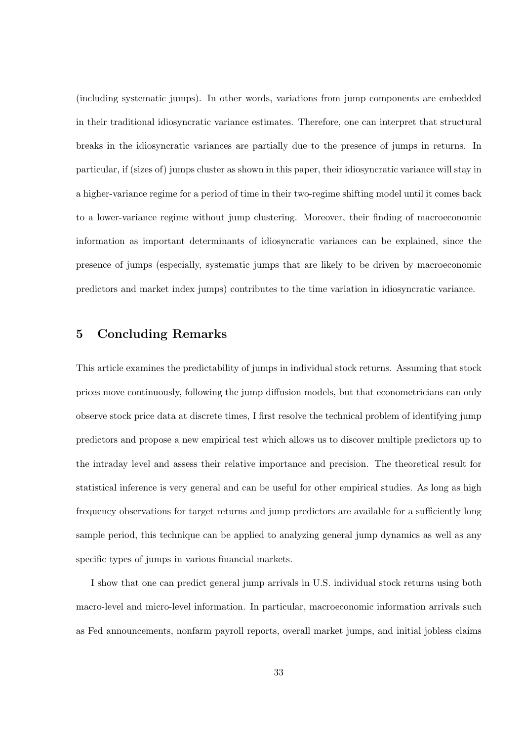(including systematic jumps). In other words, variations from jump components are embedded in their traditional idiosyncratic variance estimates. Therefore, one can interpret that structural breaks in the idiosyncratic variances are partially due to the presence of jumps in returns. In particular, if (sizes of) jumps cluster as shown in this paper, their idiosyncratic variance will stay in a higher-variance regime for a period of time in their two-regime shifting model until it comes back to a lower-variance regime without jump clustering. Moreover, their finding of macroeconomic information as important determinants of idiosyncratic variances can be explained, since the presence of jumps (especially, systematic jumps that are likely to be driven by macroeconomic predictors and market index jumps) contributes to the time variation in idiosyncratic variance.

## 5 Concluding Remarks

This article examines the predictability of jumps in individual stock returns. Assuming that stock prices move continuously, following the jump diffusion models, but that econometricians can only observe stock price data at discrete times, I first resolve the technical problem of identifying jump predictors and propose a new empirical test which allows us to discover multiple predictors up to the intraday level and assess their relative importance and precision. The theoretical result for statistical inference is very general and can be useful for other empirical studies. As long as high frequency observations for target returns and jump predictors are available for a sufficiently long sample period, this technique can be applied to analyzing general jump dynamics as well as any specific types of jumps in various financial markets.

I show that one can predict general jump arrivals in U.S. individual stock returns using both macro-level and micro-level information. In particular, macroeconomic information arrivals such as Fed announcements, nonfarm payroll reports, overall market jumps, and initial jobless claims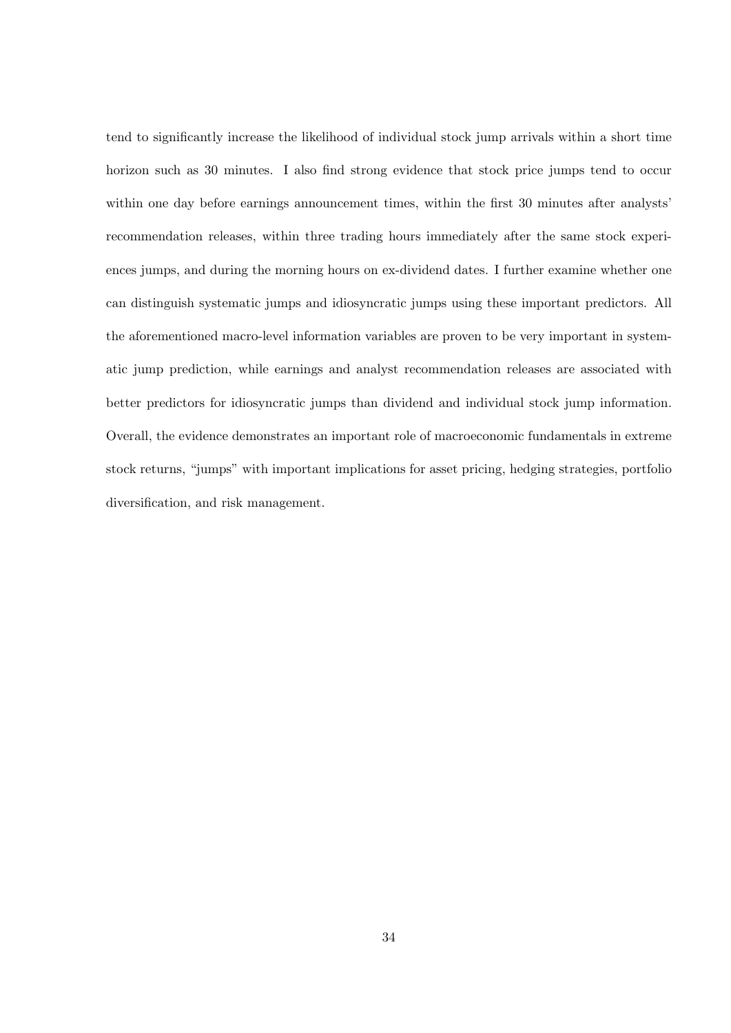tend to significantly increase the likelihood of individual stock jump arrivals within a short time horizon such as 30 minutes. I also find strong evidence that stock price jumps tend to occur within one day before earnings announcement times, within the first 30 minutes after analysts' recommendation releases, within three trading hours immediately after the same stock experiences jumps, and during the morning hours on ex-dividend dates. I further examine whether one can distinguish systematic jumps and idiosyncratic jumps using these important predictors. All the aforementioned macro-level information variables are proven to be very important in systematic jump prediction, while earnings and analyst recommendation releases are associated with better predictors for idiosyncratic jumps than dividend and individual stock jump information. Overall, the evidence demonstrates an important role of macroeconomic fundamentals in extreme stock returns, "jumps" with important implications for asset pricing, hedging strategies, portfolio diversification, and risk management.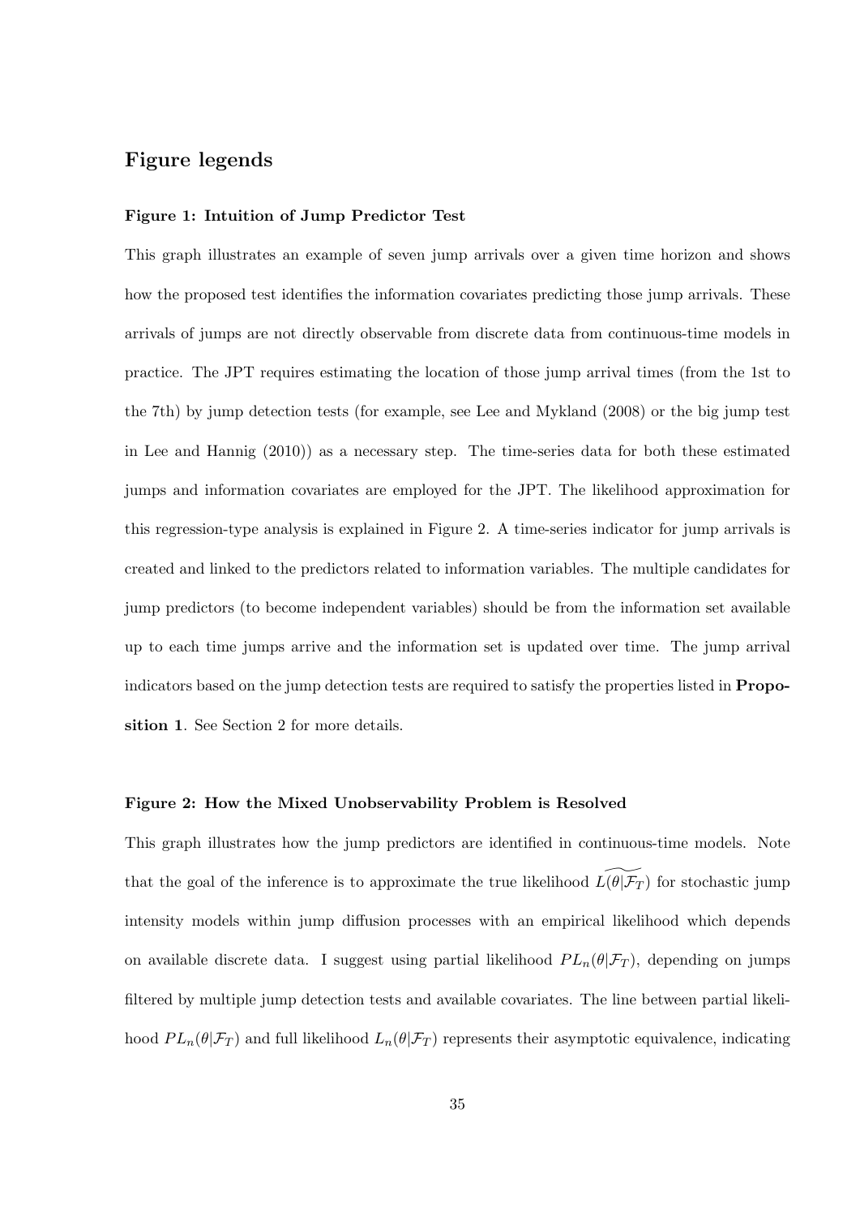## Figure legends

**Figure 1: Intuition of Jump Predictor Test**

This graph illustrates an example of seven jump arrivals over a given time horizon and shows how the proposed test identifies the information covariates predicting those jump arrivals. These arrivals of jumps are not directly observable from discrete data from continuous-time models in practice. The JPT requires estimating the location of those jump arrival times (from the 1st to the 7th) by jump detection tests (for example, see Lee and Mykland (2008) or the big jump test in Lee and Hannig (2010)) as a necessary step. The time-series data for both these estimated jumps and information covariates are employed for the JPT. The likelihood approximation for this regression-type analysis is explained in Figure 2. A time-series indicator for jump arrivals is created and linked to the predictors related to information variables. The multiple candidates for jump predictors (to become independent variables) should be from the information set available up to each time jumps arrive and the information set is updated over time. The jump arrival indicators based on the jump detection tests are required to satisfy the properties listed in **Proposition 1**. See Section 2 for more details.

**Figure 2: How the Mixed Unobservability Problem is Resolved**

This graph illustrates how the jump predictors are identified in continuous-time models. Note that the goal of the inference is to approximate the true likelihood $\widetilde{L(\theta|\mathcal{F}_T)}$ for stochastic jump intensity models within jump diffusion processes with an empirical likelihood which depends on available discrete data. I suggest using partial likelihood $PL_n(\theta|\mathcal{F}_T)$, depending on jumps filtered by multiple jump detection tests and available covariates. The line between partial likelihood $PL_n(\theta|\mathcal{F}_T)$ and full likelihood $L_n(\theta|\mathcal{F}_T)$ represents their asymptotic equivalence, indicating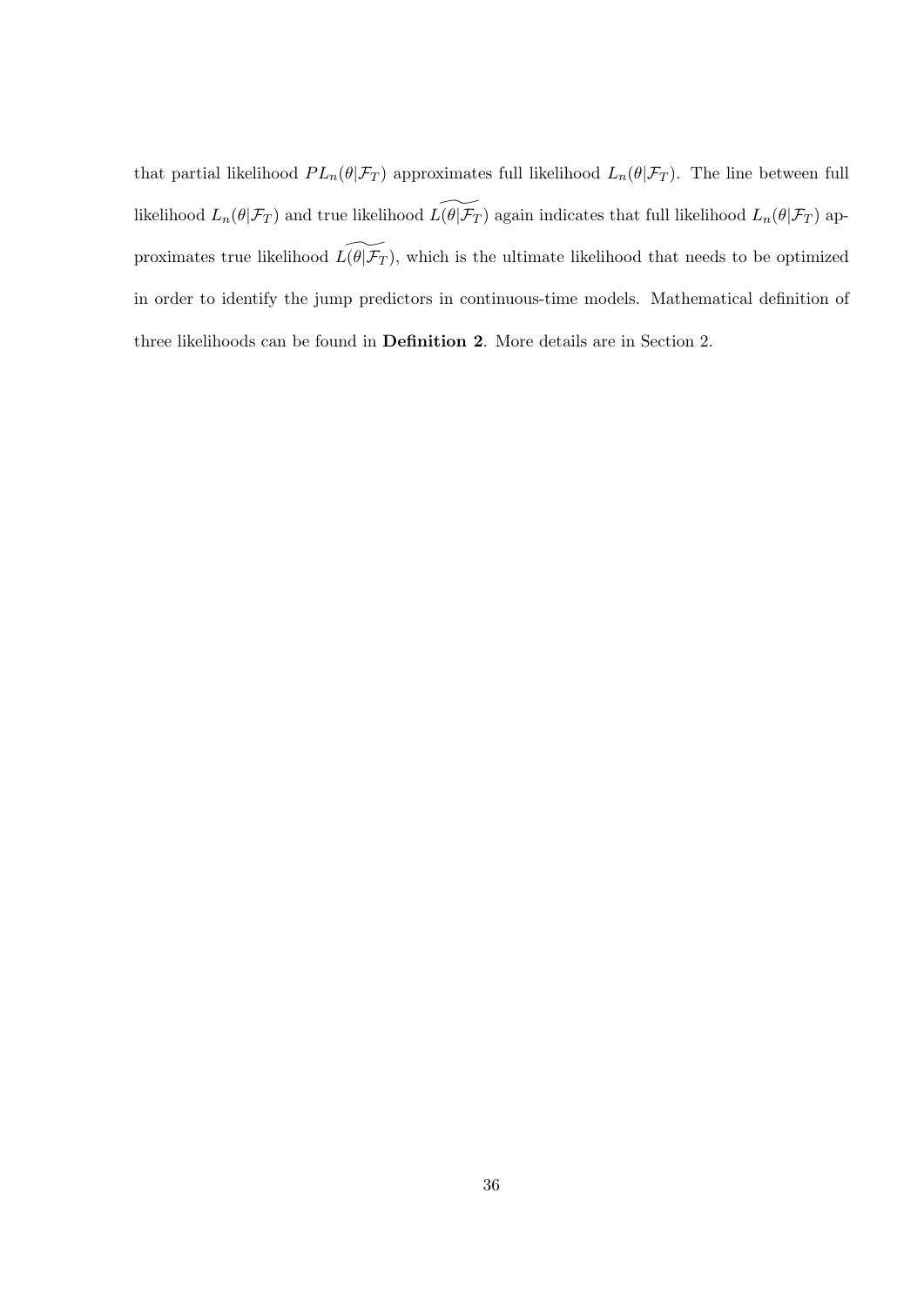that partial likelihood $PL_n(\theta|\mathcal{F}_T)$ approximates full likelihood $L_n(\theta|\mathcal{F}_T)$. The line between full likelihood $L_n(\theta|\mathcal{F}_T)$ and true likelihood $\widetilde{L(\theta|\mathcal{F}_T)}$ again indicates that full likelihood $L_n(\theta|\mathcal{F}_T)$ approximates true likelihood $\widetilde{L(\theta|\mathcal{F}_T)}$, which is the ultimate likelihood that needs to be optimized in order to identify the jump predictors in continuous-time models. Mathematical definition of three likelihoods can be found in **Definition 2**. More details are in Section 2.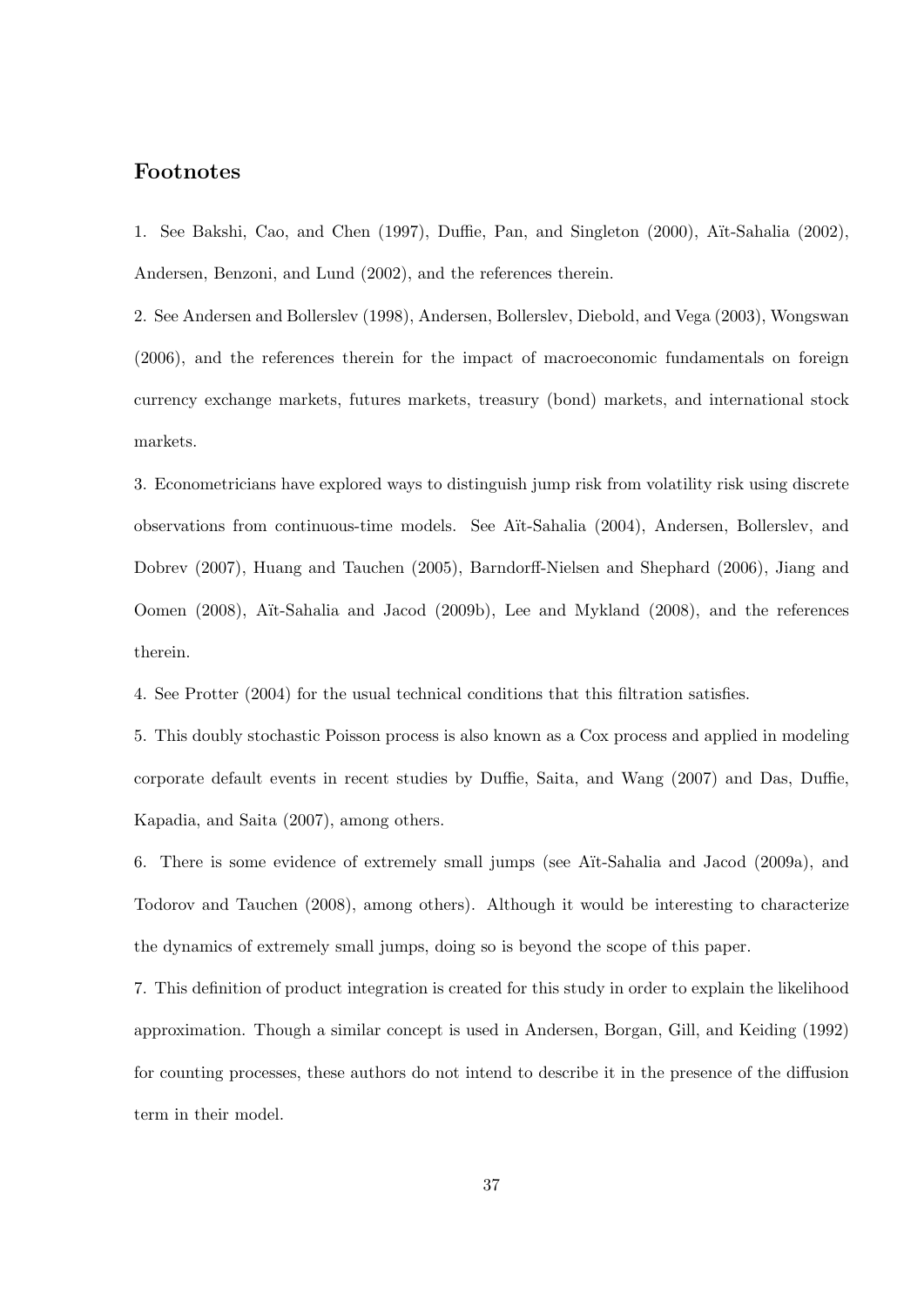## Footnotes

1. See Bakshi, Cao, and Chen (1997), Duffie, Pan, and Singleton (2000), Aït-Sahalia (2002), Andersen, Benzoni, and Lund (2002), and the references therein.

2. See Andersen and Bollerslev (1998), Andersen, Bollerslev, Diebold, and Vega (2003), Wongswan (2006), and the references therein for the impact of macroeconomic fundamentals on foreign currency exchange markets, futures markets, treasury (bond) markets, and international stock markets.

3. Econometricians have explored ways to distinguish jump risk from volatility risk using discrete observations from continuous-time models. See Aït-Sahalia (2004), Andersen, Bollerslev, and Dobrev (2007), Huang and Tauchen (2005), Barndorff-Nielsen and Shephard (2006), Jiang and Oomen (2008), Aït-Sahalia and Jacod (2009b), Lee and Mykland (2008), and the references therein.

4. See Protter (2004) for the usual technical conditions that this filtration satisfies.

5. This doubly stochastic Poisson process is also known as a Cox process and applied in modeling corporate default events in recent studies by Duffie, Saita, and Wang (2007) and Das, Duffie, Kapadia, and Saita (2007), among others.

6. There is some evidence of extremely small jumps (see Aït-Sahalia and Jacod (2009a), and Todorov and Tauchen (2008), among others). Although it would be interesting to characterize the dynamics of extremely small jumps, doing so is beyond the scope of this paper.

7. This definition of product integration is created for this study in order to explain the likelihood approximation. Though a similar concept is used in Andersen, Borgan, Gill, and Keiding (1992) for counting processes, these authors do not intend to describe it in the presence of the diffusion term in their model.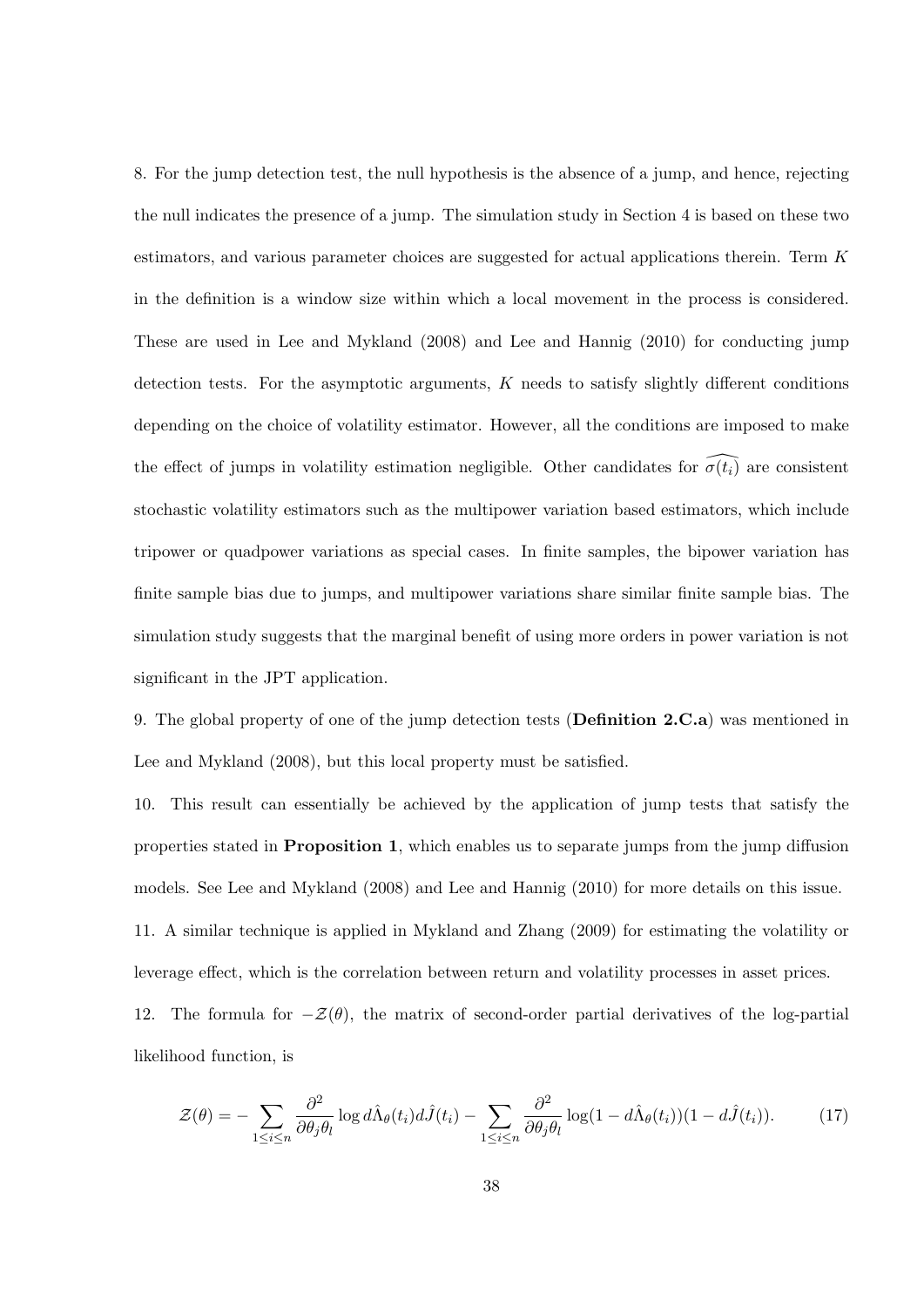8. For the jump detection test, the null hypothesis is the absence of a jump, and hence, rejecting the null indicates the presence of a jump. The simulation study in Section 4 is based on these two estimators, and various parameter choices are suggested for actual applications therein. Term $K$ in the definition is a window size within which a local movement in the process is considered. These are used in Lee and Mykland (2008) and Lee and Hannig (2010) for conducting jump detection tests. For the asymptotic arguments, $K$ needs to satisfy slightly different conditions depending on the choice of volatility estimator. However, all the conditions are imposed to make the effect of jumps in volatility estimation negligible. Other candidates for $\widehat{\sigma(t_i)}$ are consistent stochastic volatility estimators such as the multipower variation based estimators, which include tripower or quadpower variations as special cases. In finite samples, the bipower variation has finite sample bias due to jumps, and multipower variations share similar finite sample bias. The simulation study suggests that the marginal benefit of using more orders in power variation is not significant in the JPT application.

9. The global property of one of the jump detection tests (**Definition 2.C.a**) was mentioned in Lee and Mykland (2008), but this local property must be satisfied.

10. This result can essentially be achieved by the application of jump tests that satisfy the properties stated in **Proposition 1**, which enables us to separate jumps from the jump diffusion models. See Lee and Mykland (2008) and Lee and Hannig (2010) for more details on this issue.

11. A similar technique is applied in Mykland and Zhang (2009) for estimating the volatility or leverage effect, which is the correlation between return and volatility processes in asset prices.

12. The formula for $-\mathcal{Z}(\theta)$, the matrix of second-order partial derivatives of the log-partial likelihood function, is

$$\mathcal{Z}(\theta) = -\sum_{1\leq i\leq n} \frac{\partial^2}{\partial\theta_j\theta_l} \log d\hat{\Lambda}_\theta(t_i) d\hat{J}(t_i) - \sum_{1\leq i\leq n} \frac{\partial^2}{\partial\theta_j\theta_l} \log(1 - d\hat{\Lambda}_\theta(t_i))(1 - d\hat{J}(t_i)). \tag{17}$$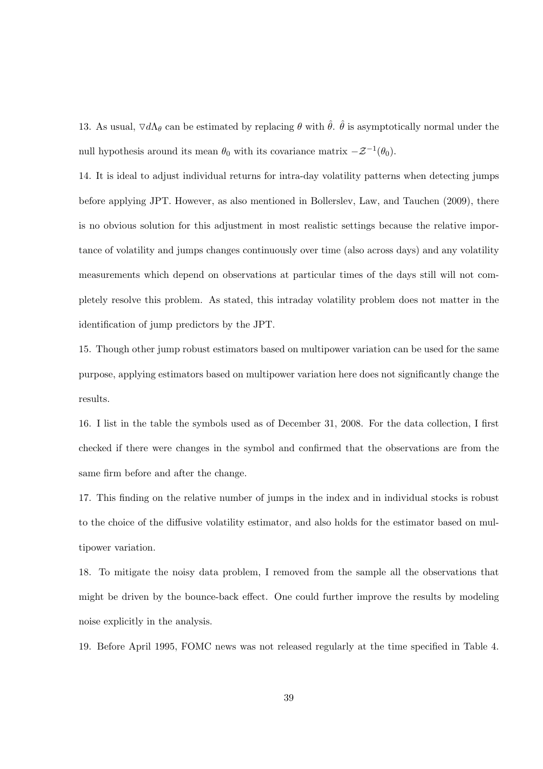13. As usual, $\triangledown d\Lambda_\theta$ can be estimated by replacing $\theta$ with $\hat{\theta}$. $\hat{\theta}$ is asymptotically normal under the null hypothesis around its mean $\theta_0$ with its covariance matrix $-\mathcal{Z}^{-1}(\theta_0)$.

14. It is ideal to adjust individual returns for intra-day volatility patterns when detecting jumps before applying JPT. However, as also mentioned in Bollerslev, Law, and Tauchen (2009), there is no obvious solution for this adjustment in most realistic settings because the relative importance of volatility and jumps changes continuously over time (also across days) and any volatility measurements which depend on observations at particular times of the days still will not completely resolve this problem. As stated, this intraday volatility problem does not matter in the identification of jump predictors by the JPT.

15. Though other jump robust estimators based on multipower variation can be used for the same purpose, applying estimators based on multipower variation here does not significantly change the results.

16. I list in the table the symbols used as of December 31, 2008. For the data collection, I first checked if there were changes in the symbol and confirmed that the observations are from the same firm before and after the change.

17. This finding on the relative number of jumps in the index and in individual stocks is robust to the choice of the diffusive volatility estimator, and also holds for the estimator based on multipower variation.

18. To mitigate the noisy data problem, I removed from the sample all the observations that might be driven by the bounce-back effect. One could further improve the results by modeling noise explicitly in the analysis.

19. Before April 1995, FOMC news was not released regularly at the time specified in Table 4.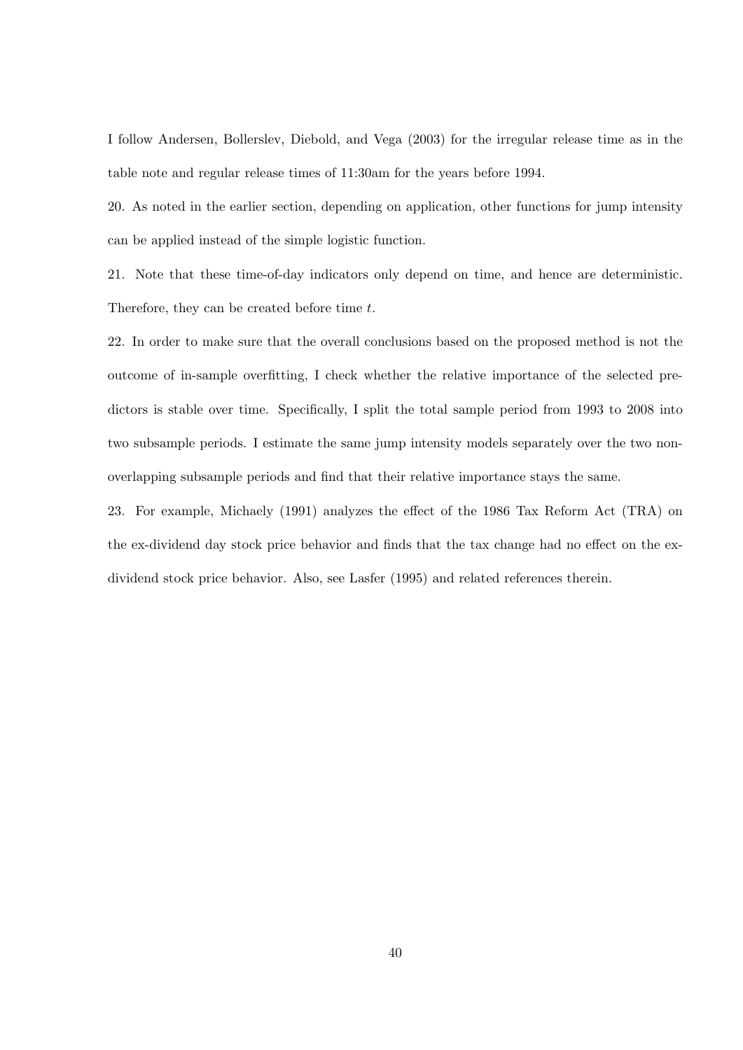I follow Andersen, Bollerslev, Diebold, and Vega (2003) for the irregular release time as in the table note and regular release times of 11:30am for the years before 1994.

20. As noted in the earlier section, depending on application, other functions for jump intensity can be applied instead of the simple logistic function.

21. Note that these time-of-day indicators only depend on time, and hence are deterministic. Therefore, they can be created before time $t$.

22. In order to make sure that the overall conclusions based on the proposed method is not the outcome of in-sample overfitting, I check whether the relative importance of the selected predictors is stable over time. Specifically, I split the total sample period from 1993 to 2008 into two subsample periods. I estimate the same jump intensity models separately over the two non-overlapping subsample periods and find that their relative importance stays the same.

23. For example, Michaely (1991) analyzes the effect of the 1986 Tax Reform Act (TRA) on the ex-dividend day stock price behavior and finds that the tax change had no effect on the ex-dividend stock price behavior. Also, see Lasfer (1995) and related references therein.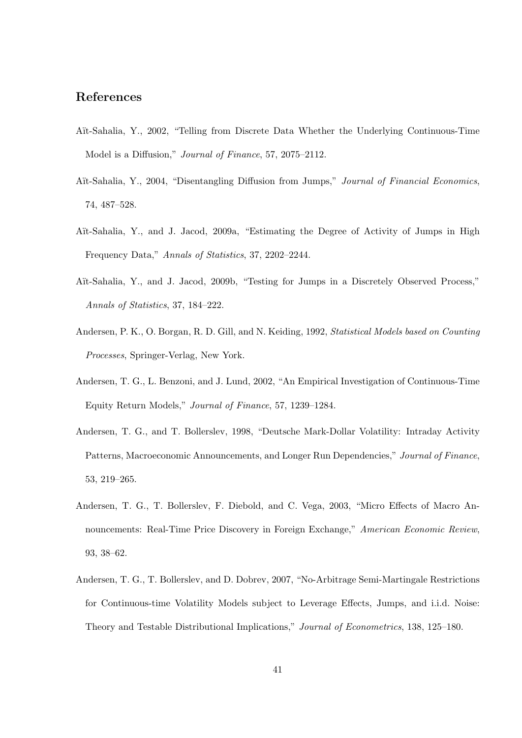## References

Aït-Sahalia, Y., 2002, "Telling from Discrete Data Whether the Underlying Continuous-Time Model is a Diffusion," *Journal of Finance*, 57, 2075–2112.

Aït-Sahalia, Y., 2004, "Disentangling Diffusion from Jumps," *Journal of Financial Economics*, 74, 487–528.

Aït-Sahalia, Y., and J. Jacod, 2009a, "Estimating the Degree of Activity of Jumps in High Frequency Data," *Annals of Statistics*, 37, 2202–2244.

Aït-Sahalia, Y., and J. Jacod, 2009b, "Testing for Jumps in a Discretely Observed Process," *Annals of Statistics*, 37, 184–222.

Andersen, P. K., O. Borgan, R. D. Gill, and N. Keiding, 1992, *Statistical Models based on Counting Processes*, Springer-Verlag, New York.

Andersen, T. G., L. Benzoni, and J. Lund, 2002, "An Empirical Investigation of Continuous-Time Equity Return Models," *Journal of Finance*, 57, 1239–1284.

Andersen, T. G., and T. Bollerslev, 1998, "Deutsche Mark-Dollar Volatility: Intraday Activity Patterns, Macroeconomic Announcements, and Longer Run Dependencies," *Journal of Finance*, 53, 219–265.

Andersen, T. G., T. Bollerslev, F. Diebold, and C. Vega, 2003, "Micro Effects of Macro Announcements: Real-Time Price Discovery in Foreign Exchange," *American Economic Review*, 93, 38–62.

Andersen, T. G., T. Bollerslev, and D. Dobrev, 2007, "No-Arbitrage Semi-Martingale Restrictions for Continuous-time Volatility Models subject to Leverage Effects, Jumps, and i.i.d. Noise: Theory and Testable Distributional Implications," *Journal of Econometrics*, 138, 125–180.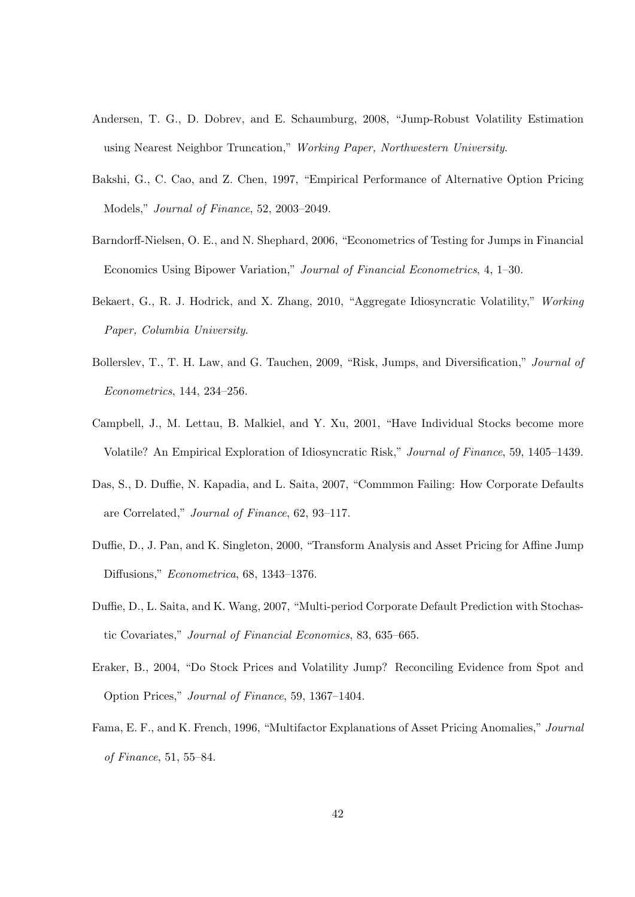Andersen, T. G., D. Dobrev, and E. Schaumburg, 2008, "Jump-Robust Volatility Estimation using Nearest Neighbor Truncation," *Working Paper, Northwestern University*.

Bakshi, G., C. Cao, and Z. Chen, 1997, "Empirical Performance of Alternative Option Pricing Models," *Journal of Finance*, 52, 2003–2049.

Barndorff-Nielsen, O. E., and N. Shephard, 2006, "Econometrics of Testing for Jumps in Financial Economics Using Bipower Variation," *Journal of Financial Econometrics*, 4, 1–30.

Bekaert, G., R. J. Hodrick, and X. Zhang, 2010, "Aggregate Idiosyncratic Volatility," *Working Paper, Columbia University*.

Bollerslev, T., T. H. Law, and G. Tauchen, 2009, "Risk, Jumps, and Diversification," *Journal of Econometrics*, 144, 234–256.

Campbell, J., M. Lettau, B. Malkiel, and Y. Xu, 2001, "Have Individual Stocks become more Volatile? An Empirical Exploration of Idiosyncratic Risk," *Journal of Finance*, 59, 1405–1439.

Das, S., D. Duffie, N. Kapadia, and L. Saita, 2007, "Commmon Failing: How Corporate Defaults are Correlated," *Journal of Finance*, 62, 93–117.

Duffie, D., J. Pan, and K. Singleton, 2000, "Transform Analysis and Asset Pricing for Affine Jump Diffusions," *Econometrica*, 68, 1343–1376.

Duffie, D., L. Saita, and K. Wang, 2007, "Multi-period Corporate Default Prediction with Stochastic Covariates," *Journal of Financial Economics*, 83, 635–665.

Eraker, B., 2004, "Do Stock Prices and Volatility Jump? Reconciling Evidence from Spot and Option Prices," *Journal of Finance*, 59, 1367–1404.

Fama, E. F., and K. French, 1996, "Multifactor Explanations of Asset Pricing Anomalies," *Journal of Finance*, 51, 55–84.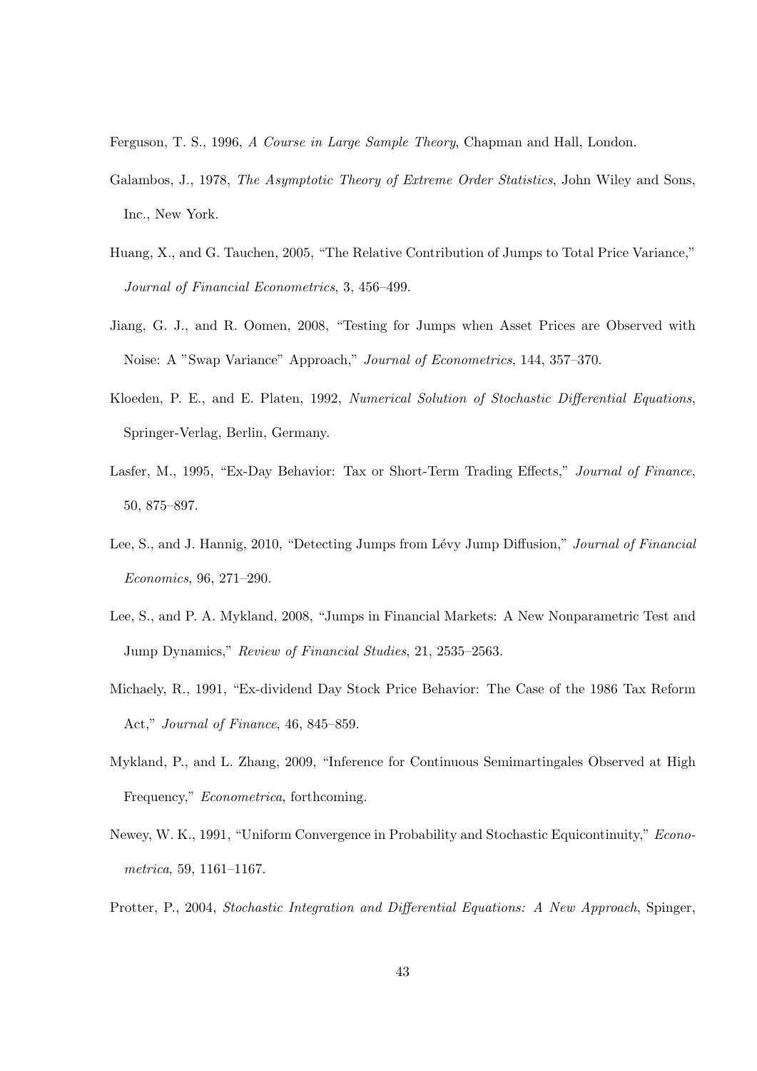Ferguson, T. S., 1996, *A Course in Large Sample Theory*, Chapman and Hall, London.

Galambos, J., 1978, *The Asymptotic Theory of Extreme Order Statistics*, John Wiley and Sons, Inc., New York.

Huang, X., and G. Tauchen, 2005, "The Relative Contribution of Jumps to Total Price Variance," *Journal of Financial Econometrics*, 3, 456–499.

Jiang, G. J., and R. Oomen, 2008, "Testing for Jumps when Asset Prices are Observed with Noise: A "Swap Variance" Approach," *Journal of Econometrics*, 144, 357–370.

Kloeden, P. E., and E. Platen, 1992, *Numerical Solution of Stochastic Differential Equations*, Springer-Verlag, Berlin, Germany.

Lasfer, M., 1995, "Ex-Day Behavior: Tax or Short-Term Trading Effects," *Journal of Finance*, 50, 875–897.

Lee, S., and J. Hannig, 2010, "Detecting Jumps from Lévy Jump Diffusion," *Journal of Financial Economics*, 96, 271–290.

Lee, S., and P. A. Mykland, 2008, "Jumps in Financial Markets: A New Nonparametric Test and Jump Dynamics," *Review of Financial Studies*, 21, 2535–2563.

Michaely, R., 1991, "Ex-dividend Day Stock Price Behavior: The Case of the 1986 Tax Reform Act," *Journal of Finance*, 46, 845–859.

Mykland, P., and L. Zhang, 2009, "Inference for Continuous Semimartingales Observed at High Frequency," *Econometrica*, forthcoming.

Newey, W. K., 1991, "Uniform Convergence in Probability and Stochastic Equicontinuity," *Econometrica*, 59, 1161–1167.

Protter, P., 2004, *Stochastic Integration and Differential Equations: A New Approach*, Spinger,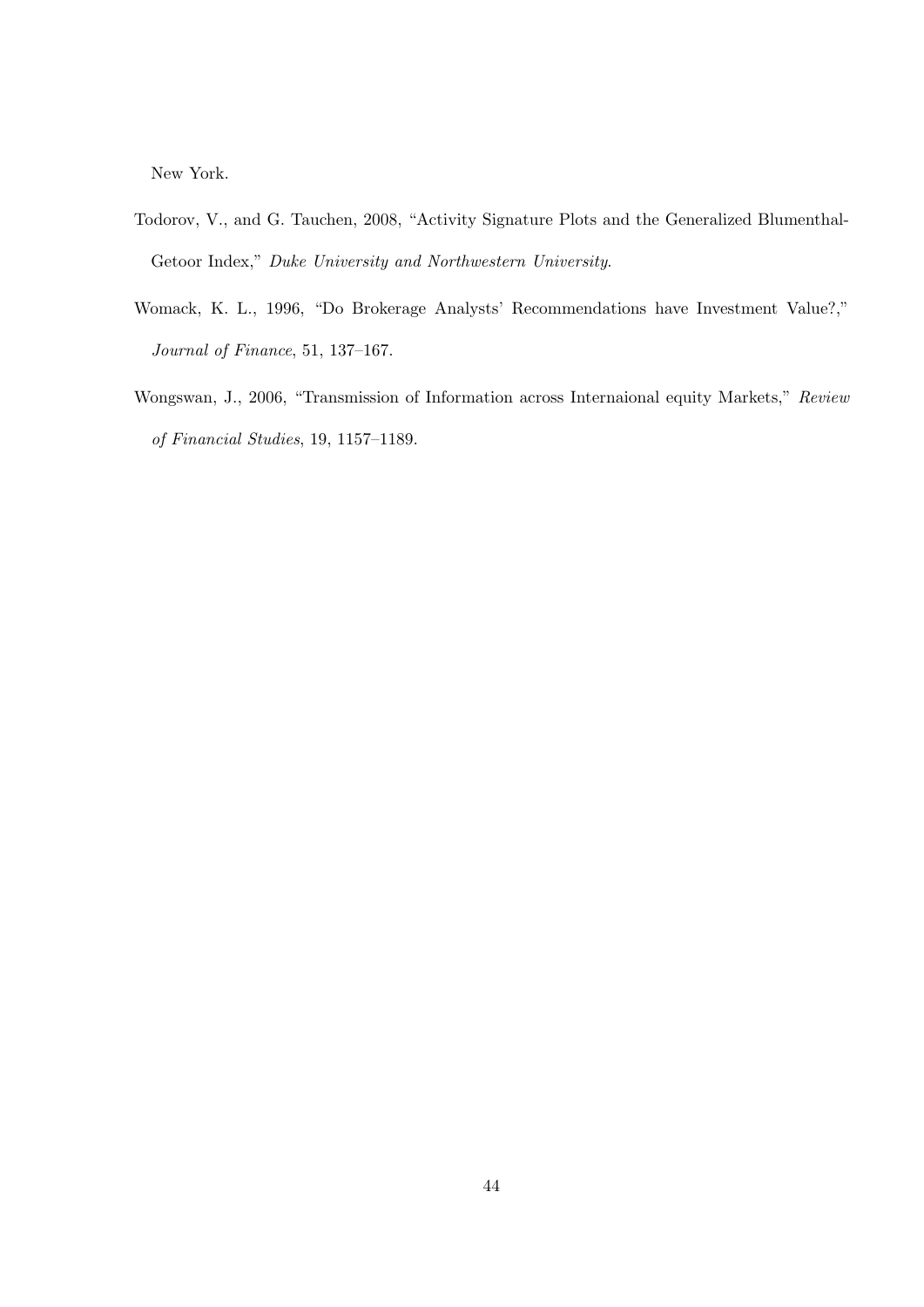New York.

Todorov, V., and G. Tauchen, 2008, "Activity Signature Plots and the Generalized Blumenthal-Getoor Index," *Duke University and Northwestern University*.

Womack, K. L., 1996, "Do Brokerage Analysts' Recommendations have Investment Value?," *Journal of Finance*, 51, 137–167.

Wongswan, J., 2006, "Transmission of Information across Internaional equity Markets," *Review of Financial Studies*, 19, 1157–1189.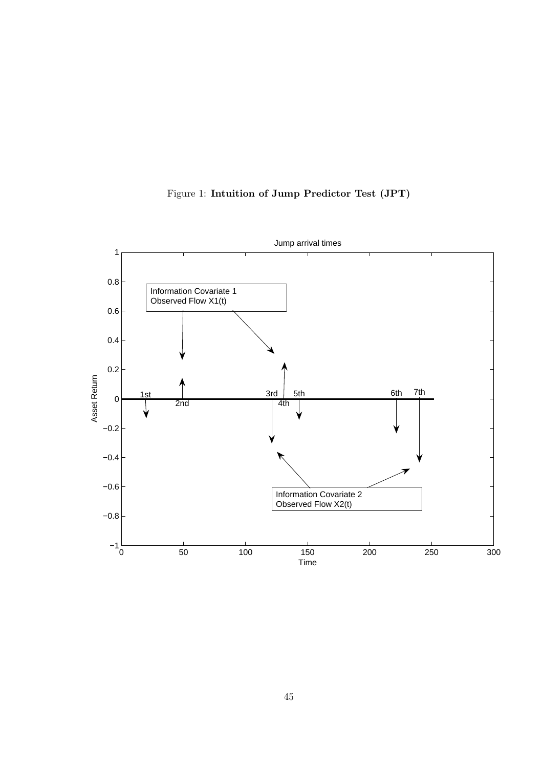Figure 1: **Intuition of Jump Predictor Test (JPT)**

Jump arrival times

Information Covariate 1
Observed Flow X1(t)

Information Covariate 2
Observed Flow X2(t)

1st 2nd 3rd 4th 5th 6th 7th

Asset Return

Time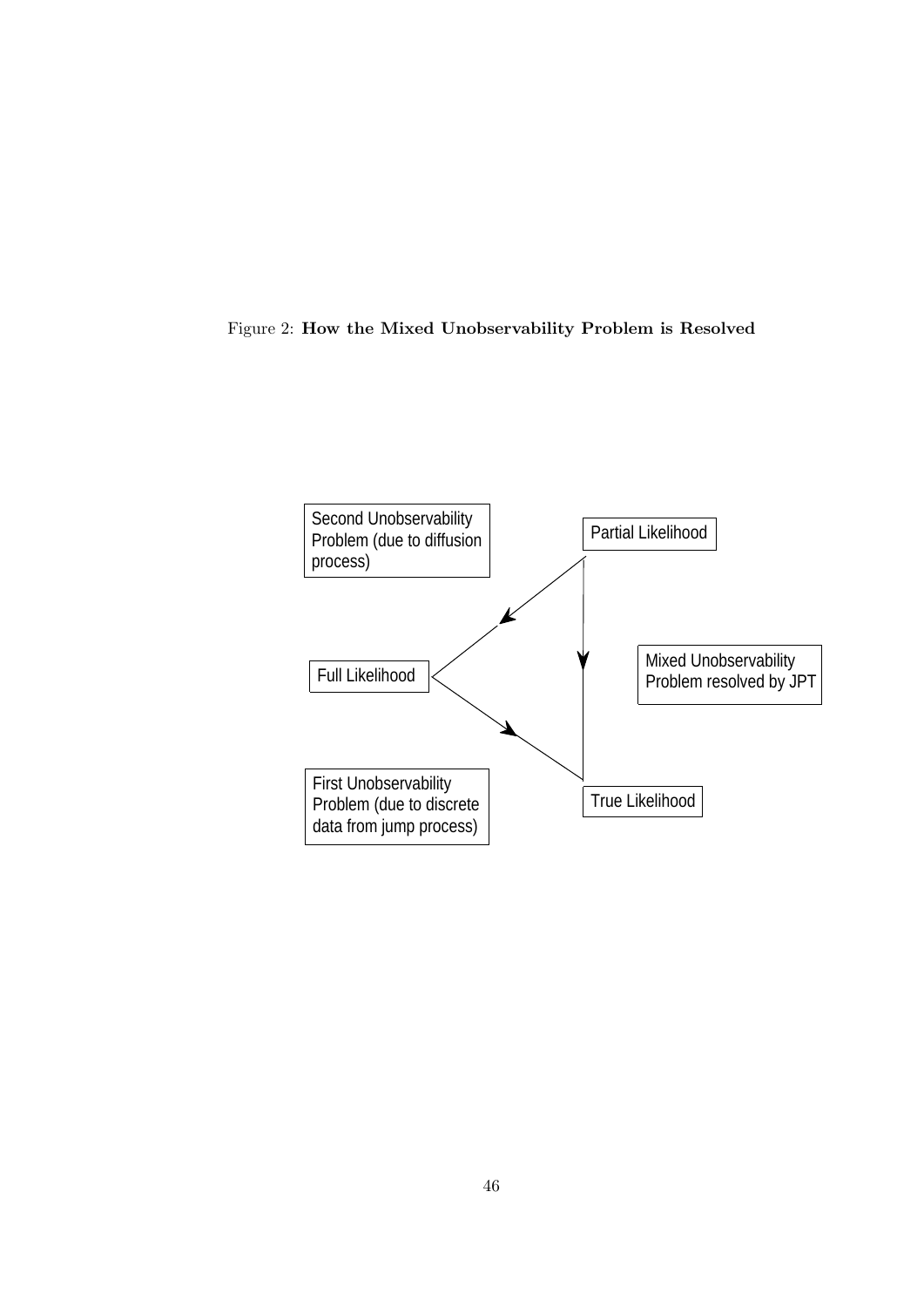Figure 2: **How the Mixed Unobservability Problem is Resolved**

Second Unobservability Problem (due to diffusion process)

Partial Likelihood

Full Likelihood

Mixed Unobservability Problem resolved by JPT

First Unobservability Problem (due to discrete data from jump process)

True Likelihood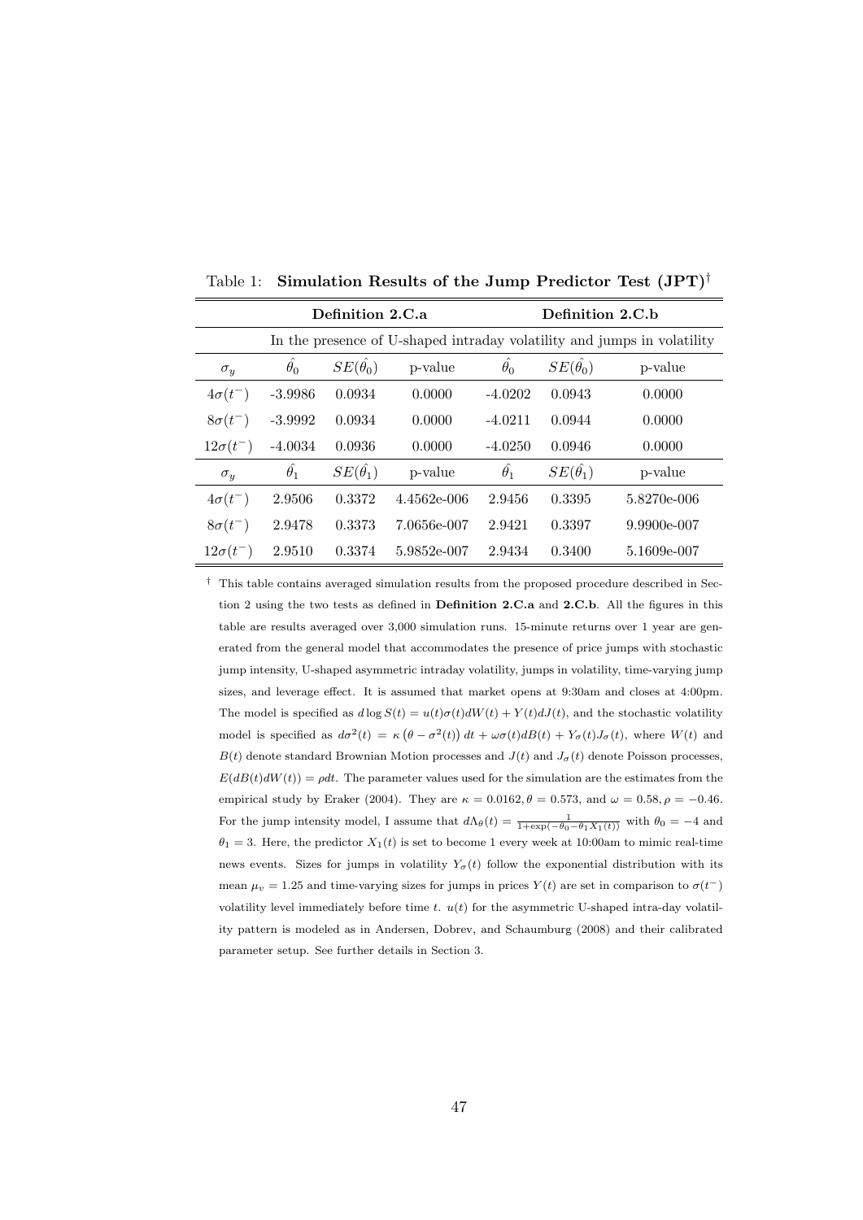Table 1: **Simulation Results of the Jump Predictor Test (JPT)**[†]

| | **Definition 2.C.a** | | | **Definition 2.C.b** | | |
|---|---|---|---|---|---|---|
| | In the presence of U-shaped intraday volatility and jumps in volatility | | | | | |
| $\sigma_y$ | $\hat{\theta_0}$ | $SE(\hat{\theta_0})$ | p-value | $\hat{\theta_0}$ | $SE(\hat{\theta_0})$ | p-value |
| $4\sigma(t^-)$ | -3.9986 | 0.0934 | 0.0000 | -4.0202 | 0.0943 | 0.0000 |
| $8\sigma(t^-)$ | -3.9992 | 0.0934 | 0.0000 | -4.0211 | 0.0944 | 0.0000 |
| $12\sigma(t^-)$ | -4.0034 | 0.0936 | 0.0000 | -4.0250 | 0.0946 | 0.0000 |
| $\sigma_y$ | $\hat{\theta_1}$ | $SE(\hat{\theta_1})$ | p-value | $\hat{\theta_1}$ | $SE(\hat{\theta_1})$ | p-value |
| $4\sigma(t^-)$ | 2.9506 | 0.3372 | 4.4562e-006 | 2.9456 | 0.3395 | 5.8270e-006 |
| $8\sigma(t^-)$ | 2.9478 | 0.3373 | 7.0656e-007 | 2.9421 | 0.3397 | 9.9900e-007 |
| $12\sigma(t^-)$ | 2.9510 | 0.3374 | 5.9852e-007 | 2.9434 | 0.3400 | 5.1609e-007 |

[†] This table contains averaged simulation results from the proposed procedure described in Section 2 using the two tests as defined in **Definition 2.C.a** and **2.C.b**. All the figures in this table are results averaged over 3,000 simulation runs. 15-minute returns over 1 year are generated from the general model that accommodates the presence of price jumps with stochastic jump intensity, U-shaped asymmetric intraday volatility, jumps in volatility, time-varying jump sizes, and leverage effect. It is assumed that market opens at 9:30am and closes at 4:00pm. The model is specified as $d\log S(t) = u(t)\sigma(t)dW(t) + Y(t)dJ(t)$, and the stochastic volatility model is specified as $d\sigma^2(t) = \kappa\left(\theta - \sigma^2(t)\right)dt + \omega\sigma(t)dB(t) + Y_\sigma(t)J_\sigma(t)$, where $W(t)$ and $B(t)$ denote standard Brownian Motion processes and $J(t)$ and $J_\sigma(t)$ denote Poisson processes, $E(dB(t)dW(t)) = \rho dt$. The parameter values used for the simulation are the estimates from the empirical study by Eraker (2004). They are $\kappa = 0.0162, \theta = 0.573$, and $\omega = 0.58, \rho = -0.46$. For the jump intensity model, I assume that $d\Lambda_\theta(t) = \frac{1}{1+\exp(-\theta_0-\theta_1 X_1(t))}$ with $\theta_0 = -4$ and $\theta_1 = 3$. Here, the predictor $X_1(t)$ is set to become 1 every week at 10:00am to mimic real-time news events. Sizes for jumps in volatility $Y_\sigma(t)$ follow the exponential distribution with its mean $\mu_v = 1.25$ and time-varying sizes for jumps in prices $Y(t)$ are set in comparison to $\sigma(t^-)$ volatility level immediately before time $t$. $u(t)$ for the asymmetric U-shaped intra-day volatility pattern is modeled as in Andersen, Dobrev, and Schaumburg (2008) and their calibrated parameter setup. See further details in Section 3.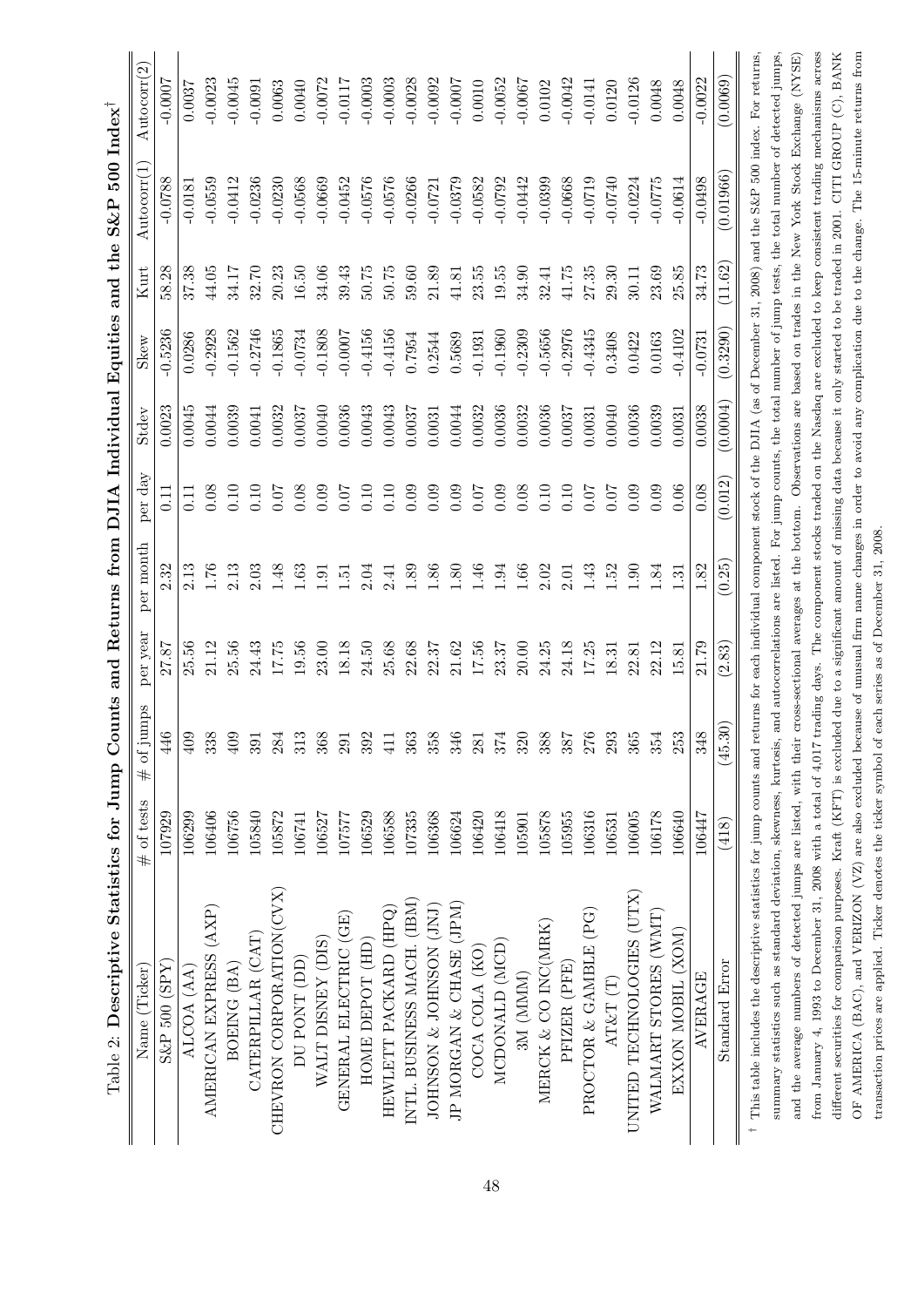Table 2: **Descriptive Statistics for Jump Counts and Returns from DJIA Individual Equities and the S&P 500 Index**[†]

| Name (Ticker) | # of tests | # of jumps | per year | per month | per day | Stdev | Skew | Kurt | Autocorr(1) | Autocorr(2) |
|---|---|---|---|---|---|---|---|---|---|---|
| S&P 500 (SPY) | 107929 | 446 | 27.87 | 2.32 | 0.11 | 0.0023 | -0.5236 | 58.28 | -0.0788 | -0.0007 |
| ALCOA (AA) | 106299 | 409 | 25.56 | 2.13 | 0.11 | 0.0045 | 0.0286 | 37.38 | -0.0181 | 0.0037 |
| AMERICAN EXPRESS (AXP) | 106406 | 338 | 21.12 | 1.76 | 0.08 | 0.0044 | -0.2928 | 44.05 | -0.0559 | -0.0023 |
| BOEING (BA) | 106756 | 409 | 25.56 | 2.13 | 0.10 | 0.0039 | -0.1562 | 34.17 | -0.0412 | -0.0045 |
| CATERPILLAR (CAT) | 105840 | 391 | 24.43 | 2.03 | 0.10 | 0.0041 | -0.2746 | 32.70 | -0.0236 | -0.0091 |
| CHEVRON CORPORATION(CVX) | 105872 | 284 | 17.75 | 1.48 | 0.07 | 0.0032 | -0.1865 | 20.23 | -0.0230 | 0.0063 |
| DU PONT (DD) | 106741 | 313 | 19.56 | 1.63 | 0.08 | 0.0037 | -0.0734 | 16.50 | -0.0568 | 0.0040 |
| WALT DISNEY (DIS) | 106527 | 368 | 23.00 | 1.91 | 0.09 | 0.0040 | -0.1808 | 34.06 | -0.0669 | -0.0072 |
| GENERAL ELECTRIC (GE) | 107577 | 291 | 18.18 | 1.51 | 0.07 | 0.0036 | -0.0007 | 39.43 | -0.0452 | -0.0117 |
| HOME DEPOT (HD) | 106529 | 392 | 24.50 | 2.04 | 0.10 | 0.0043 | -0.4156 | 50.75 | -0.0576 | -0.0003 |
| HEWLETT PACKARD (HPQ) | 106588 | 411 | 25.68 | 2.41 | 0.10 | 0.0043 | -0.4156 | 50.75 | -0.0576 | -0.0003 |
| INTL. BUSINESS MACH. (IBM) | 107335 | 363 | 22.68 | 1.89 | 0.09 | 0.0037 | 0.7954 | 59.60 | -0.0266 | -0.0028 |
| JOHNSON & JOHNSON (JNJ) | 106368 | 358 | 22.37 | 1.86 | 0.09 | 0.0031 | 0.2544 | 21.89 | -0.0721 | -0.0092 |
| JP MORGAN & CHASE (JPM) | 106624 | 346 | 21.62 | 1.80 | 0.09 | 0.0044 | 0.5689 | 41.81 | -0.0379 | -0.0007 |
| COCA COLA (KO) | 106420 | 281 | 17.56 | 1.46 | 0.07 | 0.0032 | -0.1931 | 23.55 | -0.0582 | 0.0010 |
| MCDONALD (MCD) | 106418 | 374 | 23.37 | 1.94 | 0.09 | 0.0036 | -0.1960 | 19.55 | -0.0792 | -0.0052 |
| 3M (MMM) | 105901 | 320 | 20.00 | 1.66 | 0.08 | 0.0032 | -0.2309 | 34.90 | -0.0442 | -0.0067 |
| MERCK & CO INC(MRK) | 105878 | 388 | 24.25 | 2.02 | 0.10 | 0.0036 | -0.5656 | 32.41 | -0.0399 | 0.0102 |
| PFIZER (PFE) | 105955 | 387 | 24.18 | 2.01 | 0.10 | 0.0037 | -0.2976 | 41.75 | -0.0668 | -0.0042 |
| PROCTOR & GAMBLE (PG) | 106316 | 276 | 17.25 | 1.43 | 0.07 | 0.0031 | -0.4345 | 27.35 | -0.0719 | -0.0141 |
| AT&T (T) | 106531 | 293 | 18.31 | 1.52 | 0.07 | 0.0040 | 0.3408 | 29.30 | -0.0740 | 0.0120 |
| UNITED TECHNOLOGIES (UTX) | 106005 | 365 | 22.81 | 1.90 | 0.09 | 0.0036 | 0.0422 | 30.11 | -0.0224 | -0.0126 |
| WALMART STORES (WMT) | 106178 | 354 | 22.12 | 1.84 | 0.09 | 0.0039 | 0.0163 | 23.69 | -0.0775 | 0.0048 |
| EXXON MOBIL (XOM) | 106640 | 253 | 15.81 | 1.31 | 0.06 | 0.0031 | -0.4102 | 25.85 | -0.0614 | 0.0048 |
| AVERAGE | 106447 | 348 | 21.79 | 1.82 | 0.08 | 0.0038 | -0.0731 | 34.73 | -0.0498 | -0.0022 |
| Standard Error | (418) | (45.30) | (2.83) | (0.25) | (0.012) | (0.0004) | (0.3290) | (11.62) | (0.01966) | (0.0069) |

[†] This table includes the descriptive statistics for jump counts and returns for each individual component stock of the DJIA (as of December 31, 2008) and the S&P 500 index. For returns, summary statistics such as standard deviation, skewness, kurtosis, and autocorrelations are listed. For jump counts, the total number of jump tests, the total number of detected jumps, and the average numbers of detected jumps are listed, with their cross-sectional averages at the bottom. Observations are based on trades in the New York Stock Exchange (NYSE) from January 4, 1993 to December 31, 2008 with a total of 4,017 trading days. The component stocks traded on the Nasdaq are excluded to keep consistent trading mechanisms across different securities for comparison purposes. Kraft (KFT) is excluded due to a significant amount of missing data because it only started to be traded in 2001. CITI GROUP (C), BANK OF AMERICA (BAC), and VERIZON (VZ) are also excluded because of unusual firm name changes in order to avoid any complication due to the change. The 15-minute returns from transaction prices are applied. Ticker denotes the ticker symbol of each series as of December 31, 2008.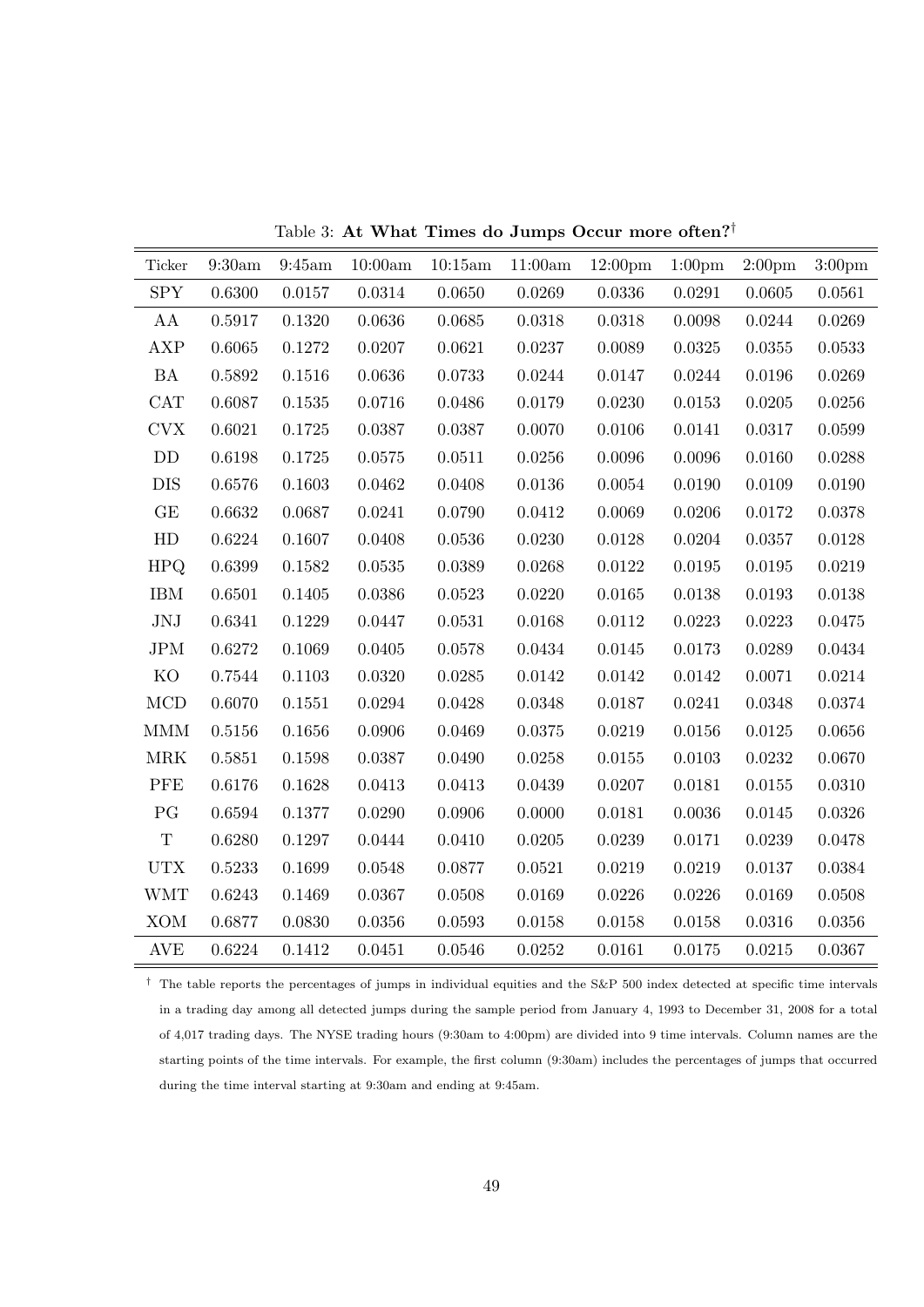Table 3: **At What Times do Jumps Occur more often?**[†]

| Ticker | 9:30am | 9:45am | 10:00am | 10:15am | 11:00am | 12:00pm | 1:00pm | 2:00pm | 3:00pm |
|---|---|---|---|---|---|---|---|---|---|
| SPY | 0.6300 | 0.0157 | 0.0314 | 0.0650 | 0.0269 | 0.0336 | 0.0291 | 0.0605 | 0.0561 |
| AA | 0.5917 | 0.1320 | 0.0636 | 0.0685 | 0.0318 | 0.0318 | 0.0098 | 0.0244 | 0.0269 |
| AXP | 0.6065 | 0.1272 | 0.0207 | 0.0621 | 0.0237 | 0.0089 | 0.0325 | 0.0355 | 0.0533 |
| BA | 0.5892 | 0.1516 | 0.0636 | 0.0733 | 0.0244 | 0.0147 | 0.0244 | 0.0196 | 0.0269 |
| CAT | 0.6087 | 0.1535 | 0.0716 | 0.0486 | 0.0179 | 0.0230 | 0.0153 | 0.0205 | 0.0256 |
| CVX | 0.6021 | 0.1725 | 0.0387 | 0.0387 | 0.0070 | 0.0106 | 0.0141 | 0.0317 | 0.0599 |
| DD | 0.6198 | 0.1725 | 0.0575 | 0.0511 | 0.0256 | 0.0096 | 0.0096 | 0.0160 | 0.0288 |
| DIS | 0.6576 | 0.1603 | 0.0462 | 0.0408 | 0.0136 | 0.0054 | 0.0190 | 0.0109 | 0.0190 |
| GE | 0.6632 | 0.0687 | 0.0241 | 0.0790 | 0.0412 | 0.0069 | 0.0206 | 0.0172 | 0.0378 |
| HD | 0.6224 | 0.1607 | 0.0408 | 0.0536 | 0.0230 | 0.0128 | 0.0204 | 0.0357 | 0.0128 |
| HPQ | 0.6399 | 0.1582 | 0.0535 | 0.0389 | 0.0268 | 0.0122 | 0.0195 | 0.0195 | 0.0219 |
| IBM | 0.6501 | 0.1405 | 0.0386 | 0.0523 | 0.0220 | 0.0165 | 0.0138 | 0.0193 | 0.0138 |
| JNJ | 0.6341 | 0.1229 | 0.0447 | 0.0531 | 0.0168 | 0.0112 | 0.0223 | 0.0223 | 0.0475 |
| JPM | 0.6272 | 0.1069 | 0.0405 | 0.0578 | 0.0434 | 0.0145 | 0.0173 | 0.0289 | 0.0434 |
| KO | 0.7544 | 0.1103 | 0.0320 | 0.0285 | 0.0142 | 0.0142 | 0.0142 | 0.0071 | 0.0214 |
| MCD | 0.6070 | 0.1551 | 0.0294 | 0.0428 | 0.0348 | 0.0187 | 0.0241 | 0.0348 | 0.0374 |
| MMM | 0.5156 | 0.1656 | 0.0906 | 0.0469 | 0.0375 | 0.0219 | 0.0156 | 0.0125 | 0.0656 |
| MRK | 0.5851 | 0.1598 | 0.0387 | 0.0490 | 0.0258 | 0.0155 | 0.0103 | 0.0232 | 0.0670 |
| PFE | 0.6176 | 0.1628 | 0.0413 | 0.0413 | 0.0439 | 0.0207 | 0.0181 | 0.0155 | 0.0310 |
| PG | 0.6594 | 0.1377 | 0.0290 | 0.0906 | 0.0000 | 0.0181 | 0.0036 | 0.0145 | 0.0326 |
| T | 0.6280 | 0.1297 | 0.0444 | 0.0410 | 0.0205 | 0.0239 | 0.0171 | 0.0239 | 0.0478 |
| UTX | 0.5233 | 0.1699 | 0.0548 | 0.0877 | 0.0521 | 0.0219 | 0.0219 | 0.0137 | 0.0384 |
| WMT | 0.6243 | 0.1469 | 0.0367 | 0.0508 | 0.0169 | 0.0226 | 0.0226 | 0.0169 | 0.0508 |
| XOM | 0.6877 | 0.0830 | 0.0356 | 0.0593 | 0.0158 | 0.0158 | 0.0158 | 0.0316 | 0.0356 |
| AVE | 0.6224 | 0.1412 | 0.0451 | 0.0546 | 0.0252 | 0.0161 | 0.0175 | 0.0215 | 0.0367 |

[†] The table reports the percentages of jumps in individual equities and the S&P 500 index detected at specific time intervals in a trading day among all detected jumps during the sample period from January 4, 1993 to December 31, 2008 for a total of 4,017 trading days. The NYSE trading hours (9:30am to 4:00pm) are divided into 9 time intervals. Column names are the starting points of the time intervals. For example, the first column (9:30am) includes the percentages of jumps that occurred during the time interval starting at 9:30am and ending at 9:45am.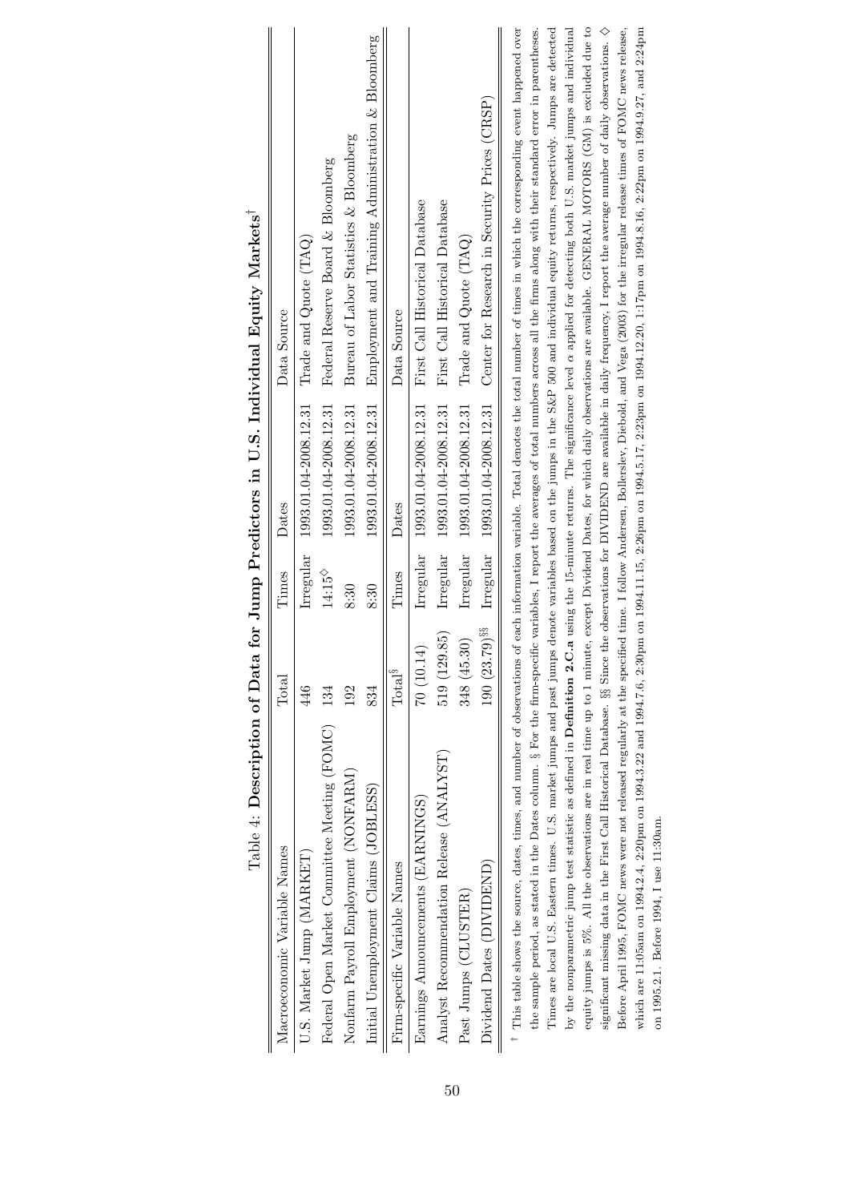Table 4: **Description of Data for Jump Predictors in U.S. Individual Equity Markets**[†]

| Macroeconomic Variable Names | Total | Times | Dates | Data Source |
|---|---|---|---|---|
| U.S. Market Jump (MARKET) | 446 | Irregular | 1993.01.04-2008.12.31 | Trade and Quote (TAQ) |
| Federal Open Market Committee Meeting (FOMC) | 134 | 14:15[◇] | 1993.01.04-2008.12.31 | Federal Reserve Board & Bloomberg |
| Nonfarm Payroll Employment (NONFARM) | 192 | 8:30 | 1993.01.04-2008.12.31 | Bureau of Labor Statistics & Bloomberg |
| Initial Unemployment Claims (JOBLESS) | 834 | 8:30 | 1993.01.04-2008.12.31 | Employment and Training Administration & Bloomberg |
| **Firm-specific Variable Names** | **Total[§]** | **Times** | **Dates** | **Data Source** |
| Earnings Announcements (EARNINGS) | 70 (10.14) | Irregular | 1993.01.04-2008.12.31 | First Call Historical Database |
| Analyst Recommendation Release (ANALYST) | 519 (129.85) | Irregular | 1993.01.04-2008.12.31 | First Call Historical Database |
| Past Jumps (CLUSTER) | 348 (45.30) | Irregular | 1993.01.04-2008.12.31 | Trade and Quote (TAQ) |
| Dividend Dates (DIVIDEND) | 190 (23.79)[§§] | Irregular | 1993.01.04-2008.12.31 | Center for Research in Security Prices (CRSP) |

[†] This table shows the source, dates, times, and number of observations of each information variable. Total denotes the total number of times in which the corresponding event happened over the sample period, as stated in the Dates column. § For the firm-specific variables, I report the averages of total numbers across all the firms along with their standard error in parentheses. Times are local U.S. Eastern times. U.S. market jumps and past jumps denote variables based on the jumps in the S&P 500 and individual equity returns, respectively. Jumps are detected by the nonparametric jump test statistic as defined in **Definition 2.C.a** using the 15-minute returns. The significance level $\alpha$ applied for detecting both U.S. market jumps and individual equity jumps is 5%. All the observations are in real time up to 1 minute, except Dividend Dates, for which daily observations are available. GENERAL MOTORS (GM) is excluded due to significant missing data in the First Call Historical Database. §§ Since the observations for DIVIDEND are available in daily frequency, I report the average number of daily observations. ◇ Before April 1995, FOMC news were not released regularly at the specified time. I follow Andersen, Bollerslev, Diebold, and Vega (2003) for the irregular release times of FOMC news release, which are 11:05am on 1994.2.4, 2:20pm on 1994.3.22 and 1994.7.6, 2:30pm on 1994.11.15, 2:26pm on 1994.5.17, 2:23pm on 1994.12.20, 1:17pm on 1994.8.16, 2:22pm on 1994.9.27, and 2:24pm on 1995.2.1. Before 1994, I use 11:30am.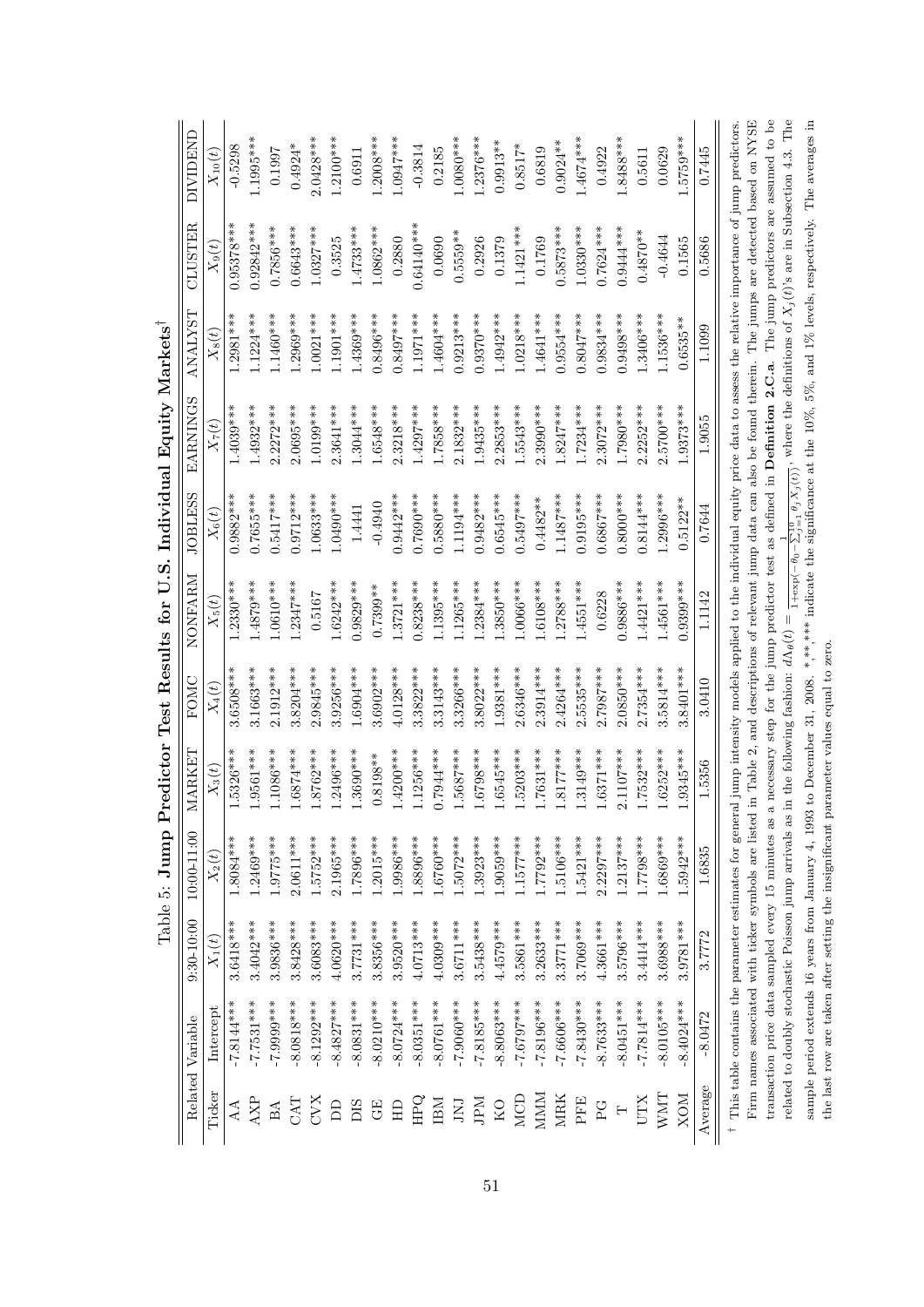Table 5: **Jump Predictor Test Results for U.S. Individual Equity Markets**[†]

| Related Variable | Intercept | 9:30-10:00 | 10:00-11:00 | MARKET | FOMC | NONFARM | JOBLESS | EARNINGS | ANALYST | CLUSTER | DIVIDEND |
|---|---|---|---|---|---|---|---|---|---|---|---|
| Ticker | | $X_1(t)$ | $X_2(t)$ | $X_3(t)$ | $X_4(t)$ | $X_5(t)$ | $X_6(t)$ | $X_7(t)$ | $X_8(t)$ | $X_9(t)$ | $X_{10}(t)$ |
| AA | -7.8144*** | 3.6418*** | 1.8084*** | 1.5326*** | 3.6508*** | 1.2330*** | 0.9882*** | 1.4039*** | 1.2981*** | 0.95378*** | -0.5298 |
| AXP | -7.7531*** | 3.4042*** | 1.2469*** | 1.9561*** | 3.1663*** | 1.4879*** | 0.7655*** | 1.4932*** | 1.1224*** | 0.92842*** | 1.1995*** |
| BA | -7.9999*** | 3.9836*** | 1.9775*** | 1.1086*** | 2.1912*** | 1.0610*** | 0.5417*** | 2.2272*** | 1.1460*** | 0.7856*** | 0.1997 |
| CAT | -8.0818*** | 3.8428*** | 2.0611*** | 1.6874*** | 3.8204*** | 1.2347*** | 0.9712*** | 2.0695*** | 1.2969*** | 0.6643*** | 0.4924* |
| CVX | -8.1292*** | 3.6083*** | 1.5752*** | 1.8762*** | 2.9845*** | 0.5167 | 1.0633*** | 1.0199*** | 1.0021*** | 1.0327*** | 2.0428*** |
| DD | -8.4827*** | 4.0620*** | 2.1965*** | 1.2496*** | 3.9256*** | 1.6242*** | 1.0490*** | 2.3641*** | 1.1901*** | 0.3525 | 1.2100*** |
| DIS | -8.0831*** | 3.7731*** | 1.7896*** | 1.3690*** | 1.6904*** | 0.9829*** | 1.4441 | 1.3044*** | 1.4369*** | 1.4733*** | 0.6911 |
| GE | -8.0210*** | 3.8356*** | 1.2015*** | 0.8198** | 3.6902*** | 0.7399** | -0.4940 | 1.6548*** | 0.8496*** | 1.0862*** | 1.2008*** |
| HD | -8.0724*** | 3.9520*** | 1.9986*** | 1.4200*** | 4.0128*** | 1.3721*** | 0.9442*** | 2.3218*** | 0.8497*** | 0.2880 | 1.0947*** |
| HPQ | -8.0351*** | 4.0713*** | 1.8896*** | 1.1256*** | 3.3822*** | 0.8238*** | 0.7690*** | 1.4297*** | 1.1971*** | 0.64140*** | -0.3814 |
| IBM | -8.0761*** | 4.0309*** | 1.6760*** | 0.7944*** | 3.3143*** | 1.1395*** | 0.5880*** | 1.7858*** | 1.4604*** | 0.0690 | 0.2185 |
| JNJ | -7.9060*** | 3.6711*** | 1.5072*** | 1.5687*** | 3.3266*** | 1.1265*** | 1.1194*** | 2.1832*** | 0.9213*** | 0.5559** | 1.0080*** |
| JPM | -7.8185*** | 3.5438*** | 1.3923*** | 1.6798*** | 3.8022*** | 1.2384*** | 0.9482*** | 1.9435*** | 0.9370*** | 0.2926 | 1.2376*** |
| KO | -8.8063*** | 4.4579*** | 1.9059*** | 1.6545*** | 1.9381*** | 1.3850*** | 0.6545*** | 2.2853*** | 1.4942*** | 0.1379 | 0.9913** |
| MCD | -7.6797*** | 3.5861*** | 1.1577*** | 1.5203*** | 2.6346*** | 1.0066*** | 0.5497*** | 1.5543*** | 1.0218*** | 1.1421*** | 0.8517* |
| MMM | -7.8196*** | 3.2633*** | 1.7792*** | 1.7631*** | 2.3914*** | 1.6108*** | 0.4482** | 2.3990*** | 1.4641*** | 0.1769 | 0.6819 |
| MRK | -7.6606*** | 3.3771*** | 1.5106*** | 1.8177*** | 2.4264*** | 1.2788*** | 1.1487*** | 1.8247*** | 0.9554*** | 0.5873*** | 0.9024** |
| PFE | -7.8430*** | 3.7069*** | 1.5421*** | 1.3149*** | 2.5535*** | 1.4551*** | 0.9195*** | 1.7234*** | 0.8047*** | 1.0330*** | 1.4674*** |
| PG | -8.7633*** | 4.3661*** | 2.2297*** | 1.6371*** | 2.7987*** | 0.6228 | 0.6867*** | 2.3072*** | 0.9834*** | 0.7624*** | 0.4922 |
| T | -8.0451*** | 3.5796*** | 1.2137*** | 2.1107*** | 2.0850*** | 0.9886*** | 0.8000*** | 1.7980*** | 0.9498*** | 0.9444*** | 1.8488*** |
| UTX | -7.7814*** | 3.4414*** | 1.7798*** | 1.7532*** | 2.7354*** | 1.4421*** | 0.8144*** | 2.2252*** | 1.3406*** | 0.4870** | 0.5611 |
| WMT | -8.0105*** | 3.6988*** | 1.6869*** | 1.6252*** | 3.5814*** | 1.4561*** | 1.2996*** | 2.5700*** | 1.1536*** | -0.4644 | 0.0629 |
| XOM | -8.4024*** | 3.9781*** | 1.5942*** | 1.9345*** | 3.8401*** | 0.9399*** | 0.5122** | 1.9373*** | 0.6535** | 0.1565 | 1.5759*** |
| Average | -8.0472 | 3.7772 | 1.6835 | 1.5356 | 3.0410 | 1.1142 | 0.7644 | 1.9055 | 1.1099 | 0.5686 | 0.7445 |

[†] This table contains the parameter estimates for general jump intensity models applied to the individual equity price data to assess the relative importance of jump predictors. Firm names associated with ticker symbols are listed in Table 2, and descriptions of relevant jump data can also be found therein. The jumps are detected based on NYSE transaction price data sampled every 15 minutes as a necessary step for the jump predictor test as defined in **Definition 2.C.a**. The jump predictors are assumed to be related to doubly stochastic Poisson jump arrivals as in the following fashion: $d\Lambda_d(t) = \frac{1}{1+\exp(-\theta_0 - \sum_{j=1}^{10} \theta_j X_j(t))}$, where the definitions of $X_j(t)$'s are in Subsection 4.3. The sample period extends 16 years from January 4, 1993 to December 31, 2008. *,**,*** indicate the significance at the 10%, 5%, and 1% levels, respectively. The averages in the last row are taken after setting the insignificant parameter values equal to zero.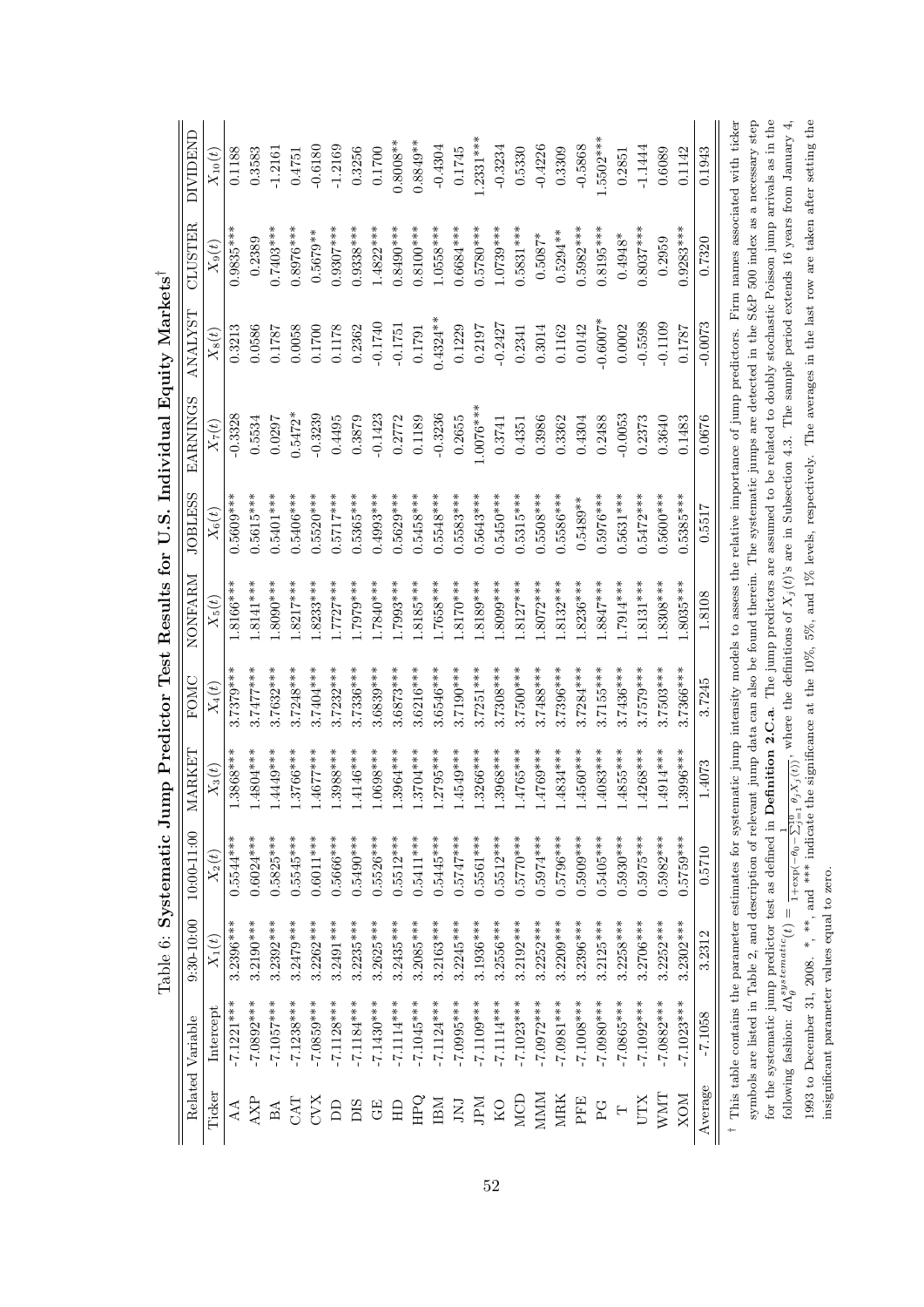Table 6: **Systematic Jump Predictor Test Results for U.S. Individual Equity Markets**[†]

| | Related Variable | 9:30-10:00 | 10:00-11:00 | MARKET | FOMC | NONFARM | JOBLESS | EARNINGS | ANALYST | CLUSTER | DIVIDEND |
|---|---|---|---|---|---|---|---|---|---|---|---|
| Ticker | Intercept | $X_1(t)$ | $X_2(t)$ | $X_3(t)$ | $X_4(t)$ | $X_5(t)$ | $X_6(t)$ | $X_7(t)$ | $X_8(t)$ | $X_9(t)$ | $X_{10}(t)$ |
| AA | -7.1221*** | 3.2396*** | 0.5544*** | 1.3868*** | 3.7379*** | 1.8166*** | 0.5609*** | -0.3328 | 0.3213 | 0.9835*** | 0.1188 |
| AXP | -7.0892*** | 3.2190*** | 0.6024*** | 1.4804*** | 3.7477*** | 1.8141*** | 0.5615*** | 0.5534 | 0.0586 | 0.2389 | 0.3583 |
| BA | -7.1057*** | 3.2392*** | 0.5825*** | 1.4449*** | 3.7632*** | 1.8090*** | 0.5401*** | 0.0297 | 0.1787 | 0.7403*** | -1.2161 |
| CAT | -7.1238*** | 3.2479*** | 0.5545*** | 1.3766*** | 3.7248*** | 1.8217*** | 0.5406*** | 0.5472* | 0.0058 | 0.8976*** | 0.4751 |
| CVX | -7.0859*** | 3.2262*** | 0.6011*** | 1.4677*** | 3.7404*** | 1.8233*** | 0.5520*** | -0.3239 | 0.1700 | 0.5679** | -0.6180 |
| DD | -7.1128*** | 3.2491*** | 0.5666*** | 1.3988*** | 3.7232*** | 1.7727*** | 0.5717*** | 0.4495 | 0.1178 | 0.9307*** | -1.2169 |
| DIS | -7.1184*** | 3.2235*** | 0.5490*** | 1.4146*** | 3.7336*** | 1.7979*** | 0.5365*** | 0.3879 | 0.2362 | 0.9338*** | 0.3256 |
| GE | -7.1430*** | 3.2625*** | 0.5526*** | 1.0698*** | 3.6839*** | 1.7840*** | 0.4993*** | -0.1423 | -0.1740 | 1.4822*** | 0.1700 |
| HD | -7.1114*** | 3.2435*** | 0.5512*** | 1.3964*** | 3.6873*** | 1.7993*** | 0.5629*** | 0.2772 | -0.1751 | 0.8490*** | 0.8008** |
| HPQ | -7.1045*** | 3.2085*** | 0.5411*** | 1.3704*** | 3.6216*** | 1.8185*** | 0.5458*** | 0.1189 | 0.1791 | 0.8100*** | 0.8849** |
| IBM | -7.1124*** | 3.2163*** | 0.5445*** | 1.2795*** | 3.6546*** | 1.7658*** | 0.5548*** | -0.3236 | 0.4324** | 1.0558*** | -0.4304 |
| JNJ | -7.0995*** | 3.2245*** | 0.5747*** | 1.4549*** | 3.7190*** | 1.8170*** | 0.5583*** | 0.2655 | 0.1229 | 0.6684*** | 0.1745 |
| JPM | -7.1109*** | 3.1936*** | 0.5561*** | 1.3266*** | 3.7251*** | 1.8189*** | 0.5643*** | 1.0076*** | 0.2197 | 0.5780*** | 1.2331*** |
| KO | -7.1114*** | 3.2556*** | 0.5512*** | 1.3968*** | 3.7308*** | 1.8099*** | 0.5450*** | 0.3741 | -0.2427 | 1.0739*** | -0.3234 |
| MCD | -7.1023*** | 3.2192*** | 0.5770*** | 1.4765*** | 3.7500*** | 1.8127*** | 0.5315*** | 0.4351 | 0.2341 | 0.5831*** | 0.5330 |
| MMM | -7.0972*** | 3.2252*** | 0.5974*** | 1.4769*** | 3.7488*** | 1.8072*** | 0.5508*** | 0.3986 | 0.3014 | 0.5087* | -0.4226 |
| MRK | -7.0981*** | 3.2209*** | 0.5796*** | 1.4834*** | 3.7396*** | 1.8132*** | 0.5586*** | 0.3362 | 0.1162 | 0.5294** | 0.3309 |
| PFE | -7.1008*** | 3.2396*** | 0.5909*** | 1.4560*** | 3.7284*** | 1.8236*** | 0.5489** | 0.4304 | 0.0142 | 0.5982*** | -0.5868 |
| PG | -7.0980*** | 3.2125*** | 0.5405*** | 1.4083*** | 3.7155*** | 1.8847*** | 0.5976*** | 0.2488 | -0.6007* | 0.8195*** | 1.5502*** |
| T | -7.0865*** | 3.2258*** | 0.5930*** | 1.4855*** | 3.7436*** | 1.7914*** | 0.5631*** | -0.0053 | 0.0002 | 0.4948* | 0.2851 |
| UTX | -7.1092*** | 3.2706*** | 0.5975*** | 1.4268*** | 3.7579*** | 1.8131*** | 0.5472*** | 0.2373 | -0.5598 | 0.8037*** | -1.1444 |
| WMT | -7.0882*** | 3.2252*** | 0.5982*** | 1.4914*** | 3.7503*** | 1.8308*** | 0.5600*** | 0.3640 | -0.1109 | 0.2959 | 0.6089 |
| XOM | -7.1023*** | 3.2302*** | 0.5759*** | 1.3996*** | 3.7366*** | 1.8035*** | 0.5385*** | 0.1483 | 0.1787 | 0.9283*** | 0.1142 |
| Average | -7.1058 | 3.2312 | 0.5710 | 1.4073 | 3.7245 | 1.8108 | 0.5517 | 0.0676 | -0.0073 | 0.7320 | 0.1943 |

[†] This table contains the parameter estimates for systematic jump intensity models to assess the relative importance of jump predictors. Firm names associated with ticker symbols are listed in Table 2, and description of relevant jump data can also be found therein. The systematic jumps are detected in the S&P 500 index as a necessary step for the systematic jump predictor test as defined in **Definition 2.C.a**. The jump predictors are assumed to be related to doubly stochastic Poisson jump arrivals as in the following fashion: $d\Lambda_{\theta}^{systematic}(t) = \frac{1}{1+\exp(-\theta_0 - \sum_{j=1}^{10} \theta_j X_j(t))}$, where the definitions of $X_j(t)$'s are in Subsection 4.3. The sample period extends 16 years from January 4, 1993 to December 31, 2008. *, **, and *** indicate the significance at the 10%, 5%, and 1% levels, respectively. The averages in the last row are taken after setting the insignificant parameter values equal to zero.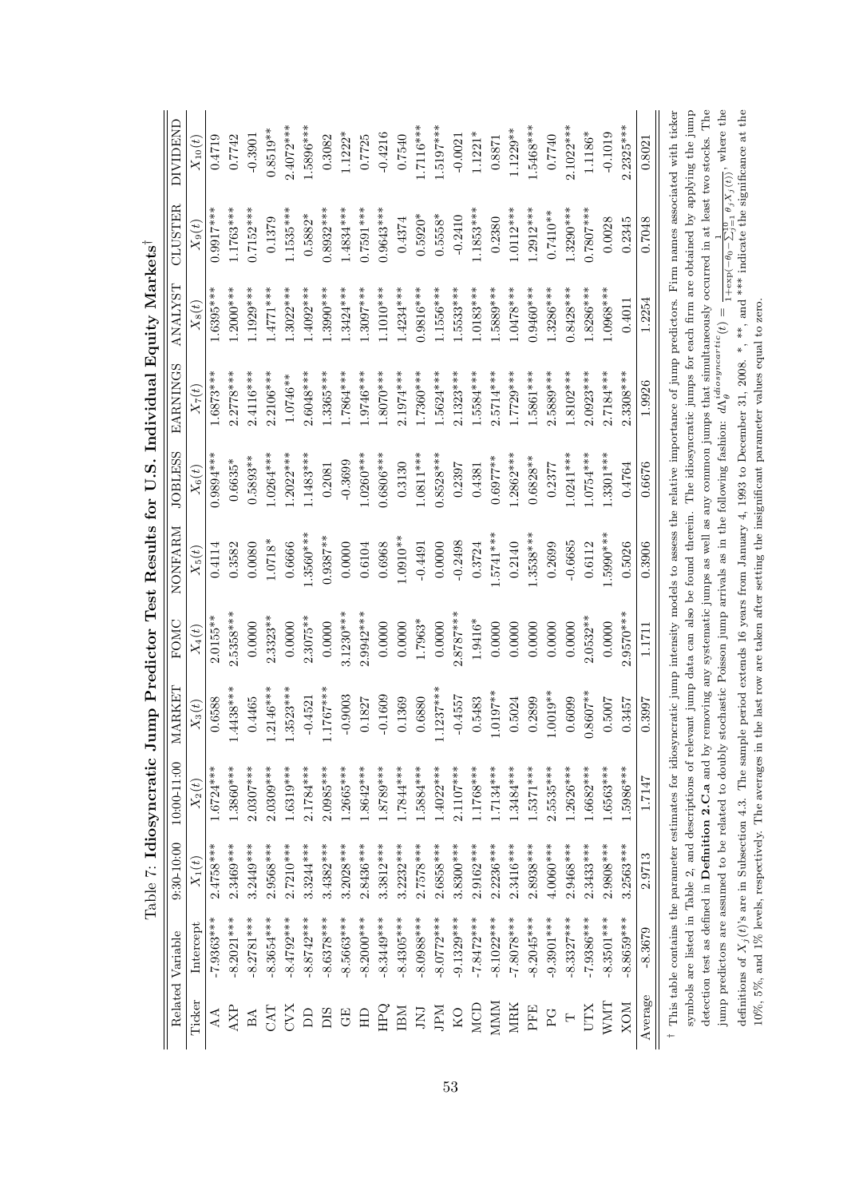Table 7: **Idiosyncratic Jump Predictor Test Results for U.S. Individual Equity Markets**[†]

| Related Variable | | 9:30-10:00 | 10:00-11:00 | MARKET | FOMC | NONFARM | JOBLESS | EARNINGS | ANALYST | CLUSTER | DIVIDEND |
|---|---|---|---|---|---|---|---|---|---|---|---|
| Ticker | Intercept | $X_1(t)$ | $X_2(t)$ | $X_3(t)$ | $X_4(t)$ | $X_5(t)$ | $X_6(t)$ | $X_7(t)$ | $X_8(t)$ | $X_9(t)$ | $X_{10}(t)$ |
| AA | -7.9363*** | 2.4758*** | 1.6724*** | 0.6588 | 2.0155** | 0.4114 | 0.9894*** | 1.6873*** | 1.6395*** | 0.9917*** | 0.4719 |
| AXP | -8.2021*** | 2.3469*** | 1.3860*** | 1.4438*** | 2.5358*** | 0.3582 | 0.6635* | 2.2778*** | 1.2000*** | 1.1763*** | 0.7742 |
| BA | -8.2781*** | 3.2449*** | 2.0307*** | 0.4465 | 0.0000 | 0.0080 | 0.5893** | 2.4116*** | 1.1929*** | 0.7152*** | -0.3901 |
| CAT | -8.3654*** | 2.9568*** | 2.0309*** | 1.2146*** | 2.3323** | 1.0718* | 1.0264*** | 2.2106*** | 1.4771*** | 0.1379 | 0.8519** |
| CVX | -8.4792*** | 2.7210*** | 1.6319*** | 1.3523*** | 0.0000 | 0.6666 | 1.2022*** | 1.0746** | 1.3022*** | 1.1535*** | 2.4072*** |
| DD | -8.8742*** | 3.3244*** | 2.1784*** | -0.4521 | 2.3075** | 1.3560*** | 1.1483*** | 2.6048*** | 1.4092*** | 0.5882* | 1.5896*** |
| DIS | -8.6378*** | 3.4382*** | 2.0985*** | 1.1767*** | 0.0000 | 0.9387** | 0.2081 | 1.3365*** | 1.3990*** | 0.8932*** | 0.3082 |
| GE | -8.5663*** | 3.2028*** | 1.2665*** | -0.9003 | 3.1230*** | 0.0000 | -0.3699 | 1.7864*** | 1.3424*** | 1.4834*** | 1.1222* |
| HD | -8.2000*** | 2.8436*** | 1.8642*** | 0.1827 | 2.9942*** | 0.6104 | 1.0260*** | 1.9746*** | 1.3097*** | 0.7591*** | 0.7725 |
| HPQ | -8.3449*** | 3.3812*** | 1.8789*** | -0.1609 | 0.0000 | 0.6968 | 0.6806*** | 1.8070*** | 1.1010*** | 0.9643*** | -0.4216 |
| IBM | -8.4305*** | 3.2232*** | 1.7844*** | 0.1369 | 0.0000 | 1.0910** | 0.3130 | 1.1974*** | 1.4234*** | 0.4374 | 0.7540 |
| JNJ | -8.0988*** | 2.7578*** | 1.5884*** | 0.6880 | 1.7963* | -0.4491 | 1.0811*** | 1.7360*** | 0.9816*** | 0.5920* | 1.7116*** |
| JPM | -8.0772*** | 2.6858*** | 1.4022*** | 1.1237*** | 0.0000 | 0.0000 | 0.8528*** | 1.5624*** | 1.1556*** | 0.5558* | 1.5197*** |
| KO | -9.1329*** | 3.8300*** | 2.1107*** | -0.4557 | 2.8787*** | -0.2498 | 0.2397 | 2.1323*** | 1.5533*** | -0.2410 | -0.0021 |
| MCD | -7.8472*** | 2.9162*** | 1.1768*** | 0.5483 | 1.9416* | 0.3724 | 0.4381 | 1.5584*** | 1.0183*** | 1.1853*** | 1.1221* |
| MMM | -8.1022*** | 2.2236*** | 1.7134*** | 1.0197** | 0.0000 | 1.5741*** | 0.6977** | 2.5714*** | 1.5889*** | 0.2380 | 0.8871 |
| MRK | -7.8078*** | 2.3416*** | 1.3484*** | 0.5024 | 0.0000 | 0.2140 | 1.2862*** | 1.7729*** | 1.0478*** | 1.0112*** | 1.1229** |
| PFE | -8.2045*** | 2.8938*** | 1.5371*** | 0.2899 | 0.0000 | 1.3538*** | 0.6828** | 1.5861*** | 0.9460*** | 1.2912*** | 1.5468*** |
| PG | -9.3901*** | 4.0060*** | 2.5535*** | 1.0019** | 0.0000 | 0.2699 | 0.2377 | 2.5889*** | 1.3286*** | 0.7410** | 0.7740 |
| T | -8.3327*** | 2.9468*** | 1.2626*** | 0.6099 | 0.0000 | -0.6685 | 1.0241*** | 1.8102*** | 0.8428*** | 1.3290*** | 2.1022*** |
| UTX | -7.9386*** | 2.3433*** | 1.6682*** | 0.8607** | 2.0532** | 0.6112 | 1.0754*** | 2.0923*** | 1.8286*** | 0.7807*** | 1.1186* |
| WMT | -8.3501*** | 2.9808*** | 1.6563*** | 0.5007 | 0.0000 | 1.5990*** | 1.3301*** | 2.7184*** | 1.0968*** | 0.0028 | -0.1019 |
| XOM | -8.8659*** | 3.2563*** | 1.5986*** | 0.3457 | 2.9570*** | 0.5026 | 0.4764 | 2.3308*** | 0.4011 | 0.2345 | 2.2325*** |
| Average | -8.3679 | 2.9713 | 1.7147 | 0.3997 | 1.1711 | 0.3906 | 0.6676 | 1.9926 | 1.2254 | 0.7048 | 0.8021 |

[†] This table contains the parameter estimates for idiosyncratic jump intensity models to assess the relative importance of jump predictors. Firm names associated with ticker symbols are listed in Table 2, and descriptions of relevant jump data can also be found therein. The idiosyncratic jumps for each firm are obtained by applying the jump detection test as defined in **Definition 2.C.a** and by removing any systematic jumps as well as any common jumps that simultaneously occurred in at least two stocks. The jump predictors are assumed to be related to doubly stochastic Poisson jump arrivals as in the following fashion: $d\Lambda_\theta^{idiosyncratic}(t) = \frac{1}{1+\exp(-\theta_0 - \sum_{j=1}^{10}\theta_j X_j(t))}$, where the definitions of $X_j(t)$'s are in Subsection 4.3. The sample period extends 16 years from January 4, 1993 to December 31, 2008. *, **, and *** indicate the significance at the 10%, 5%, and 1% levels, respectively. The averages in the last row are taken after setting the insignificant parameter values equal to zero.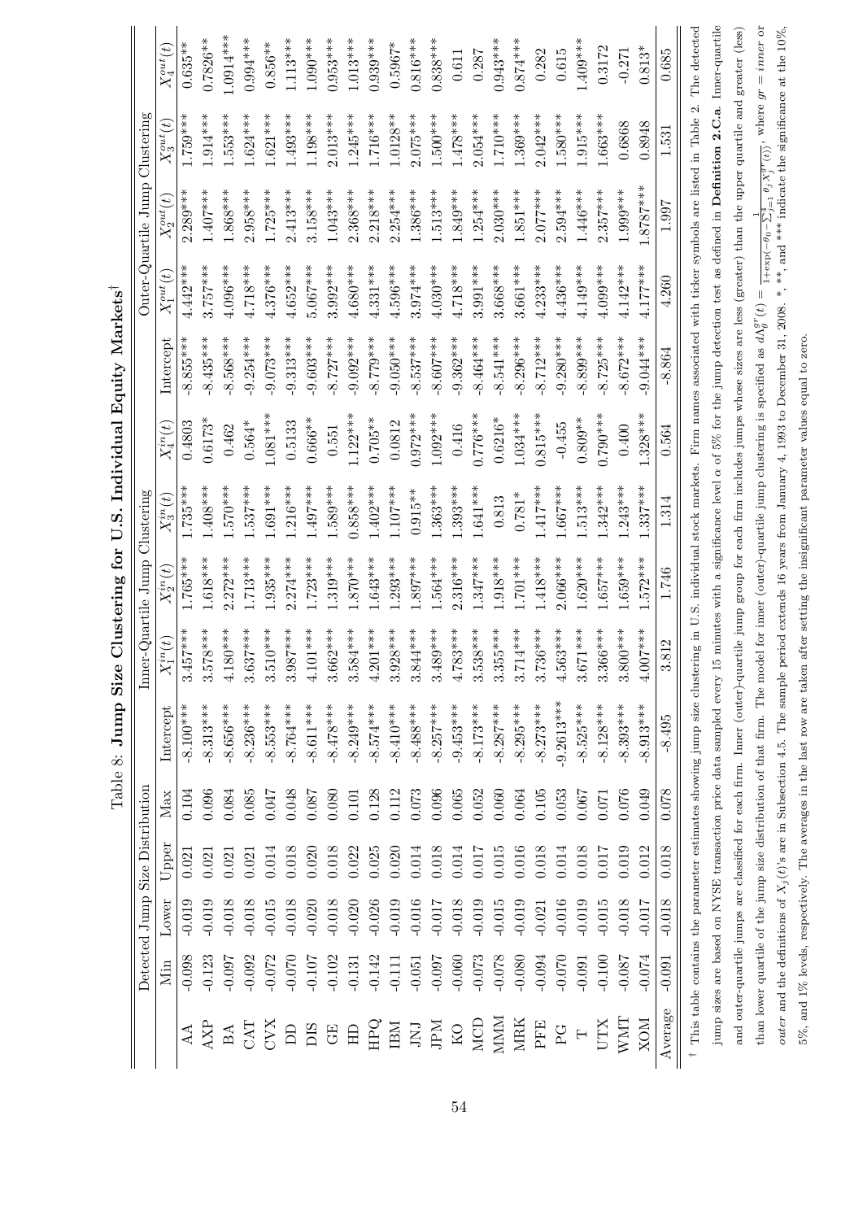Table 8: **Jump Size Clustering for U.S. Individual Equity Markets**[†]

| | Detected Jump Size Distribution | | | | Inner-Quartile Jump Clustering | | | | | Outer-Quartile Jump Clustering | | | | |
|---|---|---|---|---|---|---|---|---|---|---|---|---|---|---|
| | Min | Lower | Upper | Max | Intercept | $X_1^{in}(t)$ | $X_2^{in}(t)$ | $X_3^{in}(t)$ | $X_4^{in}(t)$ | Intercept | $X_1^{out}(t)$ | $X_2^{out}(t)$ | $X_3^{out}(t)$ | $X_4^{out}(t)$ |
| AA | -0.098 | -0.019 | 0.021 | 0.104 | -8.100*** | 3.457*** | 1.765*** | 1.735*** | 0.4803 | -8.855*** | 4.442*** | 2.289*** | 1.759*** | 0.635** |
| AXP | -0.123 | -0.019 | 0.021 | 0.096 | -8.313*** | 3.578*** | 1.618*** | 1.408*** | 0.6173* | -8.435*** | 3.757*** | 1.407*** | 1.914*** | 0.7826** |
| BA | -0.097 | -0.018 | 0.021 | 0.084 | -8.656*** | 4.180*** | 2.272*** | 1.570*** | 0.462 | -8.568*** | 4.096*** | 1.868*** | 1.553*** | 1.0914*** |
| CAT | -0.092 | -0.018 | 0.021 | 0.085 | -8.236*** | 3.637*** | 1.713*** | 1.537*** | 0.564* | -9.254*** | 4.718*** | 2.958*** | 1.624*** | 0.994*** |
| CVX | -0.072 | -0.015 | 0.014 | 0.047 | -8.553*** | 3.510*** | 1.935*** | 1.691*** | 1.081*** | -9.073*** | 4.376*** | 1.725*** | 1.621*** | 0.856** |
| DD | -0.070 | -0.018 | 0.018 | 0.048 | -8.764*** | 3.987*** | 2.274*** | 1.216*** | 0.5133 | -9.313*** | 4.652*** | 2.413*** | 1.493*** | 1.113*** |
| DIS | -0.107 | -0.020 | 0.020 | 0.087 | -8.611*** | 4.101*** | 1.723*** | 1.497*** | 0.666** | -9.603*** | 5.067*** | 3.158*** | 1.198*** | 1.090*** |
| GE | -0.102 | -0.018 | 0.018 | 0.080 | -8.478*** | 3.662*** | 1.319*** | 1.589*** | 0.551 | -8.727*** | 3.992*** | 1.043*** | 2.013*** | 0.953*** |
| HD | -0.131 | -0.020 | 0.022 | 0.101 | -8.249*** | 3.584*** | 1.870*** | 0.858*** | 1.122*** | -9.092*** | 4.680*** | 2.368*** | 1.245*** | 1.013*** |
| HPQ | -0.142 | -0.026 | 0.025 | 0.128 | -8.574*** | 4.201*** | 1.643*** | 1.402*** | 0.705** | -8.779*** | 4.331*** | 2.218*** | 1.716*** | 0.939*** |
| IBM | -0.111 | -0.019 | 0.020 | 0.112 | -8.410*** | 3.928*** | 1.293*** | 1.107*** | 0.0812 | -9.050*** | 4.596*** | 2.254*** | 1.0128** | 0.5967* |
| JNJ | -0.051 | -0.016 | 0.014 | 0.073 | -8.488*** | 3.844*** | 1.897*** | 0.915** | 0.972*** | -8.537*** | 3.974*** | 1.386*** | 2.075*** | 0.816*** |
| JPM | -0.097 | -0.017 | 0.018 | 0.096 | -8.257*** | 3.489*** | 1.564*** | 1.363*** | 1.092*** | -8.607*** | 4.030*** | 1.513*** | 1.500*** | 0.838*** |
| KO | -0.060 | -0.018 | 0.014 | 0.065 | -9.453*** | 4.783*** | 2.316*** | 1.393*** | 0.416 | -9.362*** | 4.718*** | 1.849*** | 1.478*** | 0.611 |
| MCD | -0.073 | -0.019 | 0.017 | 0.052 | -8.173*** | 3.538*** | 1.347*** | 1.641*** | 0.776*** | -8.464*** | 3.991*** | 1.254*** | 2.054*** | 0.287 |
| MMM | -0.078 | -0.015 | 0.015 | 0.060 | -8.287*** | 3.355*** | 1.918*** | 0.813 | 0.6216* | -8.541*** | 3.668*** | 2.030*** | 1.710*** | 0.943*** |
| MRK | -0.080 | -0.019 | 0.016 | 0.064 | -8.295*** | 3.714*** | 1.701*** | 0.781* | 1.034*** | -8.296*** | 3.661*** | 1.851*** | 1.369*** | 0.874*** |
| PFE | -0.094 | -0.021 | 0.018 | 0.105 | -8.273*** | 3.736*** | 1.418*** | 1.417*** | 0.815*** | -8.712*** | 4.233*** | 2.077*** | 2.042*** | 0.282 |
| PG | -0.070 | -0.016 | 0.014 | 0.053 | -9.2613*** | 4.563*** | 2.066*** | 1.667*** | -0.455 | -9.280*** | 4.436*** | 2.594*** | 1.580*** | 0.615 |
| T | -0.091 | -0.019 | 0.018 | 0.067 | -8.525*** | 3.671*** | 1.620*** | 1.513*** | 0.809** | -8.899*** | 4.149*** | 1.446*** | 1.915*** | 1.409*** |
| UTX | -0.100 | -0.015 | 0.017 | 0.071 | -8.128*** | 3.366*** | 1.657*** | 1.342*** | 0.790*** | -8.725*** | 4.099*** | 2.357*** | 1.663*** | 0.3172 |
| WMT | -0.087 | -0.018 | 0.019 | 0.076 | -8.393*** | 3.800*** | 1.659*** | 1.243*** | 0.400 | -8.672*** | 4.142*** | 1.999*** | 0.6868 | -0.271 |
| XOM | -0.074 | -0.017 | 0.012 | 0.049 | -8.913*** | 4.007*** | 1.572*** | 1.337*** | 1.328*** | -9.044*** | 4.177*** | 1.8787*** | 0.8948 | 0.813* |
| Average | -0.091 | -0.018 | 0.018 | 0.078 | -8.495 | 3.812 | 1.746 | 1.314 | 0.564 | -8.864 | 4.260 | 1.997 | 1.531 | 0.685 |

[†] This table contains the parameter estimates showing jump size clustering in U.S. individual stock markets. Firm names associated with ticker symbols are listed in Table 2. The detected jump sizes are based on NYSE transaction price data sampled every 15 minutes with a significance level $\alpha$ of 5% for the jump detection test as defined in **Definition 2.C.a**. Inner-quartile and outer-quartile jumps are classified for each firm. Inner (outer)-quartile jump group for each firm includes jumps whose sizes are less (greater) than the upper quartile and greater (less) than lower quartile of the jump size distribution of that firm. The model for inner (outer)-quartile jump clustering is specified as $d\Lambda_\theta^{gr}(t) = \frac{1}{1+\exp(-\theta_0 - \sum_{j=1}^{4} \theta_j X_j^{gr}(t))}$, where $gr = inner$ or $outer$ and the definitions of $X_j(t)$'s are in Subsection 4.5. The sample period extends 16 years from January 4, 1993 to December 31, 2008. *, **, and *** indicate the significance at the 10%, 5%, and 1% levels, respectively. The averages in the last row are taken after setting the insignificant parameter values equal to zero.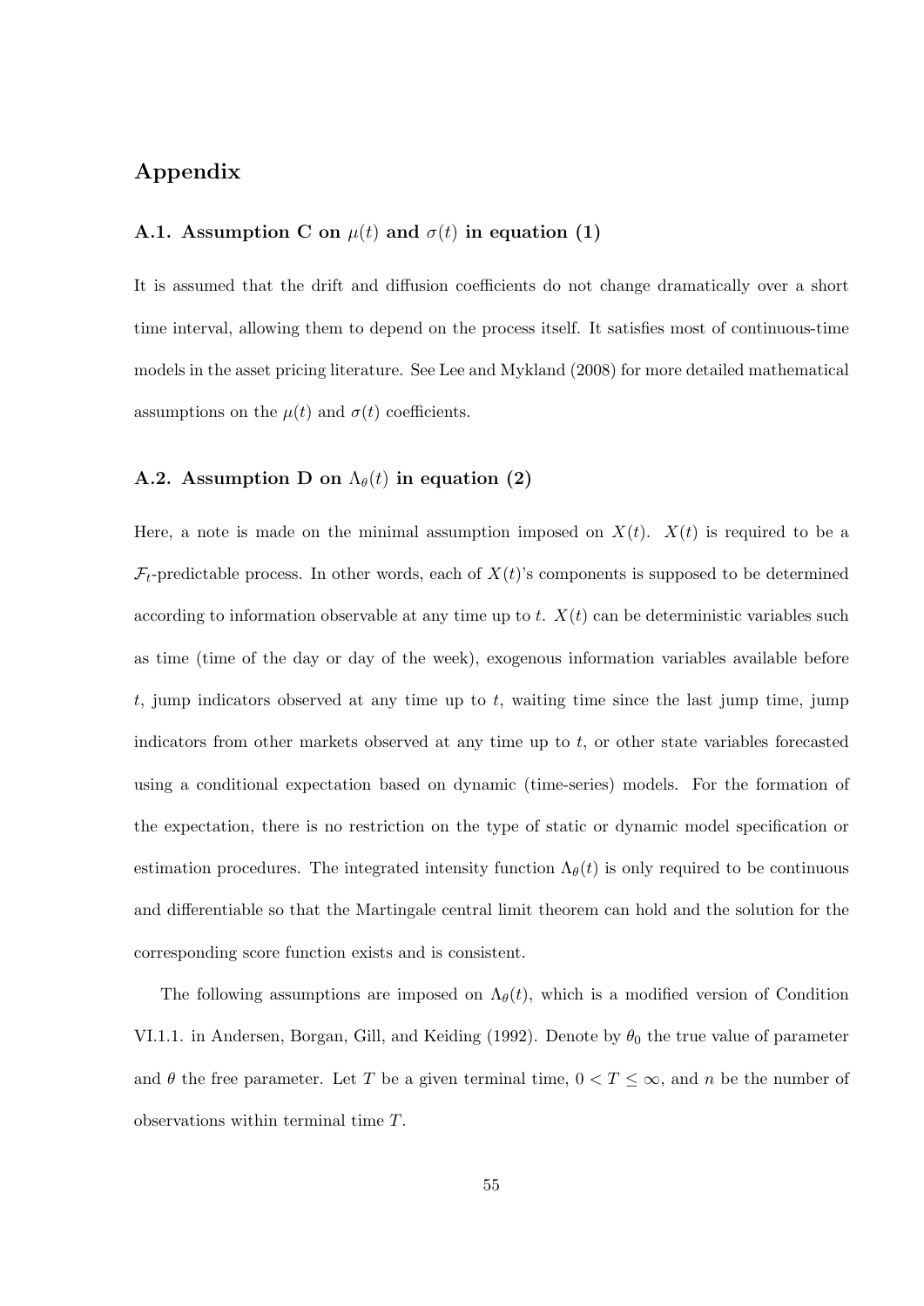## Appendix

### A.1. Assumption C on $\mu(t)$ and $\sigma(t)$ in equation (1)

It is assumed that the drift and diffusion coefficients do not change dramatically over a short time interval, allowing them to depend on the process itself. It satisfies most of continuous-time models in the asset pricing literature. See Lee and Mykland (2008) for more detailed mathematical assumptions on the $\mu(t)$ and $\sigma(t)$ coefficients.

### A.2. Assumption D on $\Lambda_\theta(t)$ in equation (2)

Here, a note is made on the minimal assumption imposed on $X(t)$. $X(t)$ is required to be a $\mathcal{F}_t$-predictable process. In other words, each of $X(t)$'s components is supposed to be determined according to information observable at any time up to $t$. $X(t)$ can be deterministic variables such as time (time of the day or day of the week), exogenous information variables available before $t$, jump indicators observed at any time up to $t$, waiting time since the last jump time, jump indicators from other markets observed at any time up to $t$, or other state variables forecasted using a conditional expectation based on dynamic (time-series) models. For the formation of the expectation, there is no restriction on the type of static or dynamic model specification or estimation procedures. The integrated intensity function $\Lambda_\theta(t)$ is only required to be continuous and differentiable so that the Martingale central limit theorem can hold and the solution for the corresponding score function exists and is consistent.

The following assumptions are imposed on $\Lambda_\theta(t)$, which is a modified version of Condition VI.1.1. in Andersen, Borgan, Gill, and Keiding (1992). Denote by $\theta_0$ the true value of parameter and $\theta$ the free parameter. Let $T$ be a given terminal time, $0 < T \leq \infty$, and $n$ be the number of observations within terminal time $T$.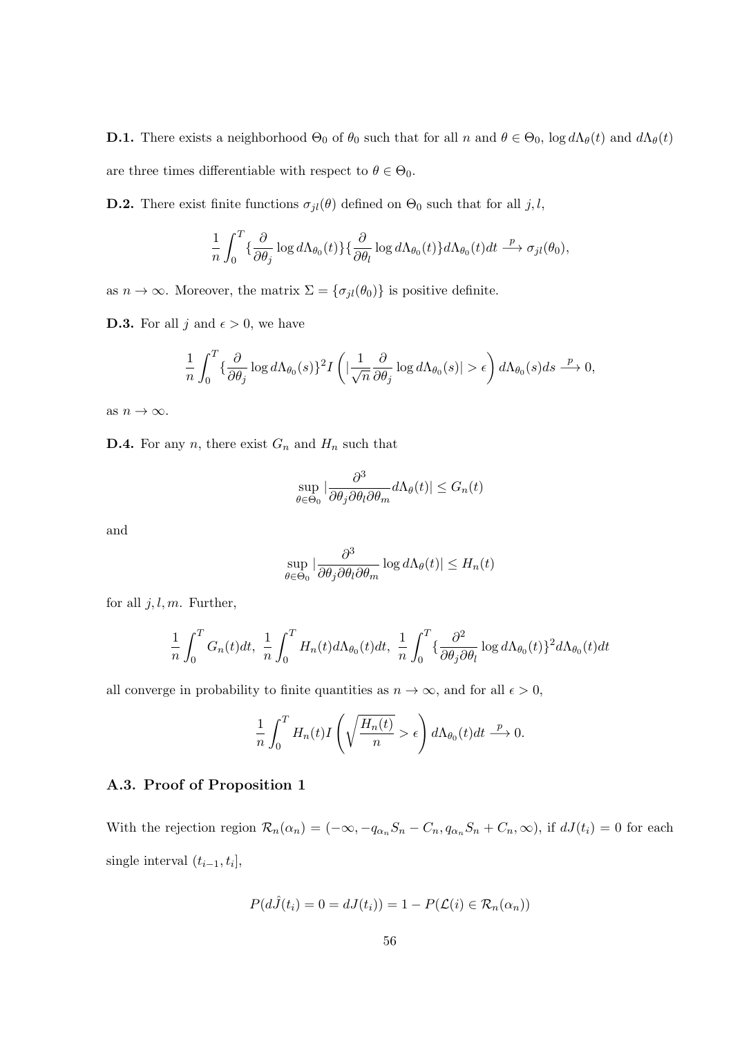**D.1.** There exists a neighborhood $\Theta_0$ of $\theta_0$ such that for all $n$ and $\theta \in \Theta_0$, $\log d\Lambda_\theta(t)$ and $d\Lambda_\theta(t)$ are three times differentiable with respect to $\theta \in \Theta_0$.

**D.2.** There exist finite functions $\sigma_{jl}(\theta)$ defined on $\Theta_0$ such that for all $j, l$,

$$\frac{1}{n}\int_0^T \{\frac{\partial}{\partial \theta_j}\log d\Lambda_{\theta_0}(t)\}\{\frac{\partial}{\partial \theta_l}\log d\Lambda_{\theta_0}(t)\} d\Lambda_{\theta_0}(t)dt \xrightarrow{p} \sigma_{jl}(\theta_0),$$

as $n \to \infty$. Moreover, the matrix $\Sigma = \{\sigma_{jl}(\theta_0)\}$ is positive definite.

**D.3.** For all $j$ and $\epsilon > 0$, we have

$$\frac{1}{n}\int_0^T \{\frac{\partial}{\partial \theta_j}\log d\Lambda_{\theta_0}(s)\}^2 I\left(|\frac{1}{\sqrt{n}}\frac{\partial}{\partial \theta_j}\log d\Lambda_{\theta_0}(s)| > \epsilon\right) d\Lambda_{\theta_0}(s)ds \xrightarrow{p} 0,$$

as $n \to \infty$.

**D.4.** For any $n$, there exist $G_n$ and $H_n$ such that

$$\sup_{\theta \in \Theta_0} |\frac{\partial^3}{\partial \theta_j \partial \theta_l \partial \theta_m} d\Lambda_\theta(t)| \leq G_n(t)$$

and

$$\sup_{\theta \in \Theta_0} |\frac{\partial^3}{\partial \theta_j \partial \theta_l \partial \theta_m} \log d\Lambda_\theta(t)| \leq H_n(t)$$

for all $j, l, m$. Further,

$$\frac{1}{n}\int_0^T G_n(t)dt,\ \frac{1}{n}\int_0^T H_n(t)d\Lambda_{\theta_0}(t)dt,\ \frac{1}{n}\int_0^T \{\frac{\partial^2}{\partial \theta_j \partial \theta_l}\log d\Lambda_{\theta_0}(t)\}^2 d\Lambda_{\theta_0}(t)dt$$

all converge in probability to finite quantities as $n \to \infty$, and for all $\epsilon > 0$,

$$\frac{1}{n}\int_0^T H_n(t) I\left(\sqrt{\frac{H_n(t)}{n}} > \epsilon\right) d\Lambda_{\theta_0}(t)dt \xrightarrow{p} 0.$$

### A.3. Proof of Proposition 1

With the rejection region $\mathcal{R}_n(\alpha_n) = (-\infty, -q_{\alpha_n}S_n - C_n, q_{\alpha_n}S_n + C_n, \infty)$, if $dJ(t_i) = 0$ for each single interval $(t_{i-1}, t_i]$,

$$P(d\hat{J}(t_i) = 0 = dJ(t_i)) = 1 - P(\mathcal{L}(i) \in \mathcal{R}_n(\alpha_n))$$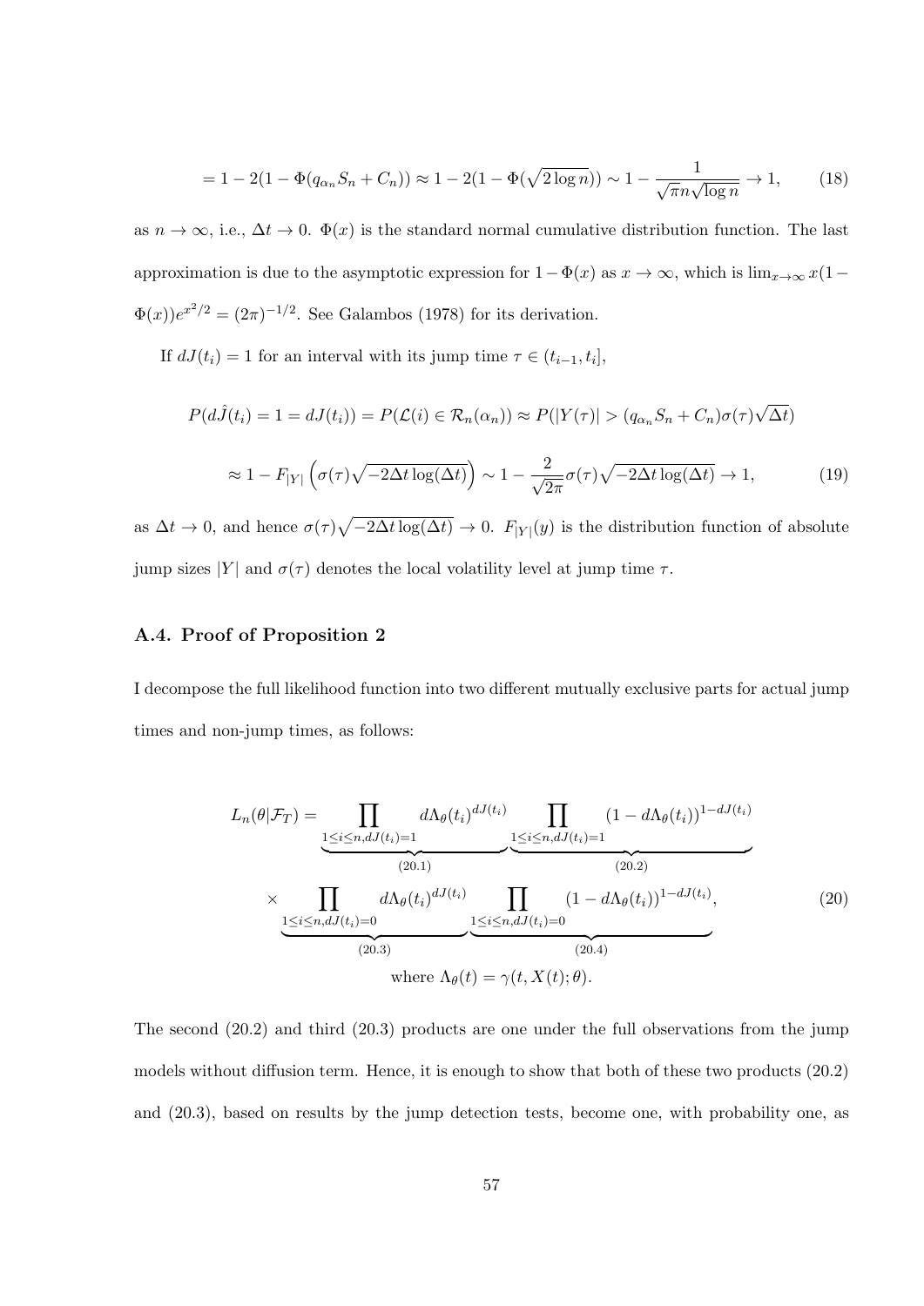$$= 1 - 2(1 - \Phi(q_{\alpha_n} S_n + C_n)) \approx 1 - 2(1 - \Phi(\sqrt{2\log n})) \sim 1 - \frac{1}{\sqrt{\pi} n \sqrt{\log n}} \to 1, \tag{18}$$

as $n \to \infty$, i.e., $\Delta t \to 0$. $\Phi(x)$ is the standard normal cumulative distribution function. The last approximation is due to the asymptotic expression for $1 - \Phi(x)$ as $x \to \infty$, which is $\lim_{x\to\infty} x(1 - \Phi(x))e^{x^2/2} = (2\pi)^{-1/2}$. See Galambos (1978) for its derivation.

If $dJ(t_i) = 1$ for an interval with its jump time $\tau \in (t_{i-1}, t_i]$,

$$P(d\hat{J}(t_i) = 1 = dJ(t_i)) = P(\mathcal{L}(i) \in \mathcal{R}_n(\alpha_n)) \approx P(|Y(\tau)| > (q_{\alpha_n} S_n + C_n)\sigma(\tau)\sqrt{\Delta t})$$

$$\approx 1 - F_{|Y|}\left(\sigma(\tau)\sqrt{-2\Delta t \log(\Delta t)}\right) \sim 1 - \frac{2}{\sqrt{2\pi}}\sigma(\tau)\sqrt{-2\Delta t \log(\Delta t)} \to 1, \tag{19}$$

as $\Delta t \to 0$, and hence $\sigma(\tau)\sqrt{-2\Delta t \log(\Delta t)} \to 0$. $F_{|Y|}(y)$ is the distribution function of absolute jump sizes $|Y|$ and $\sigma(\tau)$ denotes the local volatility level at jump time $\tau$.

### A.4. Proof of Proposition 2

I decompose the full likelihood function into two different mutually exclusive parts for actual jump times and non-jump times, as follows:

$$\begin{aligned} L_n(\theta|\mathcal{F}_T) = & \underbrace{\prod_{1\le i\le n, dJ(t_i)=1} d\Lambda_\theta(t_i)^{dJ(t_i)}}_{(20.1)} \underbrace{\prod_{1\le i\le n, dJ(t_i)=1} (1 - d\Lambda_\theta(t_i))^{1-dJ(t_i)}}_{(20.2)} \\ & \times \underbrace{\prod_{1\le i\le n, dJ(t_i)=0} d\Lambda_\theta(t_i)^{dJ(t_i)}}_{(20.3)} \underbrace{\prod_{1\le i\le n, dJ(t_i)=0} (1 - d\Lambda_\theta(t_i))^{1-dJ(t_i)}}_{(20.4)}, \\ & \text{where } \Lambda_\theta(t) = \gamma(t, X(t); \theta). \end{aligned} \tag{20}$$

The second (20.2) and third (20.3) products are one under the full observations from the jump models without diffusion term. Hence, it is enough to show that both of these two products (20.2) and (20.3), based on results by the jump detection tests, become one, with probability one, as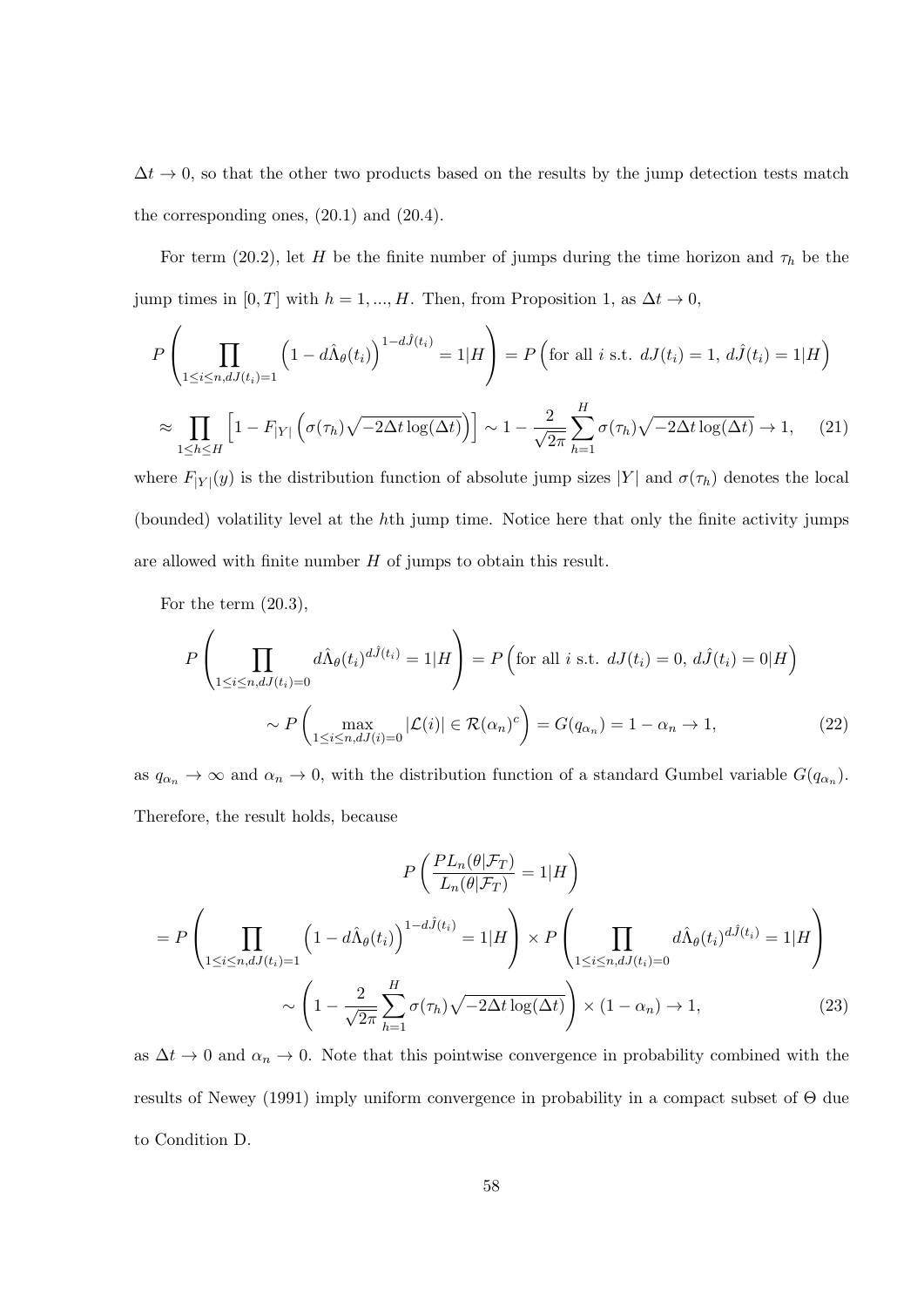$\Delta t \to 0$, so that the other two products based on the results by the jump detection tests match the corresponding ones, (20.1) and (20.4).

For term (20.2), let $H$ be the finite number of jumps during the time horizon and $\tau_h$ be the jump times in $[0, T]$ with $h = 1, ..., H$. Then, from Proposition 1, as $\Delta t \to 0$,

$$P\left(\prod_{1 \le i \le n, dJ(t_i)=1} \left(1 - d\hat{\Lambda}_\theta(t_i)\right)^{1-d\hat{J}(t_i)} = 1|H\right) = P\left(\text{for all } i \text{ s.t. } dJ(t_i) = 1,\, d\hat{J}(t_i) = 1|H\right)$$

$$\approx \prod_{1 \le h \le H} \left[1 - F_{|Y|}\left(\sigma(\tau_h)\sqrt{-2\Delta t \log(\Delta t)}\right)\right] \sim 1 - \frac{2}{\sqrt{2\pi}} \sum_{h=1}^{H} \sigma(\tau_h)\sqrt{-2\Delta t \log(\Delta t)} \to 1, \quad (21)$$

where $F_{|Y|}(y)$ is the distribution function of absolute jump sizes $|Y|$ and $\sigma(\tau_h)$ denotes the local (bounded) volatility level at the $h$th jump time. Notice here that only the finite activity jumps are allowed with finite number $H$ of jumps to obtain this result.

For the term (20.3),

$$P\left(\prod_{1 \le i \le n, dJ(t_i)=0} d\hat{\Lambda}_\theta(t_i)^{d\hat{J}(t_i)} = 1|H\right) = P\left(\text{for all } i \text{ s.t. } dJ(t_i) = 0,\, d\hat{J}(t_i) = 0|H\right)$$

$$\sim P\left(\max_{1 \le i \le n, dJ(i)=0} |\mathcal{L}(i)| \in \mathcal{R}(\alpha_n)^c\right) = G(q_{\alpha_n}) = 1 - \alpha_n \to 1, \quad (22)$$

as $q_{\alpha_n} \to \infty$ and $\alpha_n \to 0$, with the distribution function of a standard Gumbel variable $G(q_{\alpha_n})$. Therefore, the result holds, because

$$P\left(\frac{PL_n(\theta|\mathcal{F}_T)}{L_n(\theta|\mathcal{F}_T)} = 1|H\right)$$

$$= P\left(\prod_{1 \le i \le n, dJ(t_i)=1} \left(1 - d\hat{\Lambda}_\theta(t_i)\right)^{1-d\hat{J}(t_i)} = 1|H\right) \times P\left(\prod_{1 \le i \le n, dJ(t_i)=0} d\hat{\Lambda}_\theta(t_i)^{d\hat{J}(t_i)} = 1|H\right)$$

$$\sim \left(1 - \frac{2}{\sqrt{2\pi}} \sum_{h=1}^{H} \sigma(\tau_h)\sqrt{-2\Delta t \log(\Delta t)}\right) \times (1 - \alpha_n) \to 1, \quad (23)$$

as $\Delta t \to 0$ and $\alpha_n \to 0$. Note that this pointwise convergence in probability combined with the results of Newey (1991) imply uniform convergence in probability in a compact subset of $\Theta$ due to Condition D.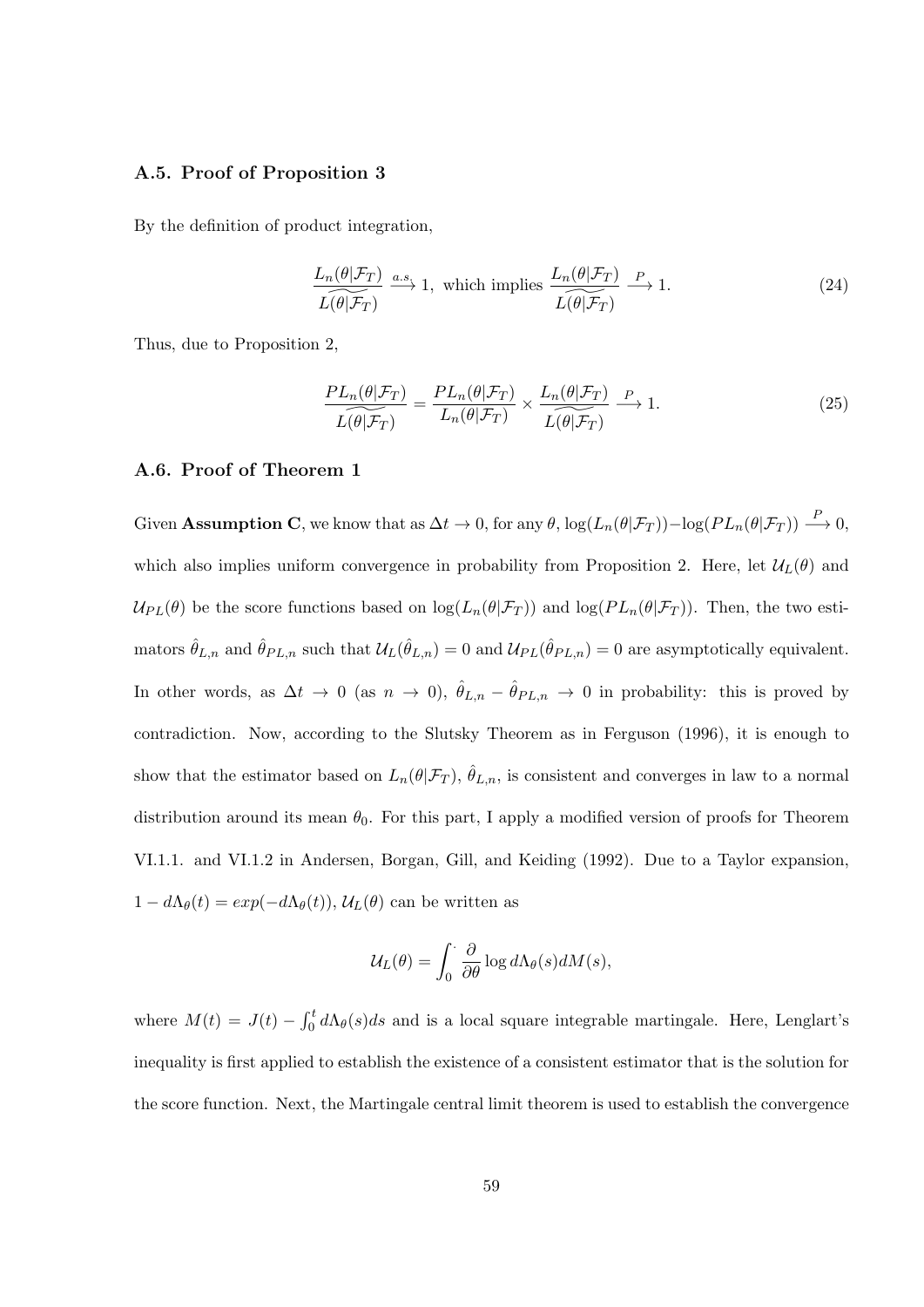### A.5. Proof of Proposition 3

By the definition of product integration,

$$\frac{L_n(\theta|\mathcal{F}_T)}{\widetilde{L(\theta|\mathcal{F}_T)}} \xrightarrow{a.s.} 1, \text{ which implies } \frac{L_n(\theta|\mathcal{F}_T)}{\widetilde{L(\theta|\mathcal{F}_T)}} \xrightarrow{P} 1. \tag{24}$$

Thus, due to Proposition 2,

$$\frac{PL_n(\theta|\mathcal{F}_T)}{\widetilde{L(\theta|\mathcal{F}_T)}} = \frac{PL_n(\theta|\mathcal{F}_T)}{L_n(\theta|\mathcal{F}_T)} \times \frac{L_n(\theta|\mathcal{F}_T)}{\widetilde{L(\theta|\mathcal{F}_T)}} \xrightarrow{P} 1. \tag{25}$$

### A.6. Proof of Theorem 1

Given **Assumption C**, we know that as $\Delta t \to 0$, for any $\theta$, $\log(L_n(\theta|\mathcal{F}_T)) - \log(PL_n(\theta|\mathcal{F}_T)) \xrightarrow{P} 0$, which also implies uniform convergence in probability from Proposition 2. Here, let $\mathcal{U}_L(\theta)$ and $\mathcal{U}_{PL}(\theta)$ be the score functions based on $\log(L_n(\theta|\mathcal{F}_T))$ and $\log(PL_n(\theta|\mathcal{F}_T))$. Then, the two estimators $\hat{\theta}_{L,n}$ and $\hat{\theta}_{PL,n}$ such that $\mathcal{U}_L(\hat{\theta}_{L,n}) = 0$ and $\mathcal{U}_{PL}(\hat{\theta}_{PL,n}) = 0$ are asymptotically equivalent. In other words, as $\Delta t \to 0$ (as $n \to 0$), $\hat{\theta}_{L,n} - \hat{\theta}_{PL,n} \to 0$ in probability: this is proved by contradiction. Now, according to the Slutsky Theorem as in Ferguson (1996), it is enough to show that the estimator based on $L_n(\theta|\mathcal{F}_T)$, $\hat{\theta}_{L,n}$, is consistent and converges in law to a normal distribution around its mean $\theta_0$. For this part, I apply a modified version of proofs for Theorem VI.1.1. and VI.1.2 in Andersen, Borgan, Gill, and Keiding (1992). Due to a Taylor expansion, $1 - d\Lambda_\theta(t) = exp(-d\Lambda_\theta(t))$, $\mathcal{U}_L(\theta)$ can be written as

$$\mathcal{U}_L(\theta) = \int_0^{\cdot} \frac{\partial}{\partial \theta} \log d\Lambda_\theta(s) dM(s),$$

where $M(t) = J(t) - \int_0^t d\Lambda_\theta(s) ds$ and is a local square integrable martingale. Here, Lenglart's inequality is first applied to establish the existence of a consistent estimator that is the solution for the score function. Next, the Martingale central limit theorem is used to establish the convergence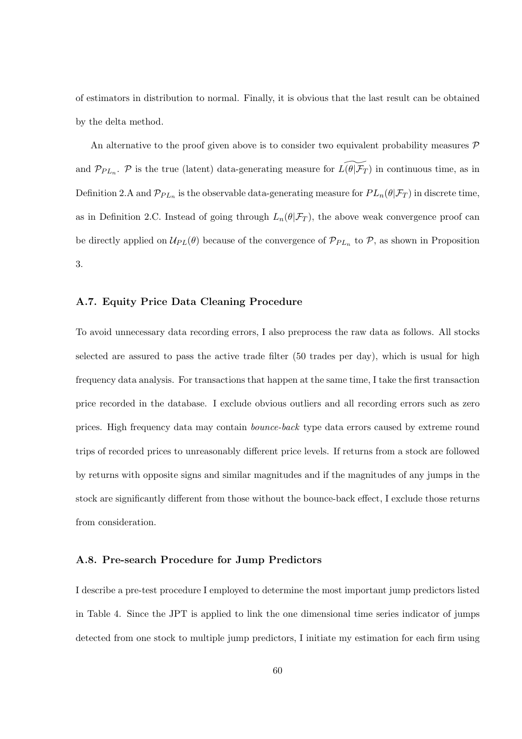of estimators in distribution to normal. Finally, it is obvious that the last result can be obtained by the delta method.

An alternative to the proof given above is to consider two equivalent probability measures $\mathcal{P}$ and $\mathcal{P}_{PL_n}$. $\mathcal{P}$ is the true (latent) data-generating measure for $\widetilde{L(\theta|\mathcal{F}_T)}$ in continuous time, as in Definition 2.A and $\mathcal{P}_{PL_n}$ is the observable data-generating measure for $PL_n(\theta|\mathcal{F}_T)$ in discrete time, as in Definition 2.C. Instead of going through $L_n(\theta|\mathcal{F}_T)$, the above weak convergence proof can be directly applied on $\mathcal{U}_{PL}(\theta)$ because of the convergence of $\mathcal{P}_{PL_n}$ to $\mathcal{P}$, as shown in Proposition 3.

### A.7. Equity Price Data Cleaning Procedure

To avoid unnecessary data recording errors, I also preprocess the raw data as follows. All stocks selected are assured to pass the active trade filter (50 trades per day), which is usual for high frequency data analysis. For transactions that happen at the same time, I take the first transaction price recorded in the database. I exclude obvious outliers and all recording errors such as zero prices. High frequency data may contain *bounce-back* type data errors caused by extreme round trips of recorded prices to unreasonably different price levels. If returns from a stock are followed by returns with opposite signs and similar magnitudes and if the magnitudes of any jumps in the stock are significantly different from those without the bounce-back effect, I exclude those returns from consideration.

### A.8. Pre-search Procedure for Jump Predictors

I describe a pre-test procedure I employed to determine the most important jump predictors listed in Table 4. Since the JPT is applied to link the one dimensional time series indicator of jumps detected from one stock to multiple jump predictors, I initiate my estimation for each firm using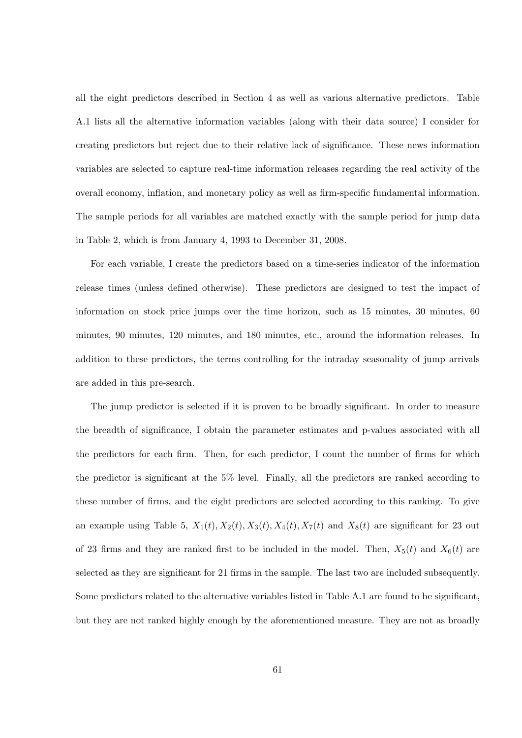all the eight predictors described in Section 4 as well as various alternative predictors. Table A.1 lists all the alternative information variables (along with their data source) I consider for creating predictors but reject due to their relative lack of significance. These news information variables are selected to capture real-time information releases regarding the real activity of the overall economy, inflation, and monetary policy as well as firm-specific fundamental information. The sample periods for all variables are matched exactly with the sample period for jump data in Table 2, which is from January 4, 1993 to December 31, 2008.

For each variable, I create the predictors based on a time-series indicator of the information release times (unless defined otherwise). These predictors are designed to test the impact of information on stock price jumps over the time horizon, such as 15 minutes, 30 minutes, 60 minutes, 90 minutes, 120 minutes, and 180 minutes, etc., around the information releases. In addition to these predictors, the terms controlling for the intraday seasonality of jump arrivals are added in this pre-search.

The jump predictor is selected if it is proven to be broadly significant. In order to measure the breadth of significance, I obtain the parameter estimates and p-values associated with all the predictors for each firm. Then, for each predictor, I count the number of firms for which the predictor is significant at the 5% level. Finally, all the predictors are ranked according to these number of firms, and the eight predictors are selected according to this ranking. To give an example using Table 5, $X_1(t), X_2(t), X_3(t), X_4(t), X_7(t)$ and $X_8(t)$ are significant for 23 out of 23 firms and they are ranked first to be included in the model. Then, $X_5(t)$ and $X_6(t)$ are selected as they are significant for 21 firms in the sample. The last two are included subsequently. Some predictors related to the alternative variables listed in Table A.1 are found to be significant, but they are not ranked highly enough by the aforementioned measure. They are not as broadly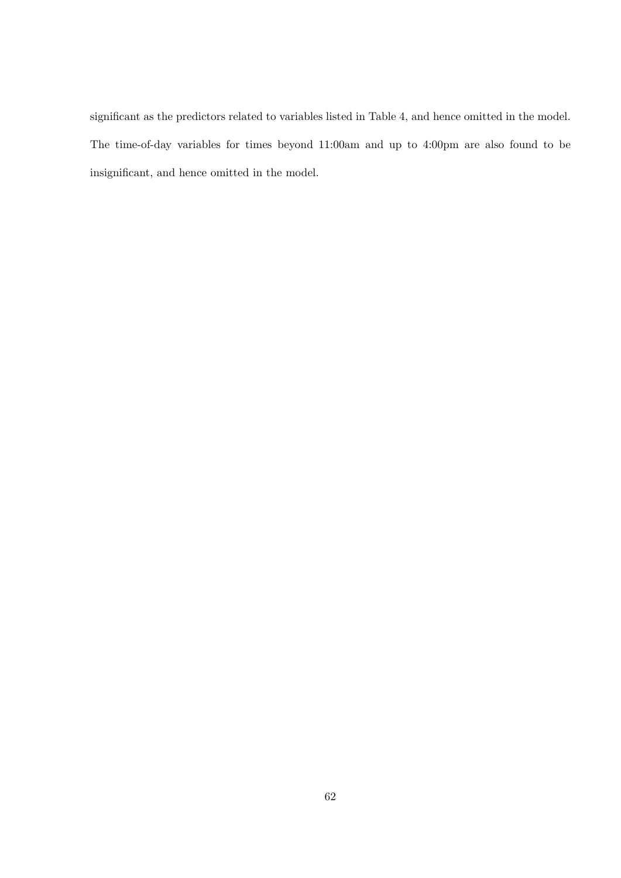significant as the predictors related to variables listed in Table 4, and hence omitted in the model. The time-of-day variables for times beyond 11:00am and up to 4:00pm are also found to be insignificant, and hence omitted in the model.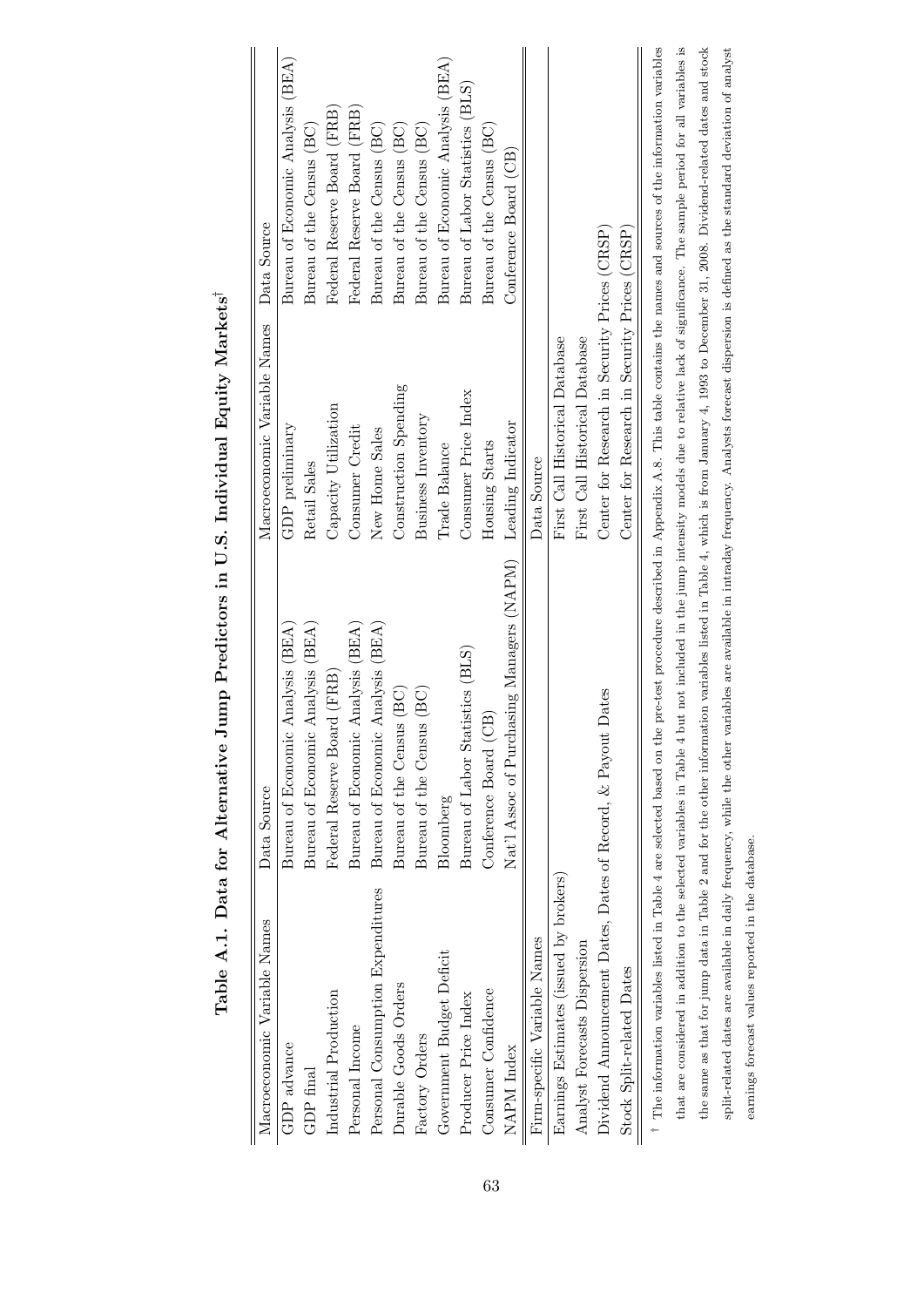**Table A.1. Data for Alternative Jump Predictors in U.S. Individual Equity Markets**[†]

| Macroeconomic Variable Names | Data Source | Macroeconomic Variable Names | Data Source |
|---|---|---|---|
| GDP advance | Bureau of Economic Analysis (BEA) | GDP preliminary | Bureau of Economic Analysis (BEA) |
| GDP final | Bureau of Economic Analysis (BEA) | Retail Sales | Bureau of the Census (BC) |
| Industrial Production | Federal Reserve Board (FRB) | Capacity Utilization | Federal Reserve Board (FRB) |
| Personal Income | Bureau of Economic Analysis (BEA) | Consumer Credit | Federal Reserve Board (FRB) |
| Personal Consumption Expenditures | Bureau of Economic Analysis (BEA) | New Home Sales | Bureau of the Census (BC) |
| Durable Goods Orders | Bureau of the Census (BC) | Construction Spending | Bureau of the Census (BC) |
| Factory Orders | Bureau of the Census (BC) | Business Inventory | Bureau of the Census (BC) |
| Government Budget Deficit | Bloomberg | Trade Balance | Bureau of Economic Analysis (BEA) |
| Producer Price Index | Bureau of Labor Statistics (BLS) | Consumer Price Index | Bureau of Labor Statistics (BLS) |
| Consumer Confidence | Conference Board (CB) | Housing Starts | Bureau of the Census (BC) |
| NAPM Index | Nat'l Assoc of Purchasing Managers (NAPM) | Leading Indicator | Conference Board (CB) |
| **Firm-specific Variable Names** | | **Data Source** | |
| Earnings Estimates (issued by brokers) | | First Call Historical Database | |
| Analyst Forecasts Dispersion | | First Call Historical Database | |
| Dividend Announcement Dates, Dates of Record, & Payout Dates | | Center for Research in Security Prices (CRSP) | |
| Stock Split-related Dates | | Center for Research in Security Prices (CRSP) | |

[†] The information variables listed in Table 4 are selected based on the pre-test procedure described in Appendix A.8. This table contains the names and sources of the information variables that are considered in addition to the selected variables in Table 4 but not included in the jump intensity models due to relative lack of significance. The sample period for all variables is the same as that for jump data in Table 2 and for the other information variables listed in Table 4, which is from January 4, 1993 to December 31, 2008. Dividend-related dates and stock split-related dates are available in daily frequency, while the other variables are available in intraday frequency. Analysts forecast dispersion is defined as the standard deviation of analyst earnings forecast values reported in the database.